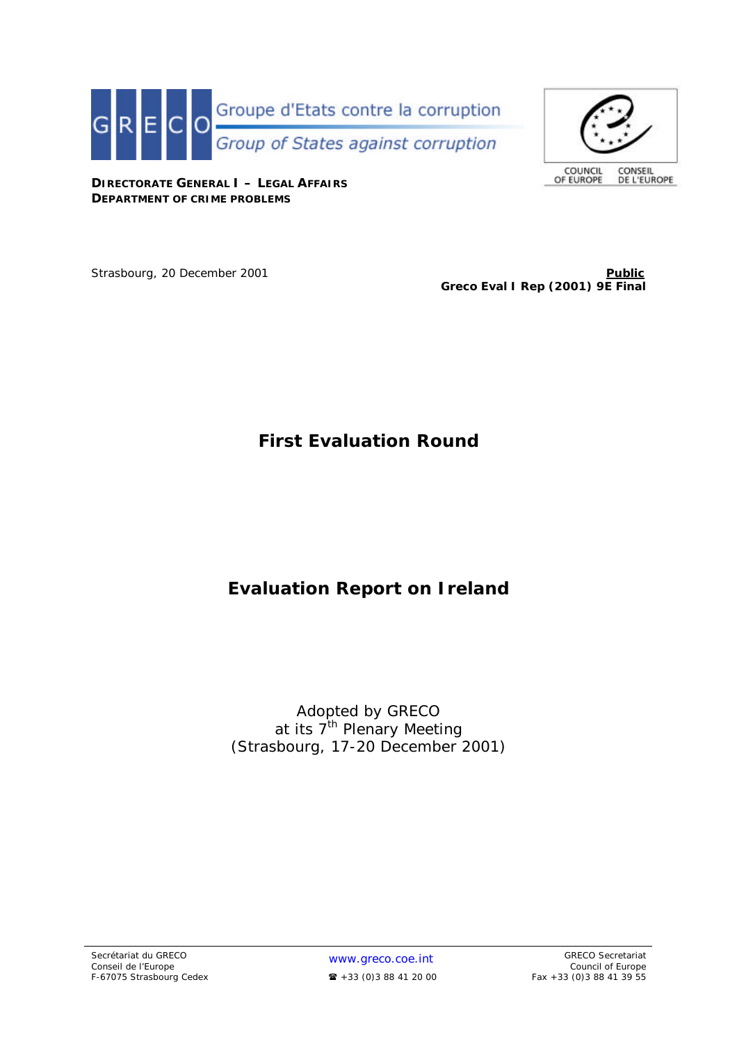GRECO Groupe d'Etats contre la corruption

Group of States against corruption

COUNCIL OF EUROPE CONSEIL DE L'EUROPE

**DIRECTORATE GENERAL I – LEGAL AFFAIRS**
**DEPARTMENT OF CRIME PROBLEMS**

Strasbourg, 20 December 2001

**Public**
**Greco Eval I Rep (2001) 9E Final**

# First Evaluation Round

# Evaluation Report on Ireland

Adopted by GRECO
at its 7th Plenary Meeting
(Strasbourg, 17-20 December 2001)

Secrétariat du GRECO
Conseil de l'Europe
F-67075 Strasbourg Cedex

www.greco.coe.int
☎ +33 (0)3 88 41 20 00

GRECO Secretariat
Council of Europe
Fax +33 (0)3 88 41 39 55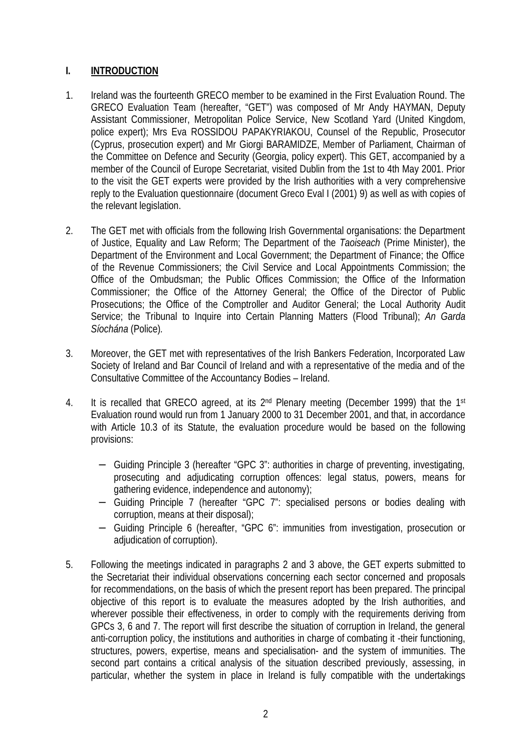## I. INTRODUCTION

1. Ireland was the fourteenth GRECO member to be examined in the First Evaluation Round. The GRECO Evaluation Team (hereafter, "GET") was composed of Mr Andy HAYMAN, Deputy Assistant Commissioner, Metropolitan Police Service, New Scotland Yard (United Kingdom, police expert); Mrs Eva ROSSIDOU PAPAKYRIAKOU, Counsel of the Republic, Prosecutor (Cyprus, prosecution expert) and Mr Giorgi BARAMIDZE, Member of Parliament, Chairman of the Committee on Defence and Security (Georgia, policy expert). This GET, accompanied by a member of the Council of Europe Secretariat, visited Dublin from the 1st to 4th May 2001. Prior to the visit the GET experts were provided by the Irish authorities with a very comprehensive reply to the Evaluation questionnaire (document Greco Eval I (2001) 9) as well as with copies of the relevant legislation.

2. The GET met with officials from the following Irish Governmental organisations: the Department of Justice, Equality and Law Reform; The Department of the *Taoiseach* (Prime Minister), the Department of the Environment and Local Government; the Department of Finance; the Office of the Revenue Commissioners; the Civil Service and Local Appointments Commission; the Office of the Ombudsman; the Public Offices Commission; the Office of the Information Commissioner; the Office of the Attorney General; the Office of the Director of Public Prosecutions; the Office of the Comptroller and Auditor General; the Local Authority Audit Service; the Tribunal to Inquire into Certain Planning Matters (Flood Tribunal); *An Garda Síochána* (Police).

3. Moreover, the GET met with representatives of the Irish Bankers Federation, Incorporated Law Society of Ireland and Bar Council of Ireland and with a representative of the media and of the Consultative Committee of the Accountancy Bodies – Ireland.

4. It is recalled that GRECO agreed, at its 2nd Plenary meeting (December 1999) that the 1st Evaluation round would run from 1 January 2000 to 31 December 2001, and that, in accordance with Article 10.3 of its Statute, the evaluation procedure would be based on the following provisions:

   - Guiding Principle 3 (hereafter "GPC 3": authorities in charge of preventing, investigating, prosecuting and adjudicating corruption offences: legal status, powers, means for gathering evidence, independence and autonomy);
   - Guiding Principle 7 (hereafter "GPC 7": specialised persons or bodies dealing with corruption, means at their disposal);
   - Guiding Principle 6 (hereafter, "GPC 6": immunities from investigation, prosecution or adjudication of corruption).

5. Following the meetings indicated in paragraphs 2 and 3 above, the GET experts submitted to the Secretariat their individual observations concerning each sector concerned and proposals for recommendations, on the basis of which the present report has been prepared. The principal objective of this report is to evaluate the measures adopted by the Irish authorities, and wherever possible their effectiveness, in order to comply with the requirements deriving from GPCs 3, 6 and 7. The report will first describe the situation of corruption in Ireland, the general anti-corruption policy, the institutions and authorities in charge of combating it -their functioning, structures, powers, expertise, means and specialisation- and the system of immunities. The second part contains a critical analysis of the situation described previously, assessing, in particular, whether the system in place in Ireland is fully compatible with the undertakings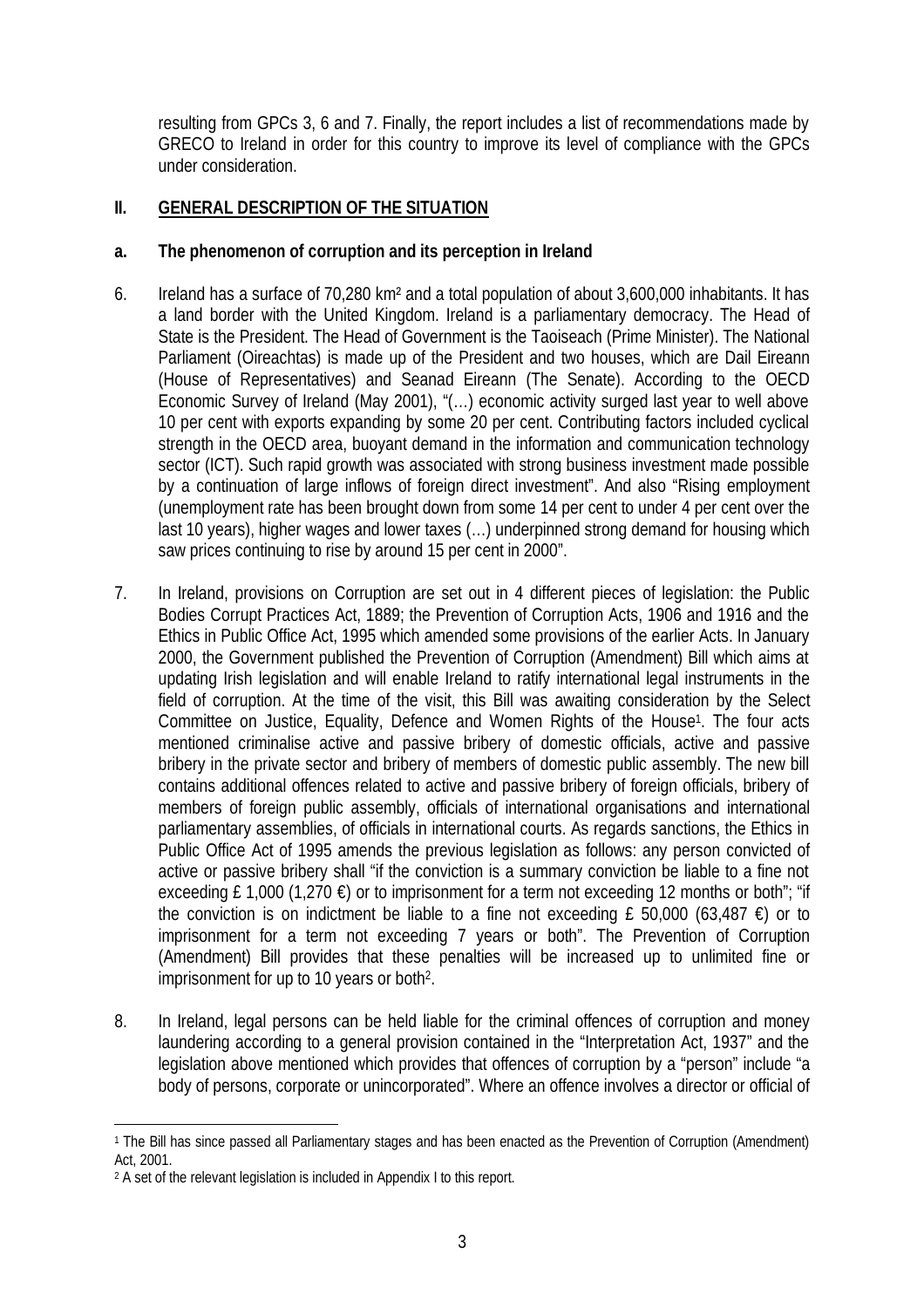resulting from GPCs 3, 6 and 7. Finally, the report includes a list of recommendations made by GRECO to Ireland in order for this country to improve its level of compliance with the GPCs under consideration.

## II. GENERAL DESCRIPTION OF THE SITUATION

### a. The phenomenon of corruption and its perception in Ireland

6. Ireland has a surface of 70,280 km² and a total population of about 3,600,000 inhabitants. It has a land border with the United Kingdom. Ireland is a parliamentary democracy. The Head of State is the President. The Head of Government is the Taoiseach (Prime Minister). The National Parliament (Oireachtas) is made up of the President and two houses, which are Dail Eireann (House of Representatives) and Seanad Eireann (The Senate). According to the OECD Economic Survey of Ireland (May 2001), "(…) economic activity surged last year to well above 10 per cent with exports expanding by some 20 per cent. Contributing factors included cyclical strength in the OECD area, buoyant demand in the information and communication technology sector (ICT). Such rapid growth was associated with strong business investment made possible by a continuation of large inflows of foreign direct investment". And also "Rising employment (unemployment rate has been brought down from some 14 per cent to under 4 per cent over the last 10 years), higher wages and lower taxes (…) underpinned strong demand for housing which saw prices continuing to rise by around 15 per cent in 2000".

7. In Ireland, provisions on Corruption are set out in 4 different pieces of legislation: the Public Bodies Corrupt Practices Act, 1889; the Prevention of Corruption Acts, 1906 and 1916 and the Ethics in Public Office Act, 1995 which amended some provisions of the earlier Acts. In January 2000, the Government published the Prevention of Corruption (Amendment) Bill which aims at updating Irish legislation and will enable Ireland to ratify international legal instruments in the field of corruption. At the time of the visit, this Bill was awaiting consideration by the Select Committee on Justice, Equality, Defence and Women Rights of the House[1]. The four acts mentioned criminalise active and passive bribery of domestic officials, active and passive bribery in the private sector and bribery of members of domestic public assembly. The new bill contains additional offences related to active and passive bribery of foreign officials, bribery of members of foreign public assembly, officials of international organisations and international parliamentary assemblies, of officials in international courts. As regards sanctions, the Ethics in Public Office Act of 1995 amends the previous legislation as follows: any person convicted of active or passive bribery shall "if the conviction is a summary conviction be liable to a fine not exceeding £ 1,000 (1,270 €) or to imprisonment for a term not exceeding 12 months or both"; "if the conviction is on indictment be liable to a fine not exceeding £ 50,000 (63,487 €) or to imprisonment for a term not exceeding 7 years or both". The Prevention of Corruption (Amendment) Bill provides that these penalties will be increased up to unlimited fine or imprisonment for up to 10 years or both[2].

8. In Ireland, legal persons can be held liable for the criminal offences of corruption and money laundering according to a general provision contained in the "Interpretation Act, 1937" and the legislation above mentioned which provides that offences of corruption by a "person" include "a body of persons, corporate or unincorporated". Where an offence involves a director or official of

---

[1] The Bill has since passed all Parliamentary stages and has been enacted as the Prevention of Corruption (Amendment) Act, 2001.

[2] A set of the relevant legislation is included in Appendix I to this report.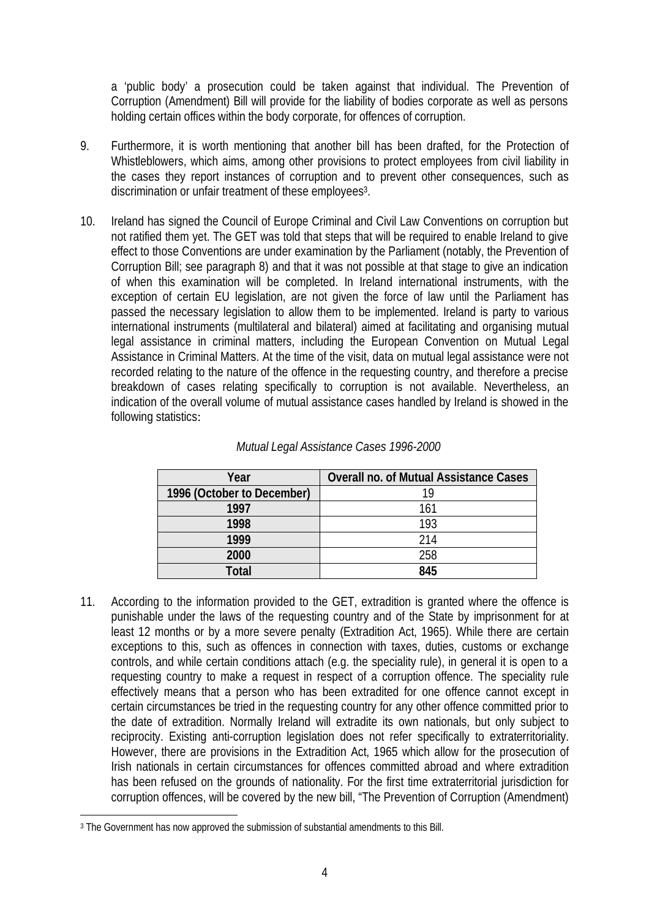a 'public body' a prosecution could be taken against that individual. The Prevention of Corruption (Amendment) Bill will provide for the liability of bodies corporate as well as persons holding certain offices within the body corporate, for offences of corruption.

9. Furthermore, it is worth mentioning that another bill has been drafted, for the Protection of Whistleblowers, which aims, among other provisions to protect employees from civil liability in the cases they report instances of corruption and to prevent other consequences, such as discrimination or unfair treatment of these employees[3].

10. Ireland has signed the Council of Europe Criminal and Civil Law Conventions on corruption but not ratified them yet. The GET was told that steps that will be required to enable Ireland to give effect to those Conventions are under examination by the Parliament (notably, the Prevention of Corruption Bill; see paragraph 8) and that it was not possible at that stage to give an indication of when this examination will be completed. In Ireland international instruments, with the exception of certain EU legislation, are not given the force of law until the Parliament has passed the necessary legislation to allow them to be implemented. Ireland is party to various international instruments (multilateral and bilateral) aimed at facilitating and organising mutual legal assistance in criminal matters, including the European Convention on Mutual Legal Assistance in Criminal Matters. At the time of the visit, data on mutual legal assistance were not recorded relating to the nature of the offence in the requesting country, and therefore a precise breakdown of cases relating specifically to corruption is not available. Nevertheless, an indication of the overall volume of mutual assistance cases handled by Ireland is showed in the following statistics:

*Mutual Legal Assistance Cases 1996-2000*

| Year | Overall no. of Mutual Assistance Cases |
|---|---|
| 1996 (October to December) | 19 |
| 1997 | 161 |
| 1998 | 193 |
| 1999 | 214 |
| 2000 | 258 |
| **Total** | **845** |

11. According to the information provided to the GET, extradition is granted where the offence is punishable under the laws of the requesting country and of the State by imprisonment for at least 12 months or by a more severe penalty (Extradition Act, 1965). While there are certain exceptions to this, such as offences in connection with taxes, duties, customs or exchange controls, and while certain conditions attach (e.g. the speciality rule), in general it is open to a requesting country to make a request in respect of a corruption offence. The speciality rule effectively means that a person who has been extradited for one offence cannot except in certain circumstances be tried in the requesting country for any other offence committed prior to the date of extradition. Normally Ireland will extradite its own nationals, but only subject to reciprocity. Existing anti-corruption legislation does not refer specifically to extraterritoriality. However, there are provisions in the Extradition Act, 1965 which allow for the prosecution of Irish nationals in certain circumstances for offences committed abroad and where extradition has been refused on the grounds of nationality. For the first time extraterritorial jurisdiction for corruption offences, will be covered by the new bill, "The Prevention of Corruption (Amendment)

[3] The Government has now approved the submission of substantial amendments to this Bill.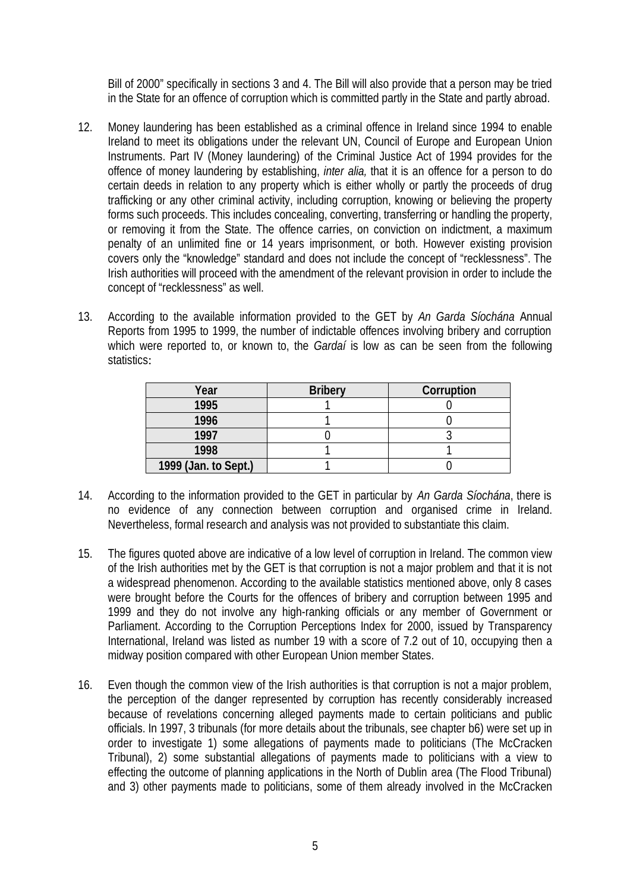Bill of 2000" specifically in sections 3 and 4. The Bill will also provide that a person may be tried in the State for an offence of corruption which is committed partly in the State and partly abroad.

12. Money laundering has been established as a criminal offence in Ireland since 1994 to enable Ireland to meet its obligations under the relevant UN, Council of Europe and European Union Instruments. Part IV (Money laundering) of the Criminal Justice Act of 1994 provides for the offence of money laundering by establishing, *inter alia,* that it is an offence for a person to do certain deeds in relation to any property which is either wholly or partly the proceeds of drug trafficking or any other criminal activity, including corruption, knowing or believing the property forms such proceeds. This includes concealing, converting, transferring or handling the property, or removing it from the State. The offence carries, on conviction on indictment, a maximum penalty of an unlimited fine or 14 years imprisonment, or both. However existing provision covers only the "knowledge" standard and does not include the concept of "recklessness". The Irish authorities will proceed with the amendment of the relevant provision in order to include the concept of "recklessness" as well.

13. According to the available information provided to the GET by *An Garda Síochána* Annual Reports from 1995 to 1999, the number of indictable offences involving bribery and corruption which were reported to, or known to, the *Gardaí* is low as can be seen from the following statistics:

| Year | Bribery | Corruption |
|---|---|---|
| 1995 | 1 | 0 |
| 1996 | 1 | 0 |
| 1997 | 0 | 3 |
| 1998 | 1 | 1 |
| 1999 (Jan. to Sept.) | 1 | 0 |

14. According to the information provided to the GET in particular by *An Garda Síochána*, there is no evidence of any connection between corruption and organised crime in Ireland. Nevertheless, formal research and analysis was not provided to substantiate this claim.

15. The figures quoted above are indicative of a low level of corruption in Ireland. The common view of the Irish authorities met by the GET is that corruption is not a major problem and that it is not a widespread phenomenon. According to the available statistics mentioned above, only 8 cases were brought before the Courts for the offences of bribery and corruption between 1995 and 1999 and they do not involve any high-ranking officials or any member of Government or Parliament. According to the Corruption Perceptions Index for 2000, issued by Transparency International, Ireland was listed as number 19 with a score of 7.2 out of 10, occupying then a midway position compared with other European Union member States.

16. Even though the common view of the Irish authorities is that corruption is not a major problem, the perception of the danger represented by corruption has recently considerably increased because of revelations concerning alleged payments made to certain politicians and public officials. In 1997, 3 tribunals (for more details about the tribunals, see chapter b6) were set up in order to investigate 1) some allegations of payments made to politicians (The McCracken Tribunal), 2) some substantial allegations of payments made to politicians with a view to effecting the outcome of planning applications in the North of Dublin area (The Flood Tribunal) and 3) other payments made to politicians, some of them already involved in the McCracken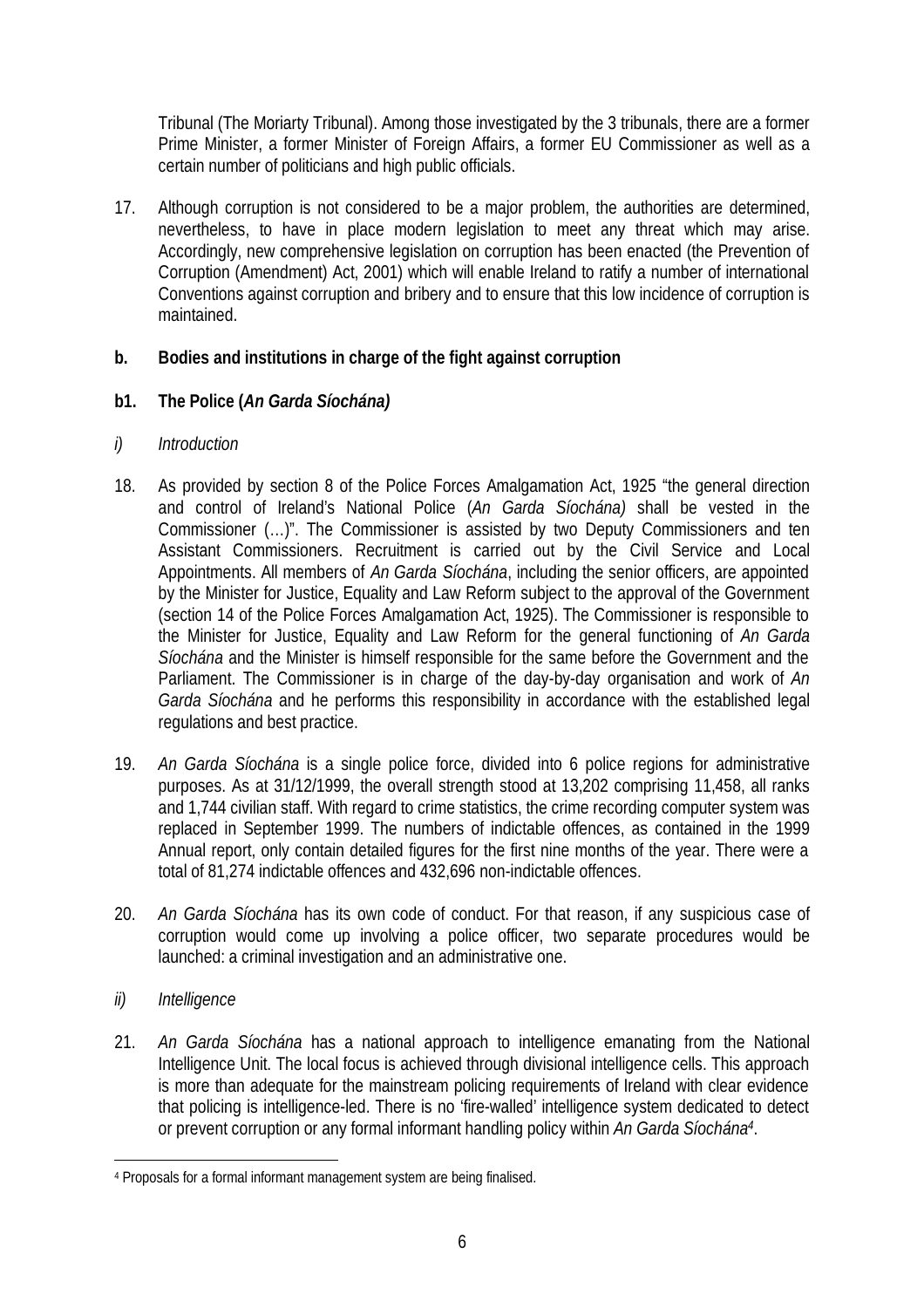Tribunal (The Moriarty Tribunal). Among those investigated by the 3 tribunals, there are a former Prime Minister, a former Minister of Foreign Affairs, a former EU Commissioner as well as a certain number of politicians and high public officials.

17. Although corruption is not considered to be a major problem, the authorities are determined, nevertheless, to have in place modern legislation to meet any threat which may arise. Accordingly, new comprehensive legislation on corruption has been enacted (the Prevention of Corruption (Amendment) Act, 2001) which will enable Ireland to ratify a number of international Conventions against corruption and bribery and to ensure that this low incidence of corruption is maintained.

### b. Bodies and institutions in charge of the fight against corruption

### b1. The Police (*An Garda Síochána)*

*i) Introduction*

18. As provided by section 8 of the Police Forces Amalgamation Act, 1925 "the general direction and control of Ireland's National Police (*An Garda Síochána)* shall be vested in the Commissioner (…)". The Commissioner is assisted by two Deputy Commissioners and ten Assistant Commissioners. Recruitment is carried out by the Civil Service and Local Appointments. All members of *An Garda Síochána*, including the senior officers, are appointed by the Minister for Justice, Equality and Law Reform subject to the approval of the Government (section 14 of the Police Forces Amalgamation Act, 1925). The Commissioner is responsible to the Minister for Justice, Equality and Law Reform for the general functioning of *An Garda Síochána* and the Minister is himself responsible for the same before the Government and the Parliament. The Commissioner is in charge of the day-by-day organisation and work of *An Garda Síochána* and he performs this responsibility in accordance with the established legal regulations and best practice.

19. *An Garda Síochána* is a single police force, divided into 6 police regions for administrative purposes. As at 31/12/1999, the overall strength stood at 13,202 comprising 11,458, all ranks and 1,744 civilian staff. With regard to crime statistics, the crime recording computer system was replaced in September 1999. The numbers of indictable offences, as contained in the 1999 Annual report, only contain detailed figures for the first nine months of the year. There were a total of 81,274 indictable offences and 432,696 non-indictable offences.

20. *An Garda Síochána* has its own code of conduct. For that reason, if any suspicious case of corruption would come up involving a police officer, two separate procedures would be launched: a criminal investigation and an administrative one.

*ii) Intelligence*

21. *An Garda Síochána* has a national approach to intelligence emanating from the National Intelligence Unit. The local focus is achieved through divisional intelligence cells. This approach is more than adequate for the mainstream policing requirements of Ireland with clear evidence that policing is intelligence-led. There is no 'fire-walled' intelligence system dedicated to detect or prevent corruption or any formal informant handling policy within *An Garda Síochána*[4].

---

[4] Proposals for a formal informant management system are being finalised.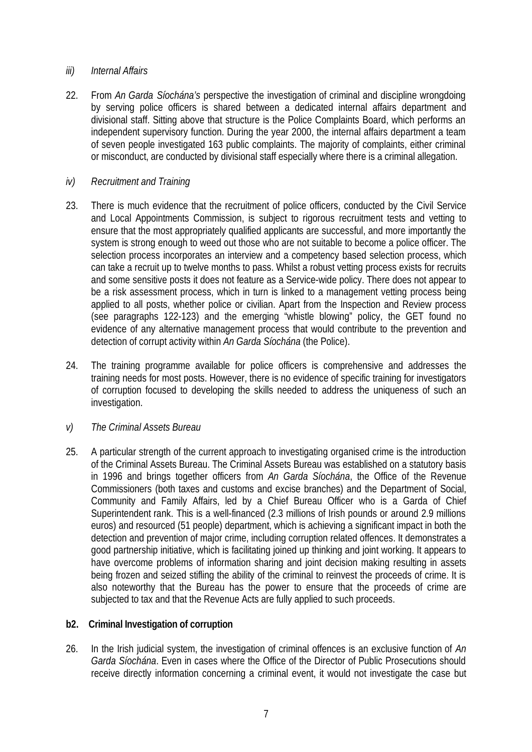*iii) Internal Affairs*

22. From *An Garda Síochána's* perspective the investigation of criminal and discipline wrongdoing by serving police officers is shared between a dedicated internal affairs department and divisional staff. Sitting above that structure is the Police Complaints Board, which performs an independent supervisory function. During the year 2000, the internal affairs department a team of seven people investigated 163 public complaints. The majority of complaints, either criminal or misconduct, are conducted by divisional staff especially where there is a criminal allegation.

*iv) Recruitment and Training*

23. There is much evidence that the recruitment of police officers, conducted by the Civil Service and Local Appointments Commission, is subject to rigorous recruitment tests and vetting to ensure that the most appropriately qualified applicants are successful, and more importantly the system is strong enough to weed out those who are not suitable to become a police officer. The selection process incorporates an interview and a competency based selection process, which can take a recruit up to twelve months to pass. Whilst a robust vetting process exists for recruits and some sensitive posts it does not feature as a Service-wide policy. There does not appear to be a risk assessment process, which in turn is linked to a management vetting process being applied to all posts, whether police or civilian. Apart from the Inspection and Review process (see paragraphs 122-123) and the emerging "whistle blowing" policy, the GET found no evidence of any alternative management process that would contribute to the prevention and detection of corrupt activity within *An Garda Síochána* (the Police).

24. The training programme available for police officers is comprehensive and addresses the training needs for most posts. However, there is no evidence of specific training for investigators of corruption focused to developing the skills needed to address the uniqueness of such an investigation.

*v) The Criminal Assets Bureau*

25. A particular strength of the current approach to investigating organised crime is the introduction of the Criminal Assets Bureau. The Criminal Assets Bureau was established on a statutory basis in 1996 and brings together officers from *An Garda Síochána*, the Office of the Revenue Commissioners (both taxes and customs and excise branches) and the Department of Social, Community and Family Affairs, led by a Chief Bureau Officer who is a Garda of Chief Superintendent rank. This is a well-financed (2.3 millions of Irish pounds or around 2.9 millions euros) and resourced (51 people) department, which is achieving a significant impact in both the detection and prevention of major crime, including corruption related offences. It demonstrates a good partnership initiative, which is facilitating joined up thinking and joint working. It appears to have overcome problems of information sharing and joint decision making resulting in assets being frozen and seized stifling the ability of the criminal to reinvest the proceeds of crime. It is also noteworthy that the Bureau has the power to ensure that the proceeds of crime are subjected to tax and that the Revenue Acts are fully applied to such proceeds.

**b2. Criminal Investigation of corruption**

26. In the Irish judicial system, the investigation of criminal offences is an exclusive function of *An Garda Síochána*. Even in cases where the Office of the Director of Public Prosecutions should receive directly information concerning a criminal event, it would not investigate the case but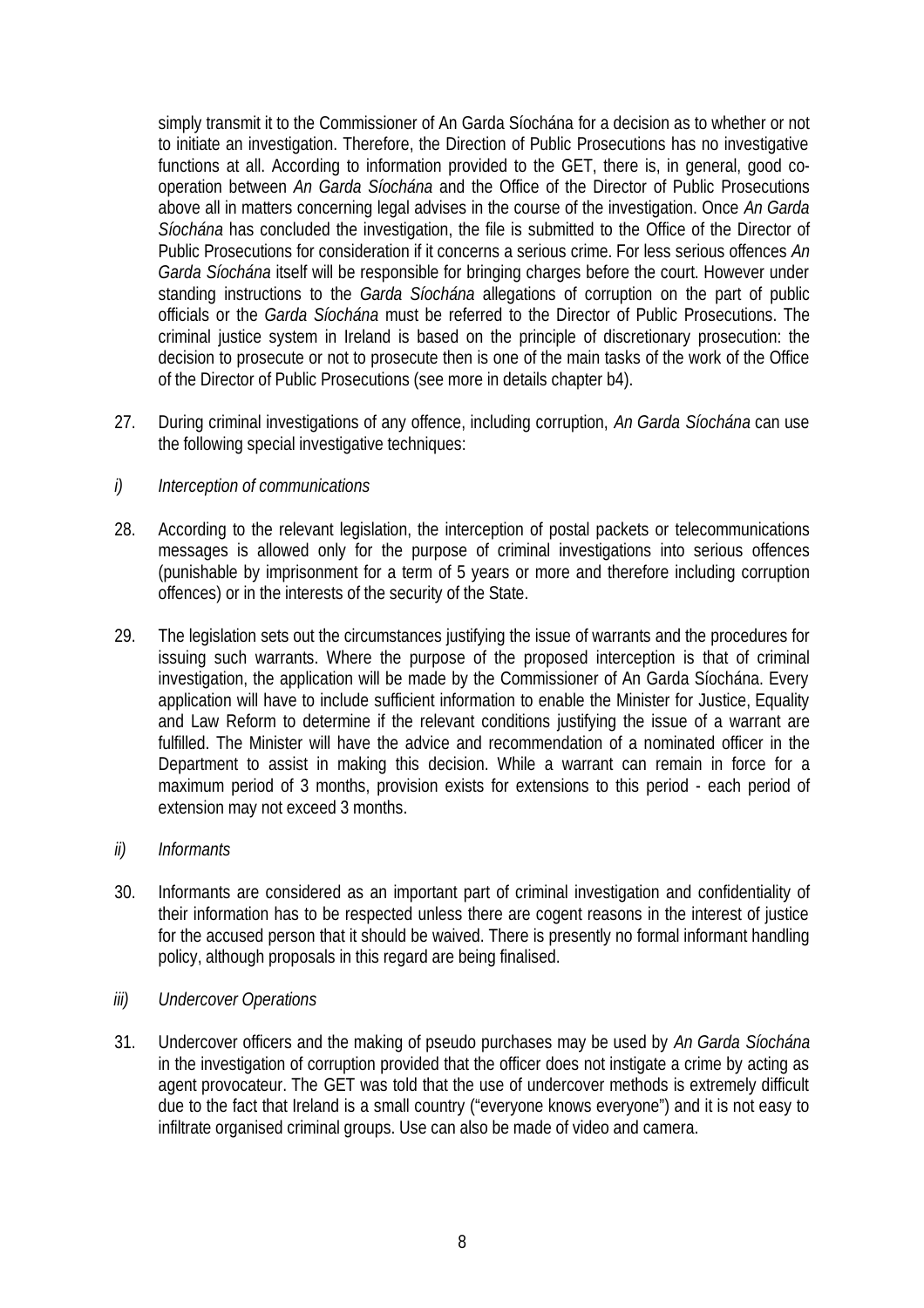simply transmit it to the Commissioner of An Garda Síochána for a decision as to whether or not to initiate an investigation. Therefore, the Direction of Public Prosecutions has no investigative functions at all. According to information provided to the GET, there is, in general, good co-operation between *An Garda Síochána* and the Office of the Director of Public Prosecutions above all in matters concerning legal advises in the course of the investigation. Once *An Garda Síochána* has concluded the investigation, the file is submitted to the Office of the Director of Public Prosecutions for consideration if it concerns a serious crime. For less serious offences *An Garda Síochána* itself will be responsible for bringing charges before the court. However under standing instructions to the *Garda Síochána* allegations of corruption on the part of public officials or the *Garda Síochána* must be referred to the Director of Public Prosecutions. The criminal justice system in Ireland is based on the principle of discretionary prosecution: the decision to prosecute or not to prosecute then is one of the main tasks of the work of the Office of the Director of Public Prosecutions (see more in details chapter b4).

27. During criminal investigations of any offence, including corruption, *An Garda Síochána* can use the following special investigative techniques:

*i) Interception of communications*

28. According to the relevant legislation, the interception of postal packets or telecommunications messages is allowed only for the purpose of criminal investigations into serious offences (punishable by imprisonment for a term of 5 years or more and therefore including corruption offences) or in the interests of the security of the State.

29. The legislation sets out the circumstances justifying the issue of warrants and the procedures for issuing such warrants. Where the purpose of the proposed interception is that of criminal investigation, the application will be made by the Commissioner of An Garda Síochána. Every application will have to include sufficient information to enable the Minister for Justice, Equality and Law Reform to determine if the relevant conditions justifying the issue of a warrant are fulfilled. The Minister will have the advice and recommendation of a nominated officer in the Department to assist in making this decision. While a warrant can remain in force for a maximum period of 3 months, provision exists for extensions to this period - each period of extension may not exceed 3 months.

*ii) Informants*

30. Informants are considered as an important part of criminal investigation and confidentiality of their information has to be respected unless there are cogent reasons in the interest of justice for the accused person that it should be waived. There is presently no formal informant handling policy, although proposals in this regard are being finalised.

*iii) Undercover Operations*

31. Undercover officers and the making of pseudo purchases may be used by *An Garda Síochána* in the investigation of corruption provided that the officer does not instigate a crime by acting as agent provocateur. The GET was told that the use of undercover methods is extremely difficult due to the fact that Ireland is a small country ("everyone knows everyone") and it is not easy to infiltrate organised criminal groups. Use can also be made of video and camera.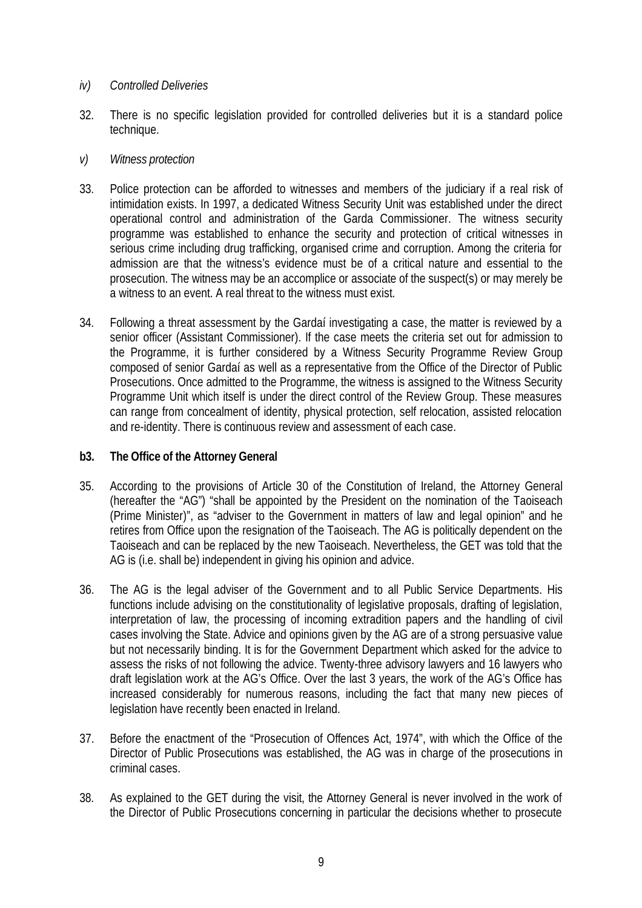*iv) Controlled Deliveries*

32. There is no specific legislation provided for controlled deliveries but it is a standard police technique.

*v) Witness protection*

33. Police protection can be afforded to witnesses and members of the judiciary if a real risk of intimidation exists. In 1997, a dedicated Witness Security Unit was established under the direct operational control and administration of the Garda Commissioner. The witness security programme was established to enhance the security and protection of critical witnesses in serious crime including drug trafficking, organised crime and corruption. Among the criteria for admission are that the witness's evidence must be of a critical nature and essential to the prosecution. The witness may be an accomplice or associate of the suspect(s) or may merely be a witness to an event. A real threat to the witness must exist.

34. Following a threat assessment by the Gardaí investigating a case, the matter is reviewed by a senior officer (Assistant Commissioner). If the case meets the criteria set out for admission to the Programme, it is further considered by a Witness Security Programme Review Group composed of senior Gardaí as well as a representative from the Office of the Director of Public Prosecutions. Once admitted to the Programme, the witness is assigned to the Witness Security Programme Unit which itself is under the direct control of the Review Group. These measures can range from concealment of identity, physical protection, self relocation, assisted relocation and re-identity. There is continuous review and assessment of each case.

**b3. The Office of the Attorney General**

35. According to the provisions of Article 30 of the Constitution of Ireland, the Attorney General (hereafter the "AG") "shall be appointed by the President on the nomination of the Taoiseach (Prime Minister)", as "adviser to the Government in matters of law and legal opinion" and he retires from Office upon the resignation of the Taoiseach. The AG is politically dependent on the Taoiseach and can be replaced by the new Taoiseach. Nevertheless, the GET was told that the AG is (i.e. shall be) independent in giving his opinion and advice.

36. The AG is the legal adviser of the Government and to all Public Service Departments. His functions include advising on the constitutionality of legislative proposals, drafting of legislation, interpretation of law, the processing of incoming extradition papers and the handling of civil cases involving the State. Advice and opinions given by the AG are of a strong persuasive value but not necessarily binding. It is for the Government Department which asked for the advice to assess the risks of not following the advice. Twenty-three advisory lawyers and 16 lawyers who draft legislation work at the AG's Office. Over the last 3 years, the work of the AG's Office has increased considerably for numerous reasons, including the fact that many new pieces of legislation have recently been enacted in Ireland.

37. Before the enactment of the "Prosecution of Offences Act, 1974", with which the Office of the Director of Public Prosecutions was established, the AG was in charge of the prosecutions in criminal cases.

38. As explained to the GET during the visit, the Attorney General is never involved in the work of the Director of Public Prosecutions concerning in particular the decisions whether to prosecute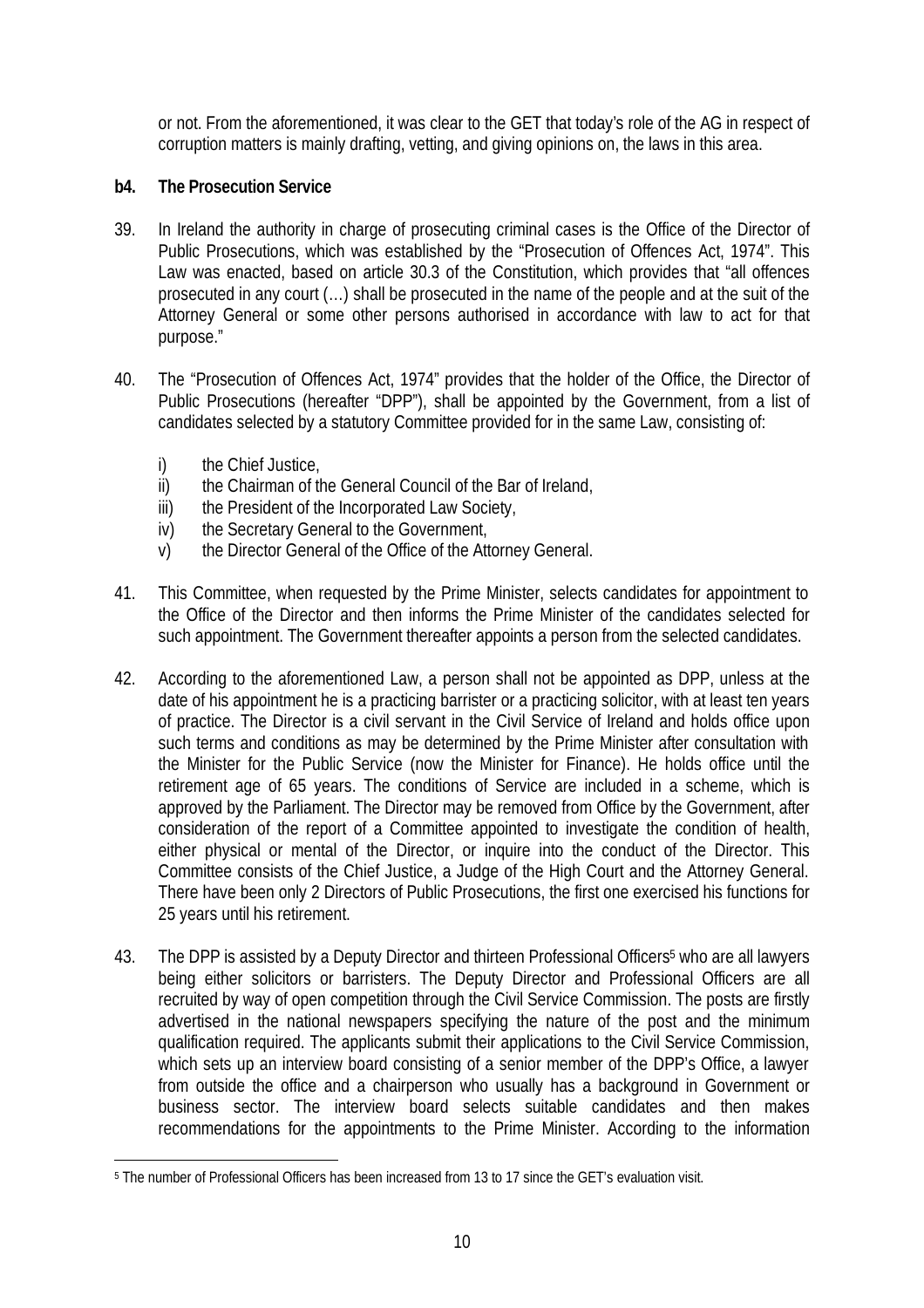or not. From the aforementioned, it was clear to the GET that today's role of the AG in respect of corruption matters is mainly drafting, vetting, and giving opinions on, the laws in this area.

**b4. The Prosecution Service**

39. In Ireland the authority in charge of prosecuting criminal cases is the Office of the Director of Public Prosecutions, which was established by the "Prosecution of Offences Act, 1974". This Law was enacted, based on article 30.3 of the Constitution, which provides that "all offences prosecuted in any court (…) shall be prosecuted in the name of the people and at the suit of the Attorney General or some other persons authorised in accordance with law to act for that purpose."

40. The "Prosecution of Offences Act, 1974" provides that the holder of the Office, the Director of Public Prosecutions (hereafter "DPP"), shall be appointed by the Government, from a list of candidates selected by a statutory Committee provided for in the same Law, consisting of:

    i) the Chief Justice,
    ii) the Chairman of the General Council of the Bar of Ireland,
    iii) the President of the Incorporated Law Society,
    iv) the Secretary General to the Government,
    v) the Director General of the Office of the Attorney General.

41. This Committee, when requested by the Prime Minister, selects candidates for appointment to the Office of the Director and then informs the Prime Minister of the candidates selected for such appointment. The Government thereafter appoints a person from the selected candidates.

42. According to the aforementioned Law, a person shall not be appointed as DPP, unless at the date of his appointment he is a practicing barrister or a practicing solicitor, with at least ten years of practice. The Director is a civil servant in the Civil Service of Ireland and holds office upon such terms and conditions as may be determined by the Prime Minister after consultation with the Minister for the Public Service (now the Minister for Finance). He holds office until the retirement age of 65 years. The conditions of Service are included in a scheme, which is approved by the Parliament. The Director may be removed from Office by the Government, after consideration of the report of a Committee appointed to investigate the condition of health, either physical or mental of the Director, or inquire into the conduct of the Director. This Committee consists of the Chief Justice, a Judge of the High Court and the Attorney General. There have been only 2 Directors of Public Prosecutions, the first one exercised his functions for 25 years until his retirement.

43. The DPP is assisted by a Deputy Director and thirteen Professional Officers[5] who are all lawyers being either solicitors or barristers. The Deputy Director and Professional Officers are all recruited by way of open competition through the Civil Service Commission. The posts are firstly advertised in the national newspapers specifying the nature of the post and the minimum qualification required. The applicants submit their applications to the Civil Service Commission, which sets up an interview board consisting of a senior member of the DPP's Office, a lawyer from outside the office and a chairperson who usually has a background in Government or business sector. The interview board selects suitable candidates and then makes recommendations for the appointments to the Prime Minister. According to the information

[5] The number of Professional Officers has been increased from 13 to 17 since the GET's evaluation visit.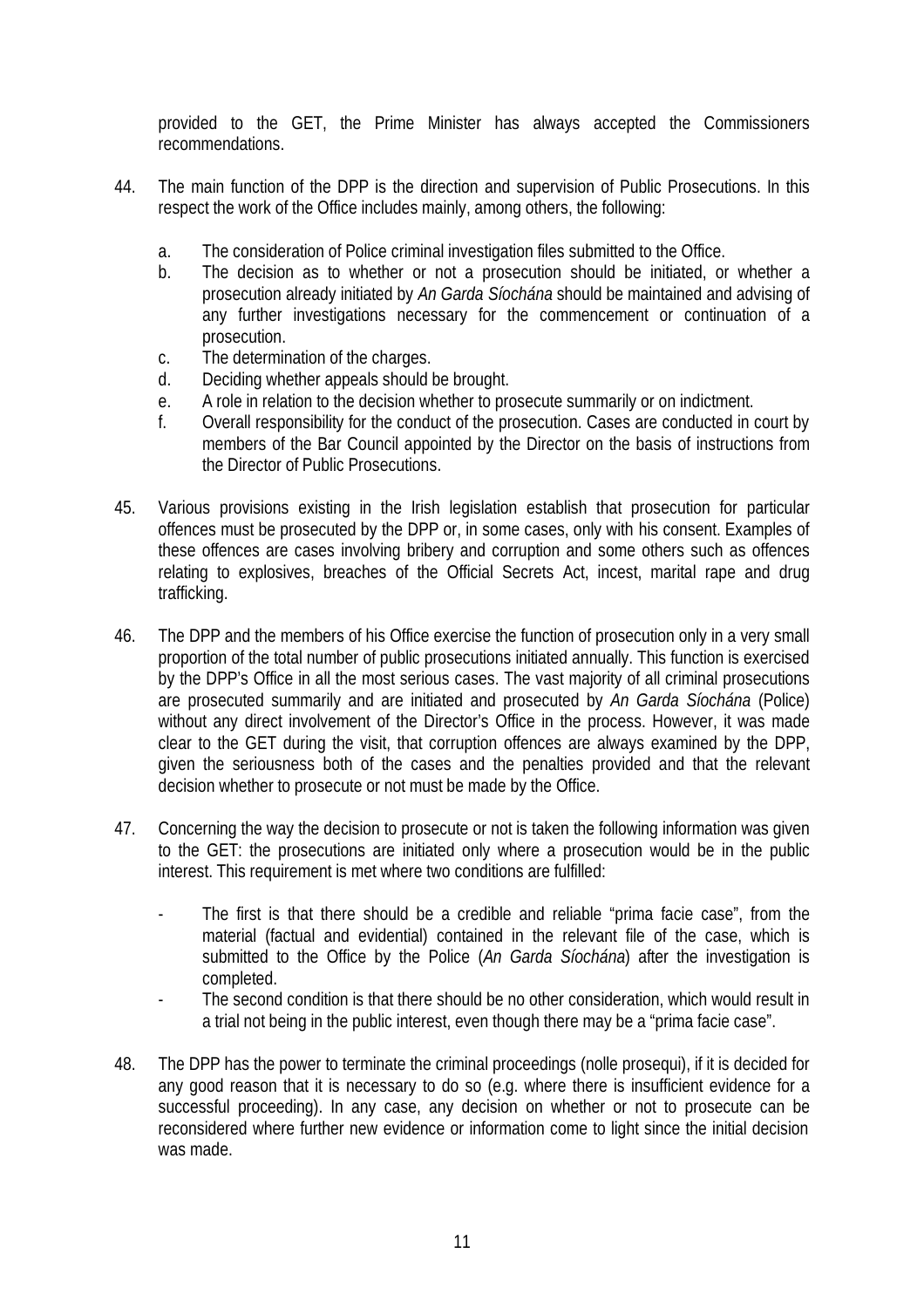provided to the GET, the Prime Minister has always accepted the Commissioners recommendations.

44. The main function of the DPP is the direction and supervision of Public Prosecutions. In this respect the work of the Office includes mainly, among others, the following:

    a. The consideration of Police criminal investigation files submitted to the Office.
    b. The decision as to whether or not a prosecution should be initiated, or whether a prosecution already initiated by *An Garda Síochána* should be maintained and advising of any further investigations necessary for the commencement or continuation of a prosecution.
    c. The determination of the charges.
    d. Deciding whether appeals should be brought.
    e. A role in relation to the decision whether to prosecute summarily or on indictment.
    f. Overall responsibility for the conduct of the prosecution. Cases are conducted in court by members of the Bar Council appointed by the Director on the basis of instructions from the Director of Public Prosecutions.

45. Various provisions existing in the Irish legislation establish that prosecution for particular offences must be prosecuted by the DPP or, in some cases, only with his consent. Examples of these offences are cases involving bribery and corruption and some others such as offences relating to explosives, breaches of the Official Secrets Act, incest, marital rape and drug trafficking.

46. The DPP and the members of his Office exercise the function of prosecution only in a very small proportion of the total number of public prosecutions initiated annually. This function is exercised by the DPP's Office in all the most serious cases. The vast majority of all criminal prosecutions are prosecuted summarily and are initiated and prosecuted by *An Garda Síochána* (Police) without any direct involvement of the Director's Office in the process. However, it was made clear to the GET during the visit, that corruption offences are always examined by the DPP, given the seriousness both of the cases and the penalties provided and that the relevant decision whether to prosecute or not must be made by the Office.

47. Concerning the way the decision to prosecute or not is taken the following information was given to the GET: the prosecutions are initiated only where a prosecution would be in the public interest. This requirement is met where two conditions are fulfilled:

    - The first is that there should be a credible and reliable "prima facie case", from the material (factual and evidential) contained in the relevant file of the case, which is submitted to the Office by the Police (*An Garda Síochána*) after the investigation is completed.
    - The second condition is that there should be no other consideration, which would result in a trial not being in the public interest, even though there may be a "prima facie case".

48. The DPP has the power to terminate the criminal proceedings (nolle prosequi), if it is decided for any good reason that it is necessary to do so (e.g. where there is insufficient evidence for a successful proceeding). In any case, any decision on whether or not to prosecute can be reconsidered where further new evidence or information come to light since the initial decision was made.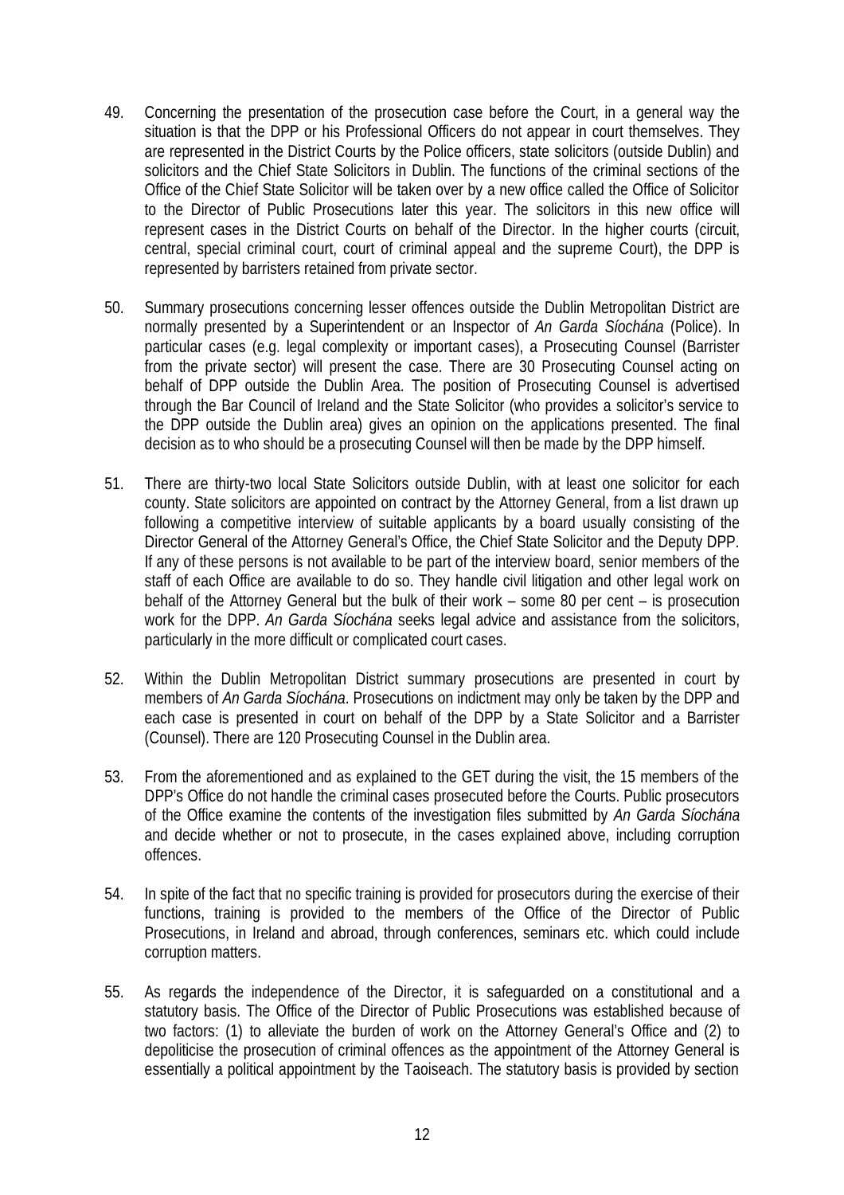49. Concerning the presentation of the prosecution case before the Court, in a general way the situation is that the DPP or his Professional Officers do not appear in court themselves. They are represented in the District Courts by the Police officers, state solicitors (outside Dublin) and solicitors and the Chief State Solicitors in Dublin. The functions of the criminal sections of the Office of the Chief State Solicitor will be taken over by a new office called the Office of Solicitor to the Director of Public Prosecutions later this year. The solicitors in this new office will represent cases in the District Courts on behalf of the Director. In the higher courts (circuit, central, special criminal court, court of criminal appeal and the supreme Court), the DPP is represented by barristers retained from private sector.

50. Summary prosecutions concerning lesser offences outside the Dublin Metropolitan District are normally presented by a Superintendent or an Inspector of *An Garda Síochána* (Police). In particular cases (e.g. legal complexity or important cases), a Prosecuting Counsel (Barrister from the private sector) will present the case. There are 30 Prosecuting Counsel acting on behalf of DPP outside the Dublin Area. The position of Prosecuting Counsel is advertised through the Bar Council of Ireland and the State Solicitor (who provides a solicitor's service to the DPP outside the Dublin area) gives an opinion on the applications presented. The final decision as to who should be a prosecuting Counsel will then be made by the DPP himself.

51. There are thirty-two local State Solicitors outside Dublin, with at least one solicitor for each county. State solicitors are appointed on contract by the Attorney General, from a list drawn up following a competitive interview of suitable applicants by a board usually consisting of the Director General of the Attorney General's Office, the Chief State Solicitor and the Deputy DPP. If any of these persons is not available to be part of the interview board, senior members of the staff of each Office are available to do so. They handle civil litigation and other legal work on behalf of the Attorney General but the bulk of their work – some 80 per cent – is prosecution work for the DPP. *An Garda Síochána* seeks legal advice and assistance from the solicitors, particularly in the more difficult or complicated court cases.

52. Within the Dublin Metropolitan District summary prosecutions are presented in court by members of *An Garda Síochána*. Prosecutions on indictment may only be taken by the DPP and each case is presented in court on behalf of the DPP by a State Solicitor and a Barrister (Counsel). There are 120 Prosecuting Counsel in the Dublin area.

53. From the aforementioned and as explained to the GET during the visit, the 15 members of the DPP's Office do not handle the criminal cases prosecuted before the Courts. Public prosecutors of the Office examine the contents of the investigation files submitted by *An Garda Síochána* and decide whether or not to prosecute, in the cases explained above, including corruption offences.

54. In spite of the fact that no specific training is provided for prosecutors during the exercise of their functions, training is provided to the members of the Office of the Director of Public Prosecutions, in Ireland and abroad, through conferences, seminars etc. which could include corruption matters.

55. As regards the independence of the Director, it is safeguarded on a constitutional and a statutory basis. The Office of the Director of Public Prosecutions was established because of two factors: (1) to alleviate the burden of work on the Attorney General's Office and (2) to depoliticise the prosecution of criminal offences as the appointment of the Attorney General is essentially a political appointment by the Taoiseach. The statutory basis is provided by section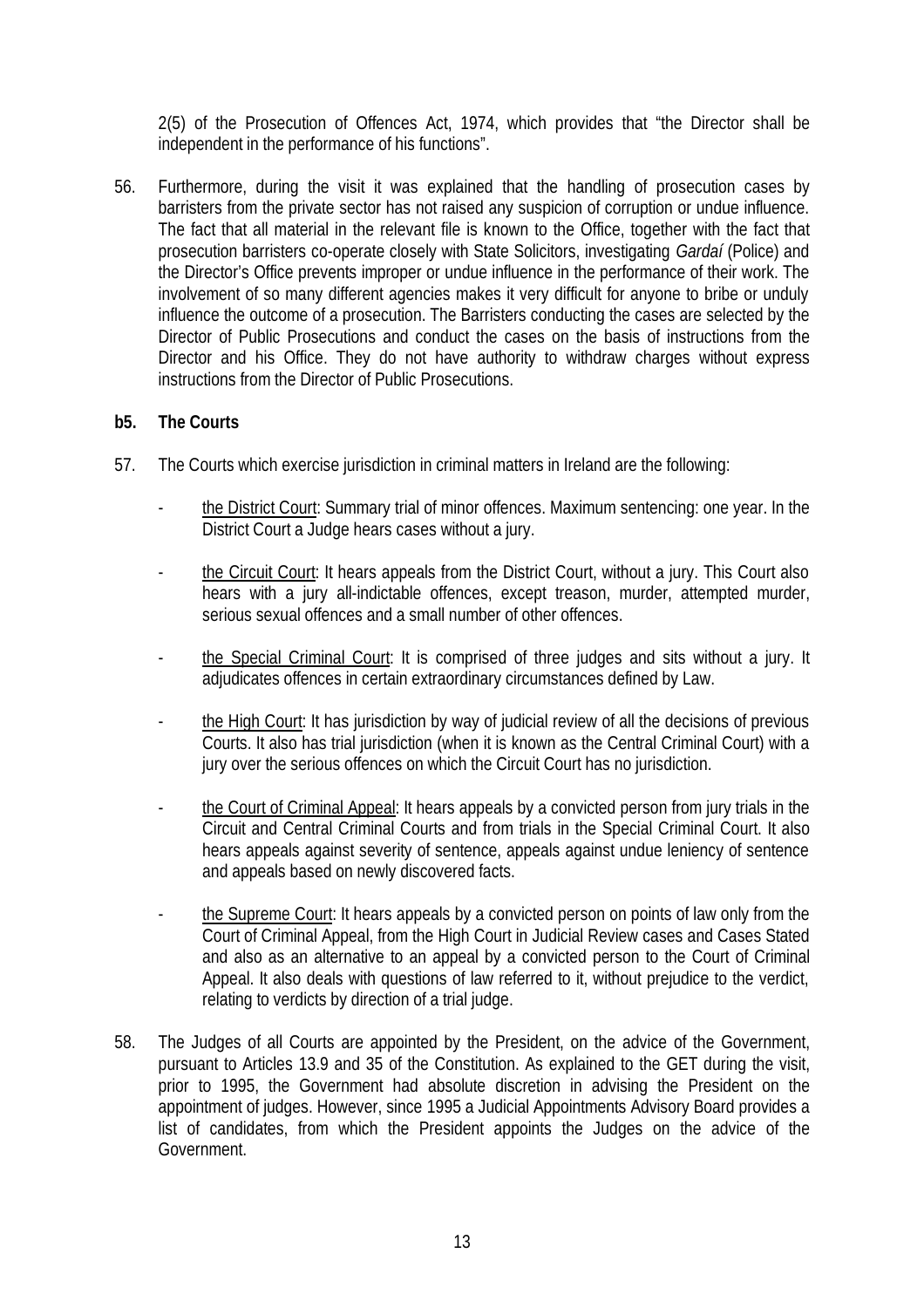2(5) of the Prosecution of Offences Act, 1974, which provides that "the Director shall be independent in the performance of his functions".

56. Furthermore, during the visit it was explained that the handling of prosecution cases by barristers from the private sector has not raised any suspicion of corruption or undue influence. The fact that all material in the relevant file is known to the Office, together with the fact that prosecution barristers co-operate closely with State Solicitors, investigating *Gardaí* (Police) and the Director's Office prevents improper or undue influence in the performance of their work. The involvement of so many different agencies makes it very difficult for anyone to bribe or unduly influence the outcome of a prosecution. The Barristers conducting the cases are selected by the Director of Public Prosecutions and conduct the cases on the basis of instructions from the Director and his Office. They do not have authority to withdraw charges without express instructions from the Director of Public Prosecutions.

**b5. The Courts**

57. The Courts which exercise jurisdiction in criminal matters in Ireland are the following:

- the District Court: Summary trial of minor offences. Maximum sentencing: one year. In the District Court a Judge hears cases without a jury.

- the Circuit Court: It hears appeals from the District Court, without a jury. This Court also hears with a jury all-indictable offences, except treason, murder, attempted murder, serious sexual offences and a small number of other offences.

- the Special Criminal Court: It is comprised of three judges and sits without a jury. It adjudicates offences in certain extraordinary circumstances defined by Law.

- the High Court: It has jurisdiction by way of judicial review of all the decisions of previous Courts. It also has trial jurisdiction (when it is known as the Central Criminal Court) with a jury over the serious offences on which the Circuit Court has no jurisdiction.

- the Court of Criminal Appeal: It hears appeals by a convicted person from jury trials in the Circuit and Central Criminal Courts and from trials in the Special Criminal Court. It also hears appeals against severity of sentence, appeals against undue leniency of sentence and appeals based on newly discovered facts.

- the Supreme Court: It hears appeals by a convicted person on points of law only from the Court of Criminal Appeal, from the High Court in Judicial Review cases and Cases Stated and also as an alternative to an appeal by a convicted person to the Court of Criminal Appeal. It also deals with questions of law referred to it, without prejudice to the verdict, relating to verdicts by direction of a trial judge.

58. The Judges of all Courts are appointed by the President, on the advice of the Government, pursuant to Articles 13.9 and 35 of the Constitution. As explained to the GET during the visit, prior to 1995, the Government had absolute discretion in advising the President on the appointment of judges. However, since 1995 a Judicial Appointments Advisory Board provides a list of candidates, from which the President appoints the Judges on the advice of the Government.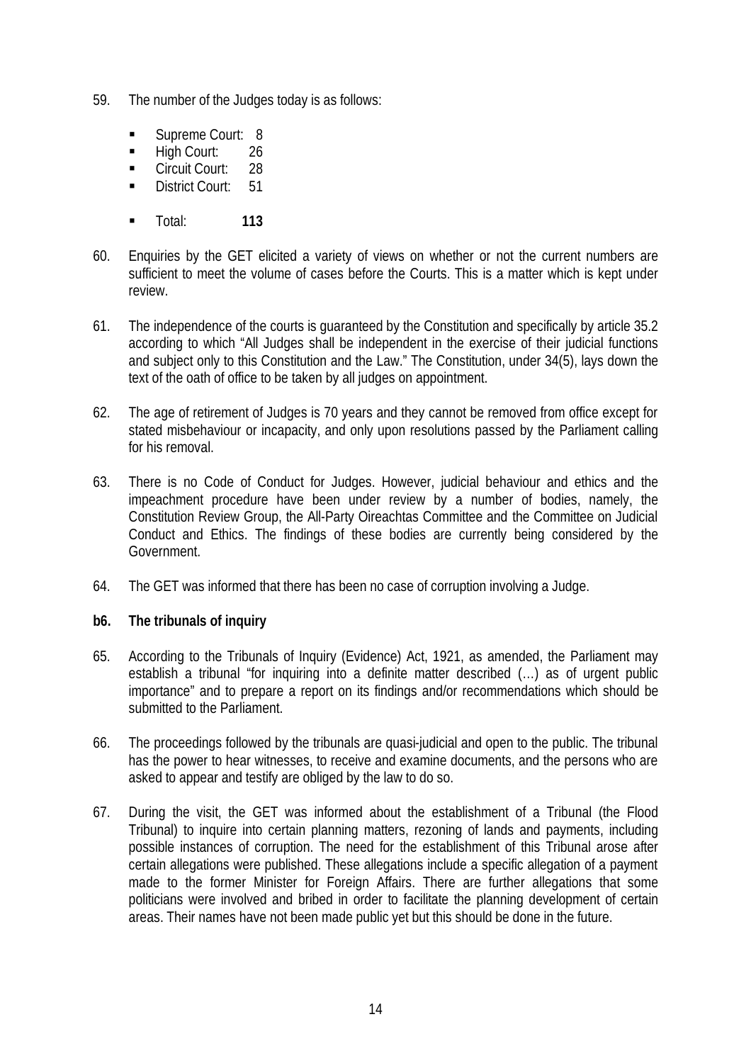59. The number of the Judges today is as follows:

 - Supreme Court: 8
 - High Court: 26
 - Circuit Court: 28
 - District Court: 51

 - Total: **113**

60. Enquiries by the GET elicited a variety of views on whether or not the current numbers are sufficient to meet the volume of cases before the Courts. This is a matter which is kept under review.

61. The independence of the courts is guaranteed by the Constitution and specifically by article 35.2 according to which "All Judges shall be independent in the exercise of their judicial functions and subject only to this Constitution and the Law." The Constitution, under 34(5), lays down the text of the oath of office to be taken by all judges on appointment.

62. The age of retirement of Judges is 70 years and they cannot be removed from office except for stated misbehaviour or incapacity, and only upon resolutions passed by the Parliament calling for his removal.

63. There is no Code of Conduct for Judges. However, judicial behaviour and ethics and the impeachment procedure have been under review by a number of bodies, namely, the Constitution Review Group, the All-Party Oireachtas Committee and the Committee on Judicial Conduct and Ethics. The findings of these bodies are currently being considered by the Government.

64. The GET was informed that there has been no case of corruption involving a Judge.

**b6. The tribunals of inquiry**

65. According to the Tribunals of Inquiry (Evidence) Act, 1921, as amended, the Parliament may establish a tribunal "for inquiring into a definite matter described (…) as of urgent public importance" and to prepare a report on its findings and/or recommendations which should be submitted to the Parliament.

66. The proceedings followed by the tribunals are quasi-judicial and open to the public. The tribunal has the power to hear witnesses, to receive and examine documents, and the persons who are asked to appear and testify are obliged by the law to do so.

67. During the visit, the GET was informed about the establishment of a Tribunal (the Flood Tribunal) to inquire into certain planning matters, rezoning of lands and payments, including possible instances of corruption. The need for the establishment of this Tribunal arose after certain allegations were published. These allegations include a specific allegation of a payment made to the former Minister for Foreign Affairs. There are further allegations that some politicians were involved and bribed in order to facilitate the planning development of certain areas. Their names have not been made public yet but this should be done in the future.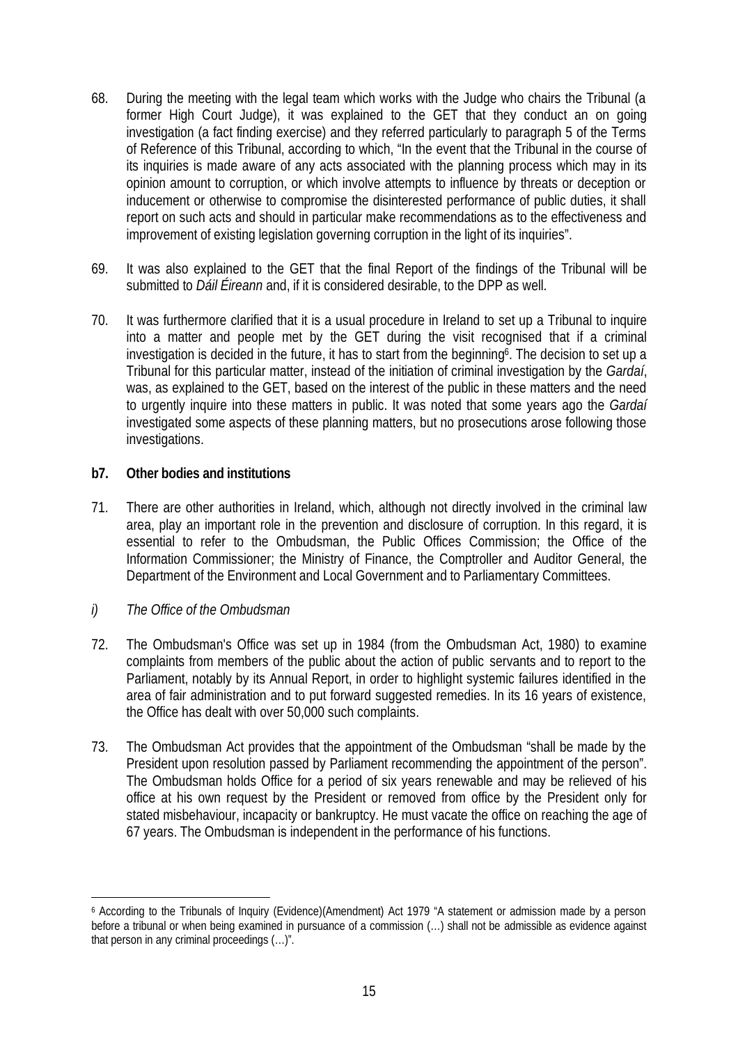68. During the meeting with the legal team which works with the Judge who chairs the Tribunal (a former High Court Judge), it was explained to the GET that they conduct an on going investigation (a fact finding exercise) and they referred particularly to paragraph 5 of the Terms of Reference of this Tribunal, according to which, "In the event that the Tribunal in the course of its inquiries is made aware of any acts associated with the planning process which may in its opinion amount to corruption, or which involve attempts to influence by threats or deception or inducement or otherwise to compromise the disinterested performance of public duties, it shall report on such acts and should in particular make recommendations as to the effectiveness and improvement of existing legislation governing corruption in the light of its inquiries".

69. It was also explained to the GET that the final Report of the findings of the Tribunal will be submitted to *Dáil Éireann* and, if it is considered desirable, to the DPP as well.

70. It was furthermore clarified that it is a usual procedure in Ireland to set up a Tribunal to inquire into a matter and people met by the GET during the visit recognised that if a criminal investigation is decided in the future, it has to start from the beginning[6]. The decision to set up a Tribunal for this particular matter, instead of the initiation of criminal investigation by the *Gardaí*, was, as explained to the GET, based on the interest of the public in these matters and the need to urgently inquire into these matters in public. It was noted that some years ago the *Gardaí* investigated some aspects of these planning matters, but no prosecutions arose following those investigations.

**b7. Other bodies and institutions**

71. There are other authorities in Ireland, which, although not directly involved in the criminal law area, play an important role in the prevention and disclosure of corruption. In this regard, it is essential to refer to the Ombudsman, the Public Offices Commission; the Office of the Information Commissioner; the Ministry of Finance, the Comptroller and Auditor General, the Department of the Environment and Local Government and to Parliamentary Committees.

*i) The Office of the Ombudsman*

72. The Ombudsman's Office was set up in 1984 (from the Ombudsman Act, 1980) to examine complaints from members of the public about the action of public servants and to report to the Parliament, notably by its Annual Report, in order to highlight systemic failures identified in the area of fair administration and to put forward suggested remedies. In its 16 years of existence, the Office has dealt with over 50,000 such complaints.

73. The Ombudsman Act provides that the appointment of the Ombudsman "shall be made by the President upon resolution passed by Parliament recommending the appointment of the person". The Ombudsman holds Office for a period of six years renewable and may be relieved of his office at his own request by the President or removed from office by the President only for stated misbehaviour, incapacity or bankruptcy. He must vacate the office on reaching the age of 67 years. The Ombudsman is independent in the performance of his functions.

---

[6] According to the Tribunals of Inquiry (Evidence)(Amendment) Act 1979 "A statement or admission made by a person before a tribunal or when being examined in pursuance of a commission (…) shall not be admissible as evidence against that person in any criminal proceedings (…)".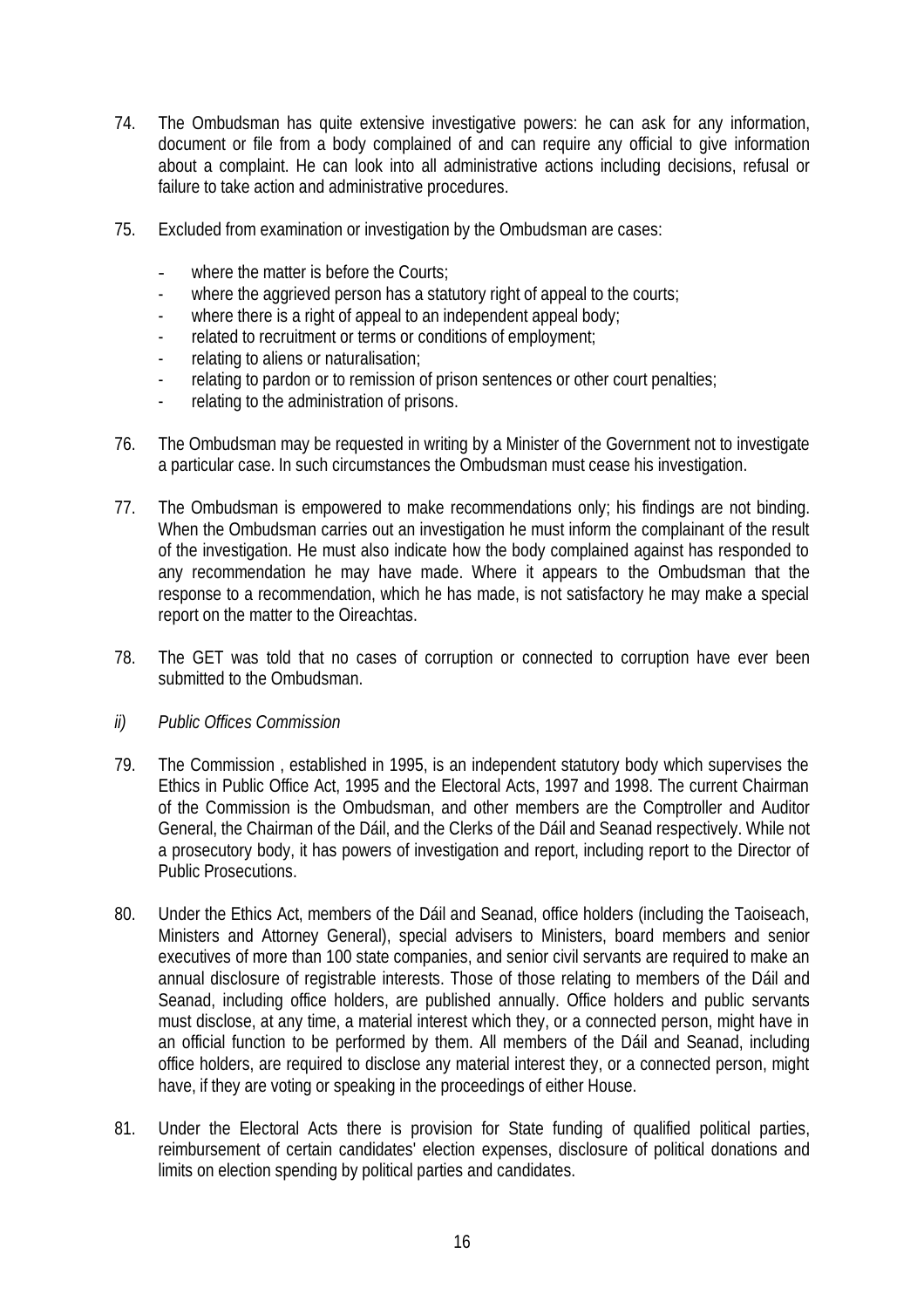74. The Ombudsman has quite extensive investigative powers: he can ask for any information, document or file from a body complained of and can require any official to give information about a complaint. He can look into all administrative actions including decisions, refusal or failure to take action and administrative procedures.

75. Excluded from examination or investigation by the Ombudsman are cases:

   - where the matter is before the Courts;
   - where the aggrieved person has a statutory right of appeal to the courts;
   - where there is a right of appeal to an independent appeal body;
   - related to recruitment or terms or conditions of employment;
   - relating to aliens or naturalisation;
   - relating to pardon or to remission of prison sentences or other court penalties;
   - relating to the administration of prisons.

76. The Ombudsman may be requested in writing by a Minister of the Government not to investigate a particular case. In such circumstances the Ombudsman must cease his investigation.

77. The Ombudsman is empowered to make recommendations only; his findings are not binding. When the Ombudsman carries out an investigation he must inform the complainant of the result of the investigation. He must also indicate how the body complained against has responded to any recommendation he may have made. Where it appears to the Ombudsman that the response to a recommendation, which he has made, is not satisfactory he may make a special report on the matter to the Oireachtas.

78. The GET was told that no cases of corruption or connected to corruption have ever been submitted to the Ombudsman.

*ii) Public Offices Commission*

79. The Commission , established in 1995, is an independent statutory body which supervises the Ethics in Public Office Act, 1995 and the Electoral Acts, 1997 and 1998. The current Chairman of the Commission is the Ombudsman, and other members are the Comptroller and Auditor General, the Chairman of the Dáil, and the Clerks of the Dáil and Seanad respectively. While not a prosecutory body, it has powers of investigation and report, including report to the Director of Public Prosecutions.

80. Under the Ethics Act, members of the Dáil and Seanad, office holders (including the Taoiseach, Ministers and Attorney General), special advisers to Ministers, board members and senior executives of more than 100 state companies, and senior civil servants are required to make an annual disclosure of registrable interests. Those of those relating to members of the Dáil and Seanad, including office holders, are published annually. Office holders and public servants must disclose, at any time, a material interest which they, or a connected person, might have in an official function to be performed by them. All members of the Dáil and Seanad, including office holders, are required to disclose any material interest they, or a connected person, might have, if they are voting or speaking in the proceedings of either House.

81. Under the Electoral Acts there is provision for State funding of qualified political parties, reimbursement of certain candidates' election expenses, disclosure of political donations and limits on election spending by political parties and candidates.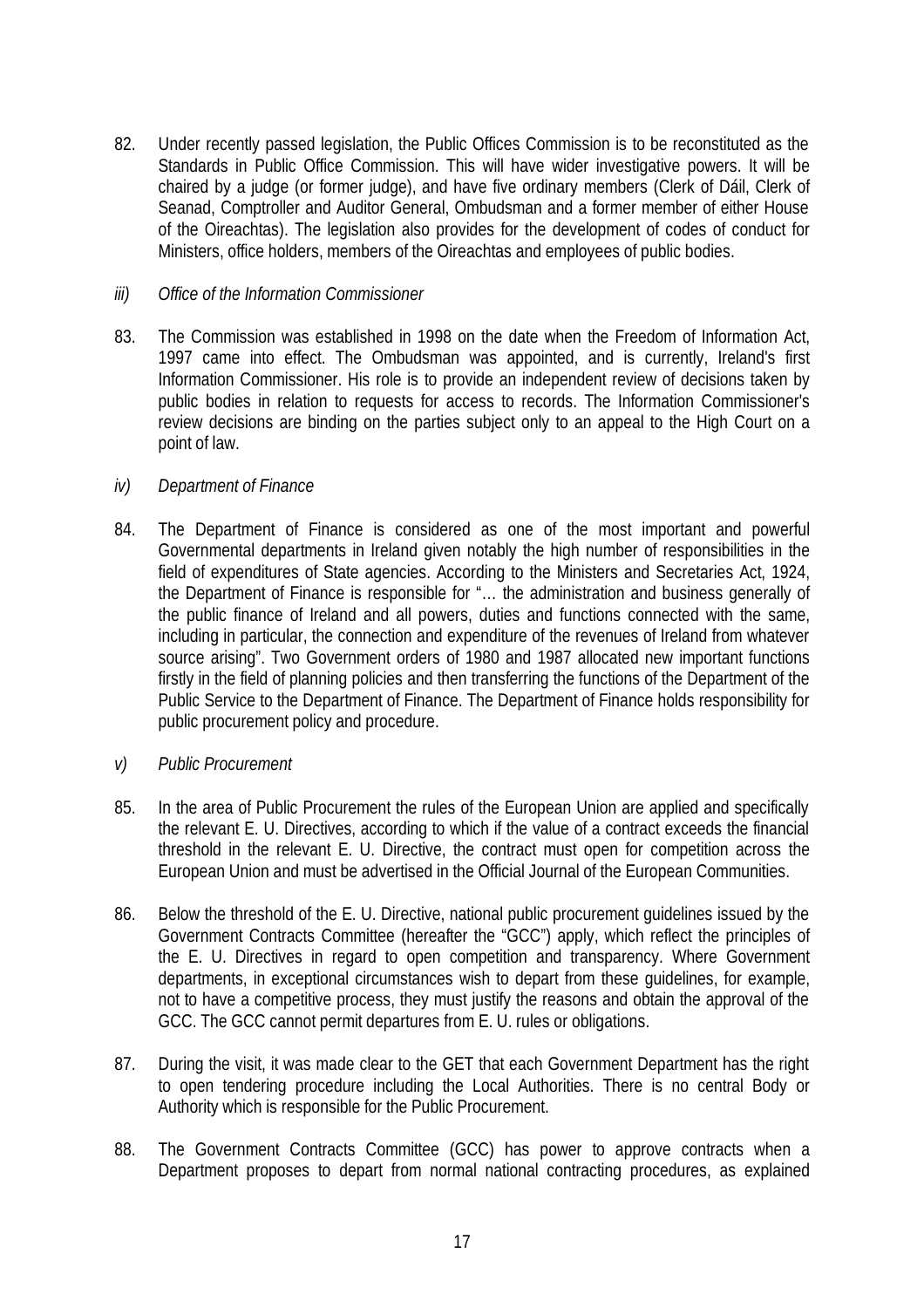82. Under recently passed legislation, the Public Offices Commission is to be reconstituted as the Standards in Public Office Commission. This will have wider investigative powers. It will be chaired by a judge (or former judge), and have five ordinary members (Clerk of Dáil, Clerk of Seanad, Comptroller and Auditor General, Ombudsman and a former member of either House of the Oireachtas). The legislation also provides for the development of codes of conduct for Ministers, office holders, members of the Oireachtas and employees of public bodies.

*iii) Office of the Information Commissioner*

83. The Commission was established in 1998 on the date when the Freedom of Information Act, 1997 came into effect. The Ombudsman was appointed, and is currently, Ireland's first Information Commissioner. His role is to provide an independent review of decisions taken by public bodies in relation to requests for access to records. The Information Commissioner's review decisions are binding on the parties subject only to an appeal to the High Court on a point of law.

*iv) Department of Finance*

84. The Department of Finance is considered as one of the most important and powerful Governmental departments in Ireland given notably the high number of responsibilities in the field of expenditures of State agencies. According to the Ministers and Secretaries Act, 1924, the Department of Finance is responsible for "… the administration and business generally of the public finance of Ireland and all powers, duties and functions connected with the same, including in particular, the connection and expenditure of the revenues of Ireland from whatever source arising". Two Government orders of 1980 and 1987 allocated new important functions firstly in the field of planning policies and then transferring the functions of the Department of the Public Service to the Department of Finance. The Department of Finance holds responsibility for public procurement policy and procedure.

*v) Public Procurement*

85. In the area of Public Procurement the rules of the European Union are applied and specifically the relevant E. U. Directives, according to which if the value of a contract exceeds the financial threshold in the relevant E. U. Directive, the contract must open for competition across the European Union and must be advertised in the Official Journal of the European Communities.

86. Below the threshold of the E. U. Directive, national public procurement guidelines issued by the Government Contracts Committee (hereafter the "GCC") apply, which reflect the principles of the E. U. Directives in regard to open competition and transparency. Where Government departments, in exceptional circumstances wish to depart from these guidelines, for example, not to have a competitive process, they must justify the reasons and obtain the approval of the GCC. The GCC cannot permit departures from E. U. rules or obligations.

87. During the visit, it was made clear to the GET that each Government Department has the right to open tendering procedure including the Local Authorities. There is no central Body or Authority which is responsible for the Public Procurement.

88. The Government Contracts Committee (GCC) has power to approve contracts when a Department proposes to depart from normal national contracting procedures, as explained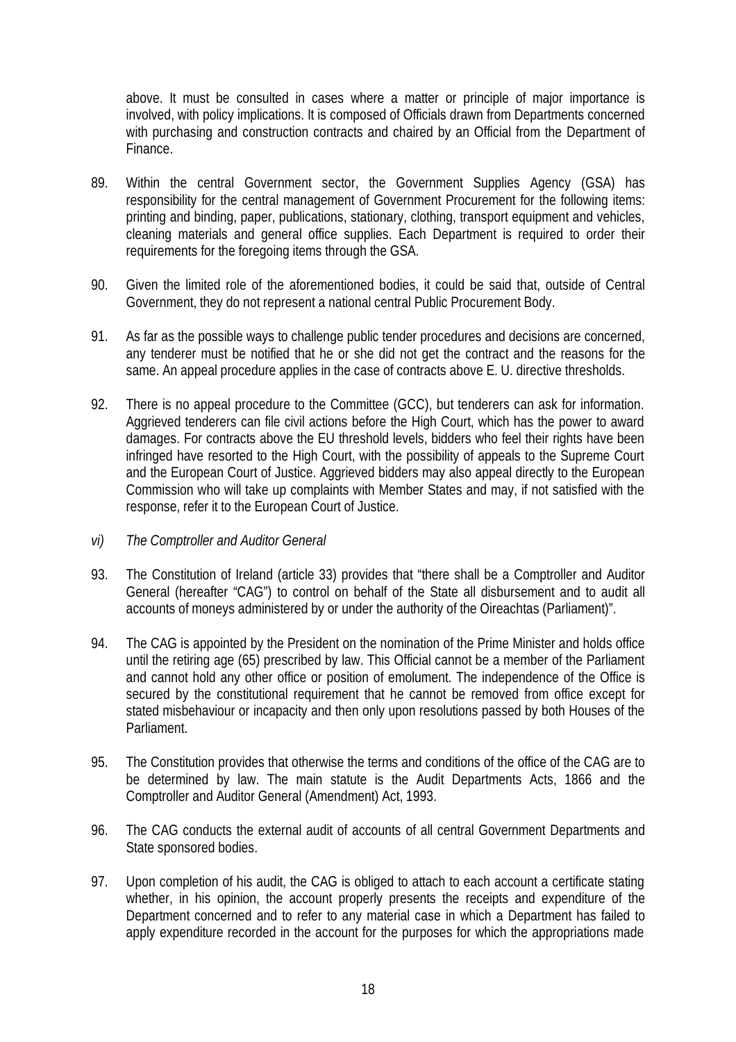above. It must be consulted in cases where a matter or principle of major importance is involved, with policy implications. It is composed of Officials drawn from Departments concerned with purchasing and construction contracts and chaired by an Official from the Department of Finance.

89. Within the central Government sector, the Government Supplies Agency (GSA) has responsibility for the central management of Government Procurement for the following items: printing and binding, paper, publications, stationary, clothing, transport equipment and vehicles, cleaning materials and general office supplies. Each Department is required to order their requirements for the foregoing items through the GSA.

90. Given the limited role of the aforementioned bodies, it could be said that, outside of Central Government, they do not represent a national central Public Procurement Body.

91. As far as the possible ways to challenge public tender procedures and decisions are concerned, any tenderer must be notified that he or she did not get the contract and the reasons for the same. An appeal procedure applies in the case of contracts above E. U. directive thresholds.

92. There is no appeal procedure to the Committee (GCC), but tenderers can ask for information. Aggrieved tenderers can file civil actions before the High Court, which has the power to award damages. For contracts above the EU threshold levels, bidders who feel their rights have been infringed have resorted to the High Court, with the possibility of appeals to the Supreme Court and the European Court of Justice. Aggrieved bidders may also appeal directly to the European Commission who will take up complaints with Member States and may, if not satisfied with the response, refer it to the European Court of Justice.

*vi) The Comptroller and Auditor General*

93. The Constitution of Ireland (article 33) provides that "there shall be a Comptroller and Auditor General (hereafter "CAG") to control on behalf of the State all disbursement and to audit all accounts of moneys administered by or under the authority of the Oireachtas (Parliament)".

94. The CAG is appointed by the President on the nomination of the Prime Minister and holds office until the retiring age (65) prescribed by law. This Official cannot be a member of the Parliament and cannot hold any other office or position of emolument. The independence of the Office is secured by the constitutional requirement that he cannot be removed from office except for stated misbehaviour or incapacity and then only upon resolutions passed by both Houses of the Parliament.

95. The Constitution provides that otherwise the terms and conditions of the office of the CAG are to be determined by law. The main statute is the Audit Departments Acts, 1866 and the Comptroller and Auditor General (Amendment) Act, 1993.

96. The CAG conducts the external audit of accounts of all central Government Departments and State sponsored bodies.

97. Upon completion of his audit, the CAG is obliged to attach to each account a certificate stating whether, in his opinion, the account properly presents the receipts and expenditure of the Department concerned and to refer to any material case in which a Department has failed to apply expenditure recorded in the account for the purposes for which the appropriations made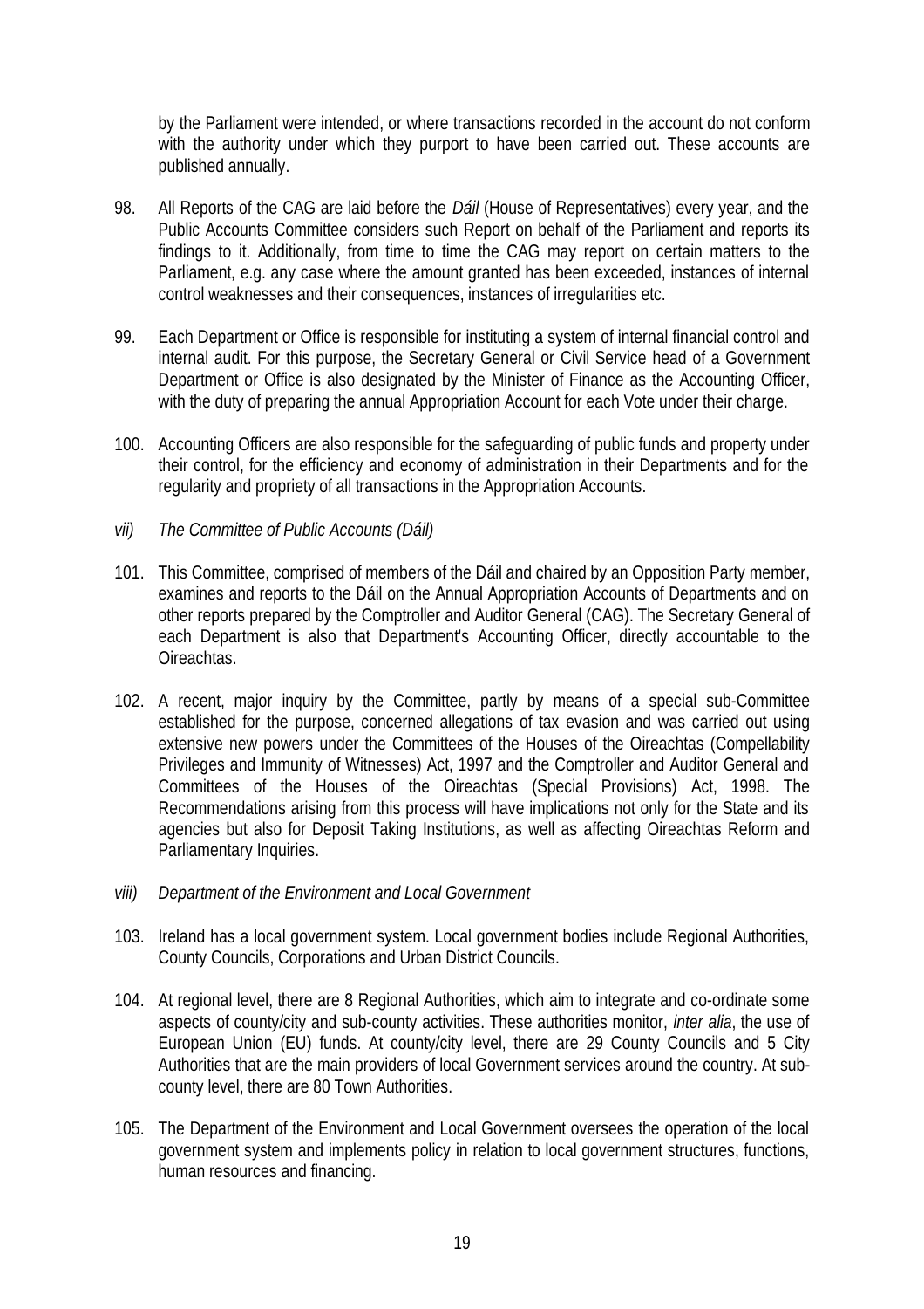by the Parliament were intended, or where transactions recorded in the account do not conform with the authority under which they purport to have been carried out. These accounts are published annually.

98. All Reports of the CAG are laid before the *Dáil* (House of Representatives) every year, and the Public Accounts Committee considers such Report on behalf of the Parliament and reports its findings to it. Additionally, from time to time the CAG may report on certain matters to the Parliament, e.g. any case where the amount granted has been exceeded, instances of internal control weaknesses and their consequences, instances of irregularities etc.

99. Each Department or Office is responsible for instituting a system of internal financial control and internal audit. For this purpose, the Secretary General or Civil Service head of a Government Department or Office is also designated by the Minister of Finance as the Accounting Officer, with the duty of preparing the annual Appropriation Account for each Vote under their charge.

100. Accounting Officers are also responsible for the safeguarding of public funds and property under their control, for the efficiency and economy of administration in their Departments and for the regularity and propriety of all transactions in the Appropriation Accounts.

*vii) The Committee of Public Accounts (Dáil)*

101. This Committee, comprised of members of the Dáil and chaired by an Opposition Party member, examines and reports to the Dáil on the Annual Appropriation Accounts of Departments and on other reports prepared by the Comptroller and Auditor General (CAG). The Secretary General of each Department is also that Department's Accounting Officer, directly accountable to the Oireachtas.

102. A recent, major inquiry by the Committee, partly by means of a special sub-Committee established for the purpose, concerned allegations of tax evasion and was carried out using extensive new powers under the Committees of the Houses of the Oireachtas (Compellability Privileges and Immunity of Witnesses) Act, 1997 and the Comptroller and Auditor General and Committees of the Houses of the Oireachtas (Special Provisions) Act, 1998. The Recommendations arising from this process will have implications not only for the State and its agencies but also for Deposit Taking Institutions, as well as affecting Oireachtas Reform and Parliamentary Inquiries.

*viii) Department of the Environment and Local Government*

103. Ireland has a local government system. Local government bodies include Regional Authorities, County Councils, Corporations and Urban District Councils.

104. At regional level, there are 8 Regional Authorities, which aim to integrate and co-ordinate some aspects of county/city and sub-county activities. These authorities monitor, *inter alia*, the use of European Union (EU) funds. At county/city level, there are 29 County Councils and 5 City Authorities that are the main providers of local Government services around the country. At sub-county level, there are 80 Town Authorities.

105. The Department of the Environment and Local Government oversees the operation of the local government system and implements policy in relation to local government structures, functions, human resources and financing.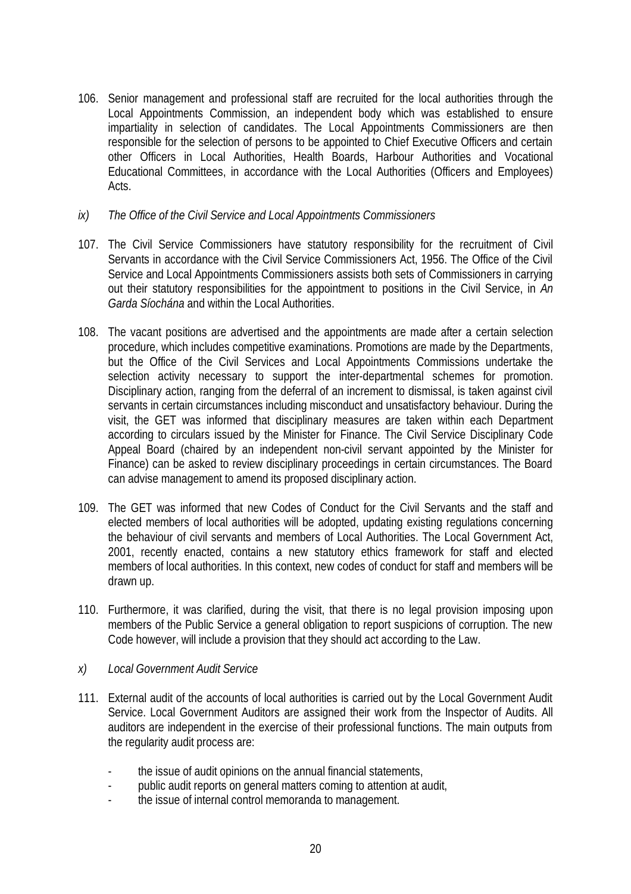106. Senior management and professional staff are recruited for the local authorities through the Local Appointments Commission, an independent body which was established to ensure impartiality in selection of candidates. The Local Appointments Commissioners are then responsible for the selection of persons to be appointed to Chief Executive Officers and certain other Officers in Local Authorities, Health Boards, Harbour Authorities and Vocational Educational Committees, in accordance with the Local Authorities (Officers and Employees) Acts.

*ix) The Office of the Civil Service and Local Appointments Commissioners*

107. The Civil Service Commissioners have statutory responsibility for the recruitment of Civil Servants in accordance with the Civil Service Commissioners Act, 1956. The Office of the Civil Service and Local Appointments Commissioners assists both sets of Commissioners in carrying out their statutory responsibilities for the appointment to positions in the Civil Service, in *An Garda Síochána* and within the Local Authorities.

108. The vacant positions are advertised and the appointments are made after a certain selection procedure, which includes competitive examinations. Promotions are made by the Departments, but the Office of the Civil Services and Local Appointments Commissions undertake the selection activity necessary to support the inter-departmental schemes for promotion. Disciplinary action, ranging from the deferral of an increment to dismissal, is taken against civil servants in certain circumstances including misconduct and unsatisfactory behaviour. During the visit, the GET was informed that disciplinary measures are taken within each Department according to circulars issued by the Minister for Finance. The Civil Service Disciplinary Code Appeal Board (chaired by an independent non-civil servant appointed by the Minister for Finance) can be asked to review disciplinary proceedings in certain circumstances. The Board can advise management to amend its proposed disciplinary action.

109. The GET was informed that new Codes of Conduct for the Civil Servants and the staff and elected members of local authorities will be adopted, updating existing regulations concerning the behaviour of civil servants and members of Local Authorities. The Local Government Act, 2001, recently enacted, contains a new statutory ethics framework for staff and elected members of local authorities. In this context, new codes of conduct for staff and members will be drawn up.

110. Furthermore, it was clarified, during the visit, that there is no legal provision imposing upon members of the Public Service a general obligation to report suspicions of corruption. The new Code however, will include a provision that they should act according to the Law.

*x) Local Government Audit Service*

111. External audit of the accounts of local authorities is carried out by the Local Government Audit Service. Local Government Auditors are assigned their work from the Inspector of Audits. All auditors are independent in the exercise of their professional functions. The main outputs from the regularity audit process are:

- the issue of audit opinions on the annual financial statements,
- public audit reports on general matters coming to attention at audit,
- the issue of internal control memoranda to management.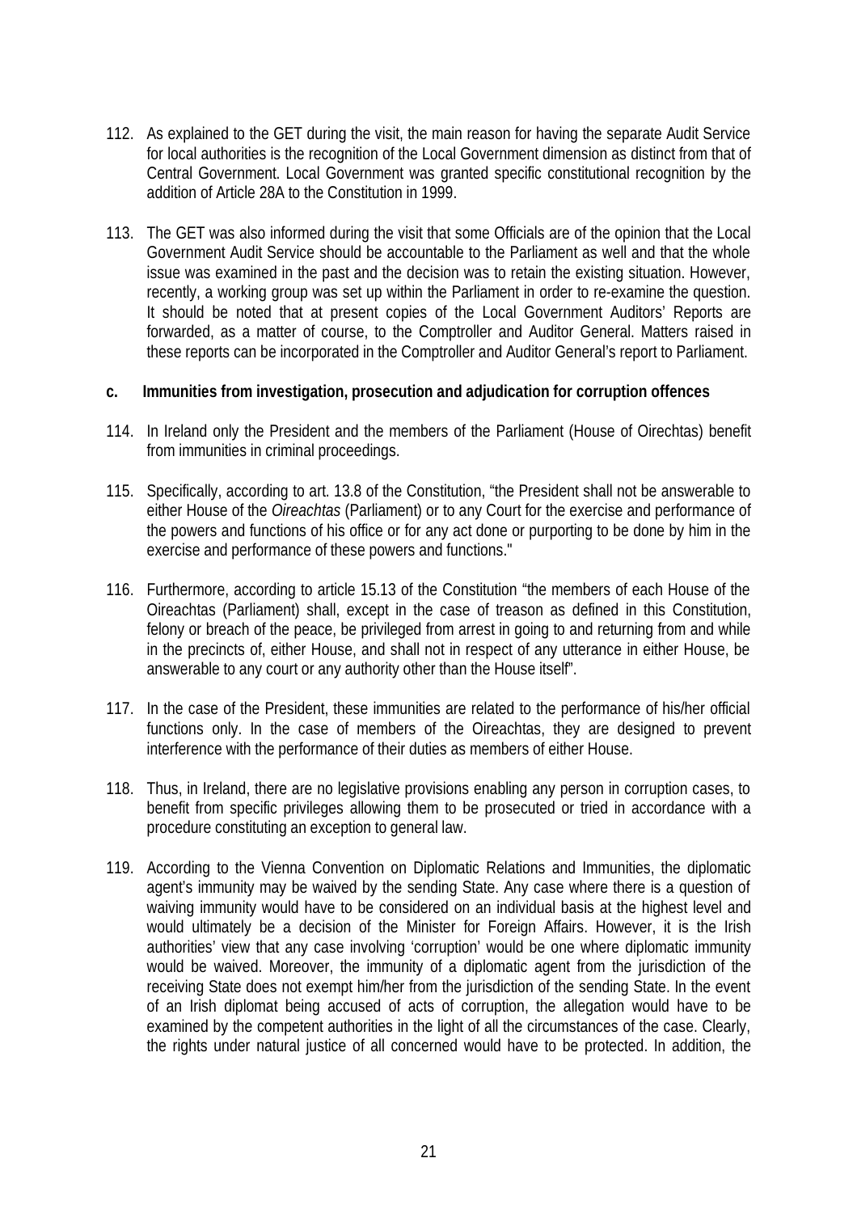112. As explained to the GET during the visit, the main reason for having the separate Audit Service for local authorities is the recognition of the Local Government dimension as distinct from that of Central Government. Local Government was granted specific constitutional recognition by the addition of Article 28A to the Constitution in 1999.

113. The GET was also informed during the visit that some Officials are of the opinion that the Local Government Audit Service should be accountable to the Parliament as well and that the whole issue was examined in the past and the decision was to retain the existing situation. However, recently, a working group was set up within the Parliament in order to re-examine the question. It should be noted that at present copies of the Local Government Auditors' Reports are forwarded, as a matter of course, to the Comptroller and Auditor General. Matters raised in these reports can be incorporated in the Comptroller and Auditor General's report to Parliament.

### c. Immunities from investigation, prosecution and adjudication for corruption offences

114. In Ireland only the President and the members of the Parliament (House of Oirechtas) benefit from immunities in criminal proceedings.

115. Specifically, according to art. 13.8 of the Constitution, "the President shall not be answerable to either House of the *Oireachtas* (Parliament) or to any Court for the exercise and performance of the powers and functions of his office or for any act done or purporting to be done by him in the exercise and performance of these powers and functions."

116. Furthermore, according to article 15.13 of the Constitution "the members of each House of the Oireachtas (Parliament) shall, except in the case of treason as defined in this Constitution, felony or breach of the peace, be privileged from arrest in going to and returning from and while in the precincts of, either House, and shall not in respect of any utterance in either House, be answerable to any court or any authority other than the House itself".

117. In the case of the President, these immunities are related to the performance of his/her official functions only. In the case of members of the Oireachtas, they are designed to prevent interference with the performance of their duties as members of either House.

118. Thus, in Ireland, there are no legislative provisions enabling any person in corruption cases, to benefit from specific privileges allowing them to be prosecuted or tried in accordance with a procedure constituting an exception to general law.

119. According to the Vienna Convention on Diplomatic Relations and Immunities, the diplomatic agent's immunity may be waived by the sending State. Any case where there is a question of waiving immunity would have to be considered on an individual basis at the highest level and would ultimately be a decision of the Minister for Foreign Affairs. However, it is the Irish authorities' view that any case involving 'corruption' would be one where diplomatic immunity would be waived. Moreover, the immunity of a diplomatic agent from the jurisdiction of the receiving State does not exempt him/her from the jurisdiction of the sending State. In the event of an Irish diplomat being accused of acts of corruption, the allegation would have to be examined by the competent authorities in the light of all the circumstances of the case. Clearly, the rights under natural justice of all concerned would have to be protected. In addition, the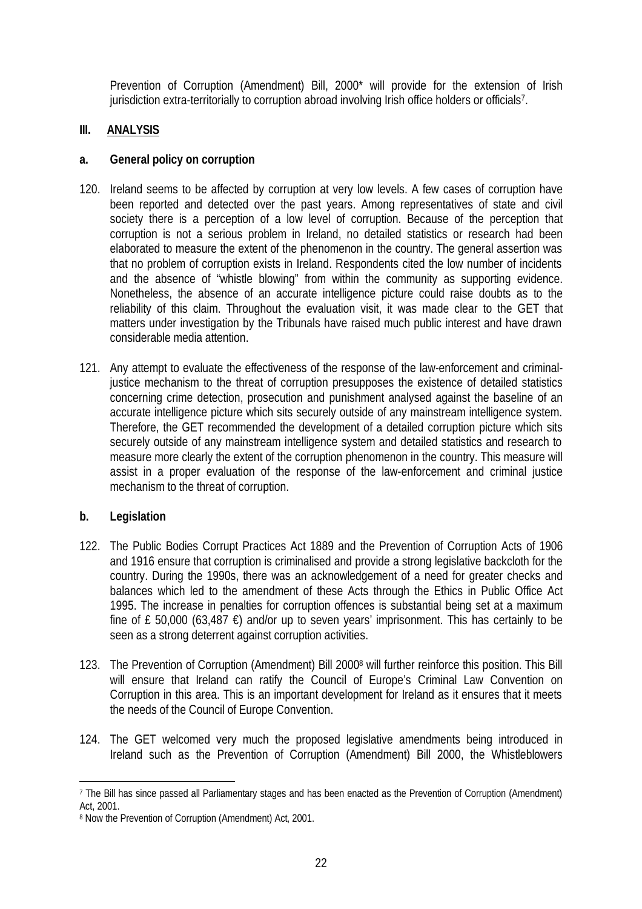Prevention of Corruption (Amendment) Bill, 2000* will provide for the extension of Irish jurisdiction extra-territorially to corruption abroad involving Irish office holders or officials[7].

## III. ANALYSIS

### a. General policy on corruption

120. Ireland seems to be affected by corruption at very low levels. A few cases of corruption have been reported and detected over the past years. Among representatives of state and civil society there is a perception of a low level of corruption. Because of the perception that corruption is not a serious problem in Ireland, no detailed statistics or research had been elaborated to measure the extent of the phenomenon in the country. The general assertion was that no problem of corruption exists in Ireland. Respondents cited the low number of incidents and the absence of "whistle blowing" from within the community as supporting evidence. Nonetheless, the absence of an accurate intelligence picture could raise doubts as to the reliability of this claim. Throughout the evaluation visit, it was made clear to the GET that matters under investigation by the Tribunals have raised much public interest and have drawn considerable media attention.

121. Any attempt to evaluate the effectiveness of the response of the law-enforcement and criminal-justice mechanism to the threat of corruption presupposes the existence of detailed statistics concerning crime detection, prosecution and punishment analysed against the baseline of an accurate intelligence picture which sits securely outside of any mainstream intelligence system. Therefore, the GET recommended the development of a detailed corruption picture which sits securely outside of any mainstream intelligence system and detailed statistics and research to measure more clearly the extent of the corruption phenomenon in the country. This measure will assist in a proper evaluation of the response of the law-enforcement and criminal justice mechanism to the threat of corruption.

### b. Legislation

122. The Public Bodies Corrupt Practices Act 1889 and the Prevention of Corruption Acts of 1906 and 1916 ensure that corruption is criminalised and provide a strong legislative backcloth for the country. During the 1990s, there was an acknowledgement of a need for greater checks and balances which led to the amendment of these Acts through the Ethics in Public Office Act 1995. The increase in penalties for corruption offences is substantial being set at a maximum fine of £ 50,000 (63,487 €) and/or up to seven years' imprisonment. This has certainly to be seen as a strong deterrent against corruption activities.

123. The Prevention of Corruption (Amendment) Bill 2000[8] will further reinforce this position. This Bill will ensure that Ireland can ratify the Council of Europe's Criminal Law Convention on Corruption in this area. This is an important development for Ireland as it ensures that it meets the needs of the Council of Europe Convention.

124. The GET welcomed very much the proposed legislative amendments being introduced in Ireland such as the Prevention of Corruption (Amendment) Bill 2000, the Whistleblowers

---

[7] The Bill has since passed all Parliamentary stages and has been enacted as the Prevention of Corruption (Amendment) Act, 2001.

[8] Now the Prevention of Corruption (Amendment) Act, 2001.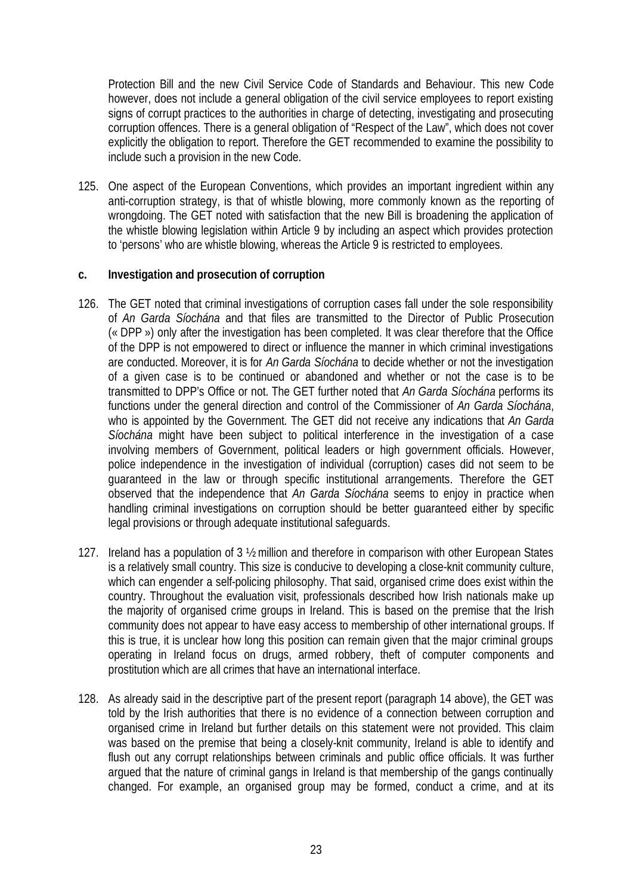Protection Bill and the new Civil Service Code of Standards and Behaviour. This new Code however, does not include a general obligation of the civil service employees to report existing signs of corrupt practices to the authorities in charge of detecting, investigating and prosecuting corruption offences. There is a general obligation of "Respect of the Law", which does not cover explicitly the obligation to report. Therefore the GET recommended to examine the possibility to include such a provision in the new Code.

125. One aspect of the European Conventions, which provides an important ingredient within any anti-corruption strategy, is that of whistle blowing, more commonly known as the reporting of wrongdoing. The GET noted with satisfaction that the new Bill is broadening the application of the whistle blowing legislation within Article 9 by including an aspect which provides protection to 'persons' who are whistle blowing, whereas the Article 9 is restricted to employees.

**c. Investigation and prosecution of corruption**

126. The GET noted that criminal investigations of corruption cases fall under the sole responsibility of *An Garda Síochána* and that files are transmitted to the Director of Public Prosecution (« DPP ») only after the investigation has been completed. It was clear therefore that the Office of the DPP is not empowered to direct or influence the manner in which criminal investigations are conducted. Moreover, it is for *An Garda Síochána* to decide whether or not the investigation of a given case is to be continued or abandoned and whether or not the case is to be transmitted to DPP's Office or not. The GET further noted that *An Garda Síochána* performs its functions under the general direction and control of the Commissioner of *An Garda Síochána*, who is appointed by the Government. The GET did not receive any indications that *An Garda Síochána* might have been subject to political interference in the investigation of a case involving members of Government, political leaders or high government officials. However, police independence in the investigation of individual (corruption) cases did not seem to be guaranteed in the law or through specific institutional arrangements. Therefore the GET observed that the independence that *An Garda Síochána* seems to enjoy in practice when handling criminal investigations on corruption should be better guaranteed either by specific legal provisions or through adequate institutional safeguards.

127. Ireland has a population of 3 ½ million and therefore in comparison with other European States is a relatively small country. This size is conducive to developing a close-knit community culture, which can engender a self-policing philosophy. That said, organised crime does exist within the country. Throughout the evaluation visit, professionals described how Irish nationals make up the majority of organised crime groups in Ireland. This is based on the premise that the Irish community does not appear to have easy access to membership of other international groups. If this is true, it is unclear how long this position can remain given that the major criminal groups operating in Ireland focus on drugs, armed robbery, theft of computer components and prostitution which are all crimes that have an international interface.

128. As already said in the descriptive part of the present report (paragraph 14 above), the GET was told by the Irish authorities that there is no evidence of a connection between corruption and organised crime in Ireland but further details on this statement were not provided. This claim was based on the premise that being a closely-knit community, Ireland is able to identify and flush out any corrupt relationships between criminals and public office officials. It was further argued that the nature of criminal gangs in Ireland is that membership of the gangs continually changed. For example, an organised group may be formed, conduct a crime, and at its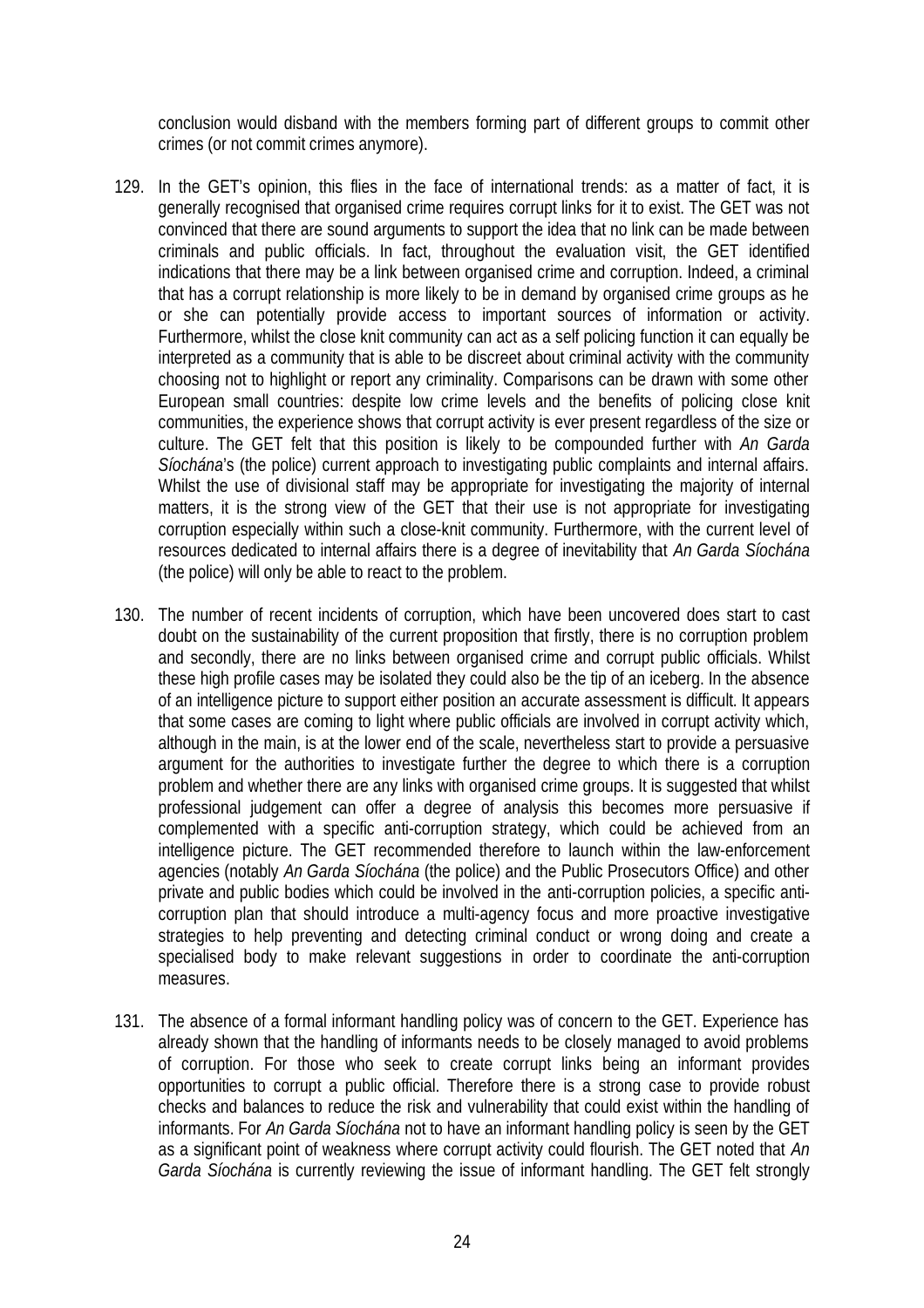conclusion would disband with the members forming part of different groups to commit other crimes (or not commit crimes anymore).

129. In the GET's opinion, this flies in the face of international trends: as a matter of fact, it is generally recognised that organised crime requires corrupt links for it to exist. The GET was not convinced that there are sound arguments to support the idea that no link can be made between criminals and public officials. In fact, throughout the evaluation visit, the GET identified indications that there may be a link between organised crime and corruption. Indeed, a criminal that has a corrupt relationship is more likely to be in demand by organised crime groups as he or she can potentially provide access to important sources of information or activity. Furthermore, whilst the close knit community can act as a self policing function it can equally be interpreted as a community that is able to be discreet about criminal activity with the community choosing not to highlight or report any criminality. Comparisons can be drawn with some other European small countries: despite low crime levels and the benefits of policing close knit communities, the experience shows that corrupt activity is ever present regardless of the size or culture. The GET felt that this position is likely to be compounded further with *An Garda Síochána*'s (the police) current approach to investigating public complaints and internal affairs. Whilst the use of divisional staff may be appropriate for investigating the majority of internal matters, it is the strong view of the GET that their use is not appropriate for investigating corruption especially within such a close-knit community. Furthermore, with the current level of resources dedicated to internal affairs there is a degree of inevitability that *An Garda Síochána* (the police) will only be able to react to the problem.

130. The number of recent incidents of corruption, which have been uncovered does start to cast doubt on the sustainability of the current proposition that firstly, there is no corruption problem and secondly, there are no links between organised crime and corrupt public officials. Whilst these high profile cases may be isolated they could also be the tip of an iceberg. In the absence of an intelligence picture to support either position an accurate assessment is difficult. It appears that some cases are coming to light where public officials are involved in corrupt activity which, although in the main, is at the lower end of the scale, nevertheless start to provide a persuasive argument for the authorities to investigate further the degree to which there is a corruption problem and whether there are any links with organised crime groups. It is suggested that whilst professional judgement can offer a degree of analysis this becomes more persuasive if complemented with a specific anti-corruption strategy, which could be achieved from an intelligence picture. The GET recommended therefore to launch within the law-enforcement agencies (notably *An Garda Síochána* (the police) and the Public Prosecutors Office) and other private and public bodies which could be involved in the anti-corruption policies, a specific anti-corruption plan that should introduce a multi-agency focus and more proactive investigative strategies to help preventing and detecting criminal conduct or wrong doing and create a specialised body to make relevant suggestions in order to coordinate the anti-corruption measures.

131. The absence of a formal informant handling policy was of concern to the GET. Experience has already shown that the handling of informants needs to be closely managed to avoid problems of corruption. For those who seek to create corrupt links being an informant provides opportunities to corrupt a public official. Therefore there is a strong case to provide robust checks and balances to reduce the risk and vulnerability that could exist within the handling of informants. For *An Garda Síochána* not to have an informant handling policy is seen by the GET as a significant point of weakness where corrupt activity could flourish. The GET noted that *An Garda Síochána* is currently reviewing the issue of informant handling. The GET felt strongly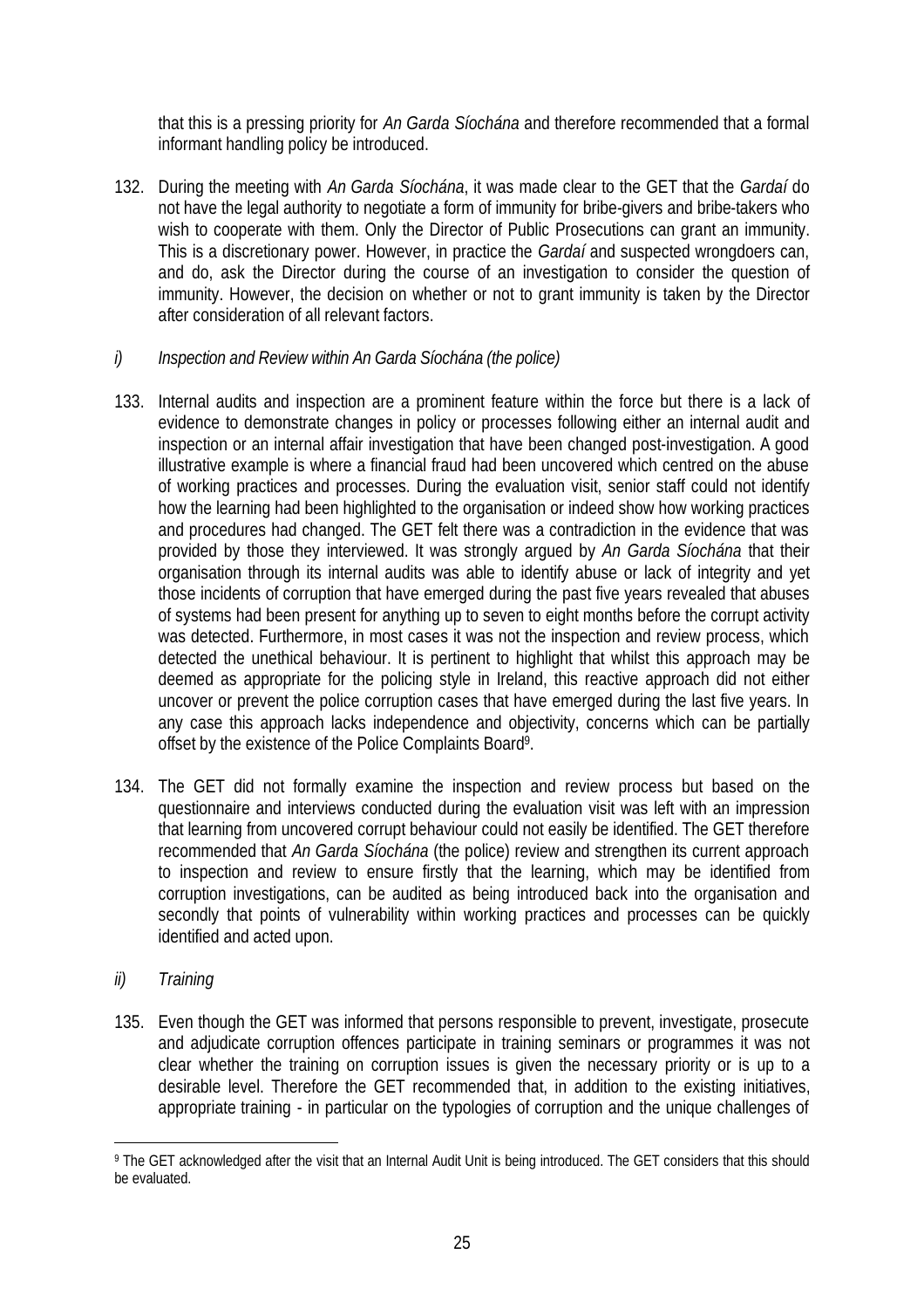that this is a pressing priority for *An Garda Síochána* and therefore recommended that a formal informant handling policy be introduced.

132. During the meeting with *An Garda Síochána*, it was made clear to the GET that the *Gardaí* do not have the legal authority to negotiate a form of immunity for bribe-givers and bribe-takers who wish to cooperate with them. Only the Director of Public Prosecutions can grant an immunity. This is a discretionary power. However, in practice the *Gardaí* and suspected wrongdoers can, and do, ask the Director during the course of an investigation to consider the question of immunity. However, the decision on whether or not to grant immunity is taken by the Director after consideration of all relevant factors.

*i) Inspection and Review within An Garda Síochána (the police)*

133. Internal audits and inspection are a prominent feature within the force but there is a lack of evidence to demonstrate changes in policy or processes following either an internal audit and inspection or an internal affair investigation that have been changed post-investigation. A good illustrative example is where a financial fraud had been uncovered which centred on the abuse of working practices and processes. During the evaluation visit, senior staff could not identify how the learning had been highlighted to the organisation or indeed show how working practices and procedures had changed. The GET felt there was a contradiction in the evidence that was provided by those they interviewed. It was strongly argued by *An Garda Síochána* that their organisation through its internal audits was able to identify abuse or lack of integrity and yet those incidents of corruption that have emerged during the past five years revealed that abuses of systems had been present for anything up to seven to eight months before the corrupt activity was detected. Furthermore, in most cases it was not the inspection and review process, which detected the unethical behaviour. It is pertinent to highlight that whilst this approach may be deemed as appropriate for the policing style in Ireland, this reactive approach did not either uncover or prevent the police corruption cases that have emerged during the last five years. In any case this approach lacks independence and objectivity, concerns which can be partially offset by the existence of the Police Complaints Board[9].

134. The GET did not formally examine the inspection and review process but based on the questionnaire and interviews conducted during the evaluation visit was left with an impression that learning from uncovered corrupt behaviour could not easily be identified. The GET therefore recommended that *An Garda Síochána* (the police) review and strengthen its current approach to inspection and review to ensure firstly that the learning, which may be identified from corruption investigations, can be audited as being introduced back into the organisation and secondly that points of vulnerability within working practices and processes can be quickly identified and acted upon.

*ii) Training*

135. Even though the GET was informed that persons responsible to prevent, investigate, prosecute and adjudicate corruption offences participate in training seminars or programmes it was not clear whether the training on corruption issues is given the necessary priority or is up to a desirable level. Therefore the GET recommended that, in addition to the existing initiatives, appropriate training - in particular on the typologies of corruption and the unique challenges of

---

[9] The GET acknowledged after the visit that an Internal Audit Unit is being introduced. The GET considers that this should be evaluated.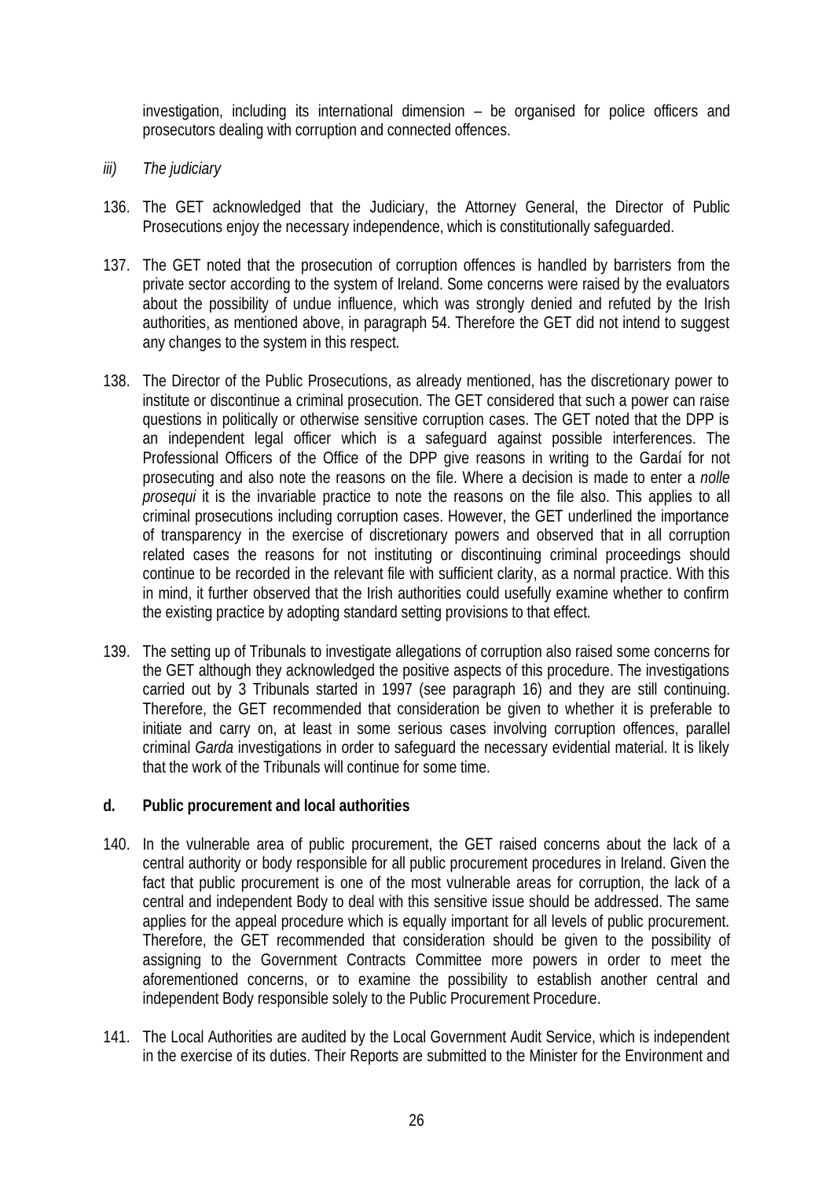investigation, including its international dimension – be organised for police officers and prosecutors dealing with corruption and connected offences.

*iii) The judiciary*

136. The GET acknowledged that the Judiciary, the Attorney General, the Director of Public Prosecutions enjoy the necessary independence, which is constitutionally safeguarded.

137. The GET noted that the prosecution of corruption offences is handled by barristers from the private sector according to the system of Ireland. Some concerns were raised by the evaluators about the possibility of undue influence, which was strongly denied and refuted by the Irish authorities, as mentioned above, in paragraph 54. Therefore the GET did not intend to suggest any changes to the system in this respect.

138. The Director of the Public Prosecutions, as already mentioned, has the discretionary power to institute or discontinue a criminal prosecution. The GET considered that such a power can raise questions in politically or otherwise sensitive corruption cases. The GET noted that the DPP is an independent legal officer which is a safeguard against possible interferences. The Professional Officers of the Office of the DPP give reasons in writing to the Gardaí for not prosecuting and also note the reasons on the file. Where a decision is made to enter a *nolle prosequi* it is the invariable practice to note the reasons on the file also. This applies to all criminal prosecutions including corruption cases. However, the GET underlined the importance of transparency in the exercise of discretionary powers and observed that in all corruption related cases the reasons for not instituting or discontinuing criminal proceedings should continue to be recorded in the relevant file with sufficient clarity, as a normal practice. With this in mind, it further observed that the Irish authorities could usefully examine whether to confirm the existing practice by adopting standard setting provisions to that effect.

139. The setting up of Tribunals to investigate allegations of corruption also raised some concerns for the GET although they acknowledged the positive aspects of this procedure. The investigations carried out by 3 Tribunals started in 1997 (see paragraph 16) and they are still continuing. Therefore, the GET recommended that consideration be given to whether it is preferable to initiate and carry on, at least in some serious cases involving corruption offences, parallel criminal *Garda* investigations in order to safeguard the necessary evidential material. It is likely that the work of the Tribunals will continue for some time.

**d. Public procurement and local authorities**

140. In the vulnerable area of public procurement, the GET raised concerns about the lack of a central authority or body responsible for all public procurement procedures in Ireland. Given the fact that public procurement is one of the most vulnerable areas for corruption, the lack of a central and independent Body to deal with this sensitive issue should be addressed. The same applies for the appeal procedure which is equally important for all levels of public procurement. Therefore, the GET recommended that consideration should be given to the possibility of assigning to the Government Contracts Committee more powers in order to meet the aforementioned concerns, or to examine the possibility to establish another central and independent Body responsible solely to the Public Procurement Procedure.

141. The Local Authorities are audited by the Local Government Audit Service, which is independent in the exercise of its duties. Their Reports are submitted to the Minister for the Environment and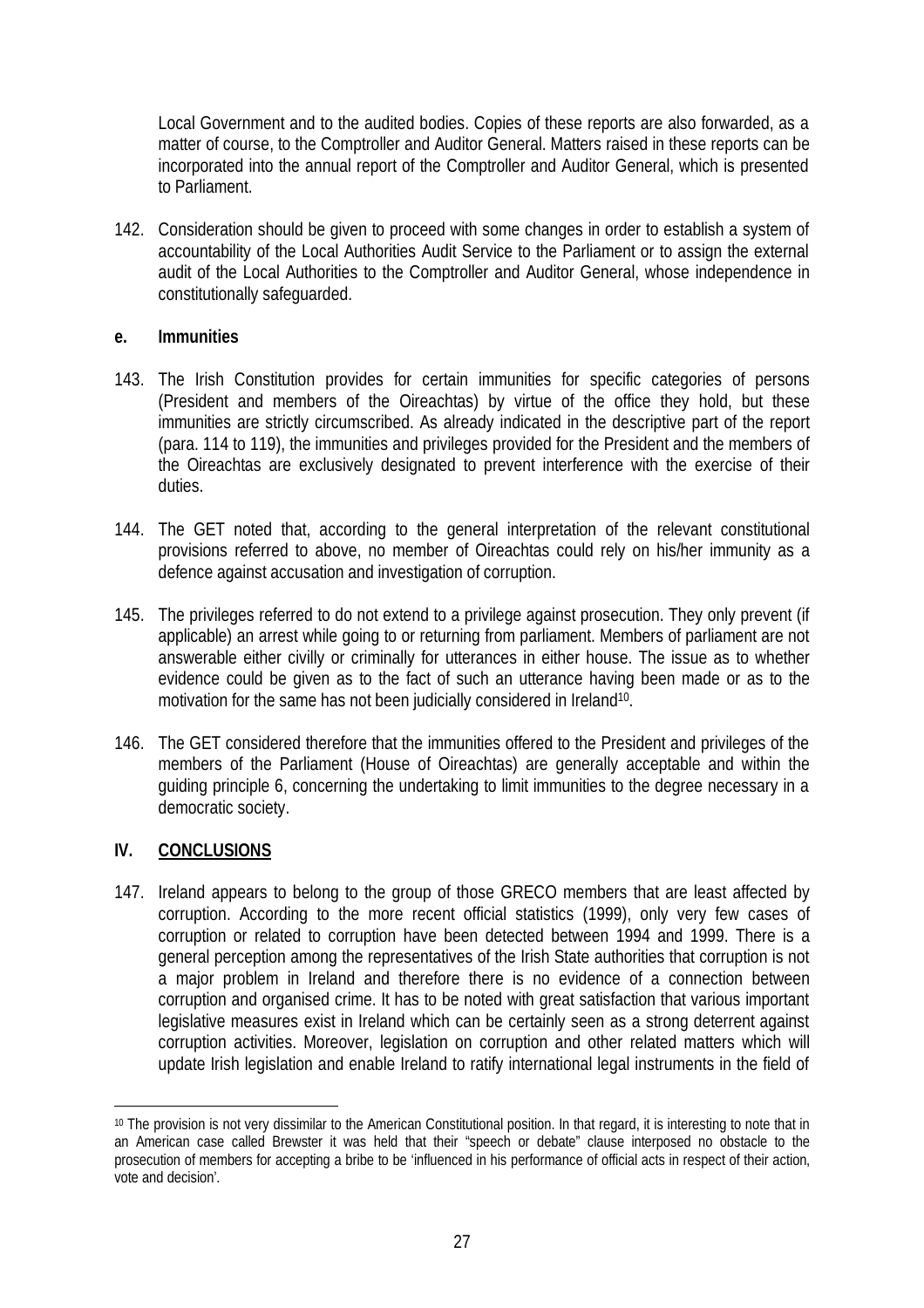Local Government and to the audited bodies. Copies of these reports are also forwarded, as a matter of course, to the Comptroller and Auditor General. Matters raised in these reports can be incorporated into the annual report of the Comptroller and Auditor General, which is presented to Parliament.

142. Consideration should be given to proceed with some changes in order to establish a system of accountability of the Local Authorities Audit Service to the Parliament or to assign the external audit of the Local Authorities to the Comptroller and Auditor General, whose independence in constitutionally safeguarded.

### e. Immunities

143. The Irish Constitution provides for certain immunities for specific categories of persons (President and members of the Oireachtas) by virtue of the office they hold, but these immunities are strictly circumscribed. As already indicated in the descriptive part of the report (para. 114 to 119), the immunities and privileges provided for the President and the members of the Oireachtas are exclusively designated to prevent interference with the exercise of their duties.

144. The GET noted that, according to the general interpretation of the relevant constitutional provisions referred to above, no member of Oireachtas could rely on his/her immunity as a defence against accusation and investigation of corruption.

145. The privileges referred to do not extend to a privilege against prosecution. They only prevent (if applicable) an arrest while going to or returning from parliament. Members of parliament are not answerable either civilly or criminally for utterances in either house. The issue as to whether evidence could be given as to the fact of such an utterance having been made or as to the motivation for the same has not been judicially considered in Ireland[10].

146. The GET considered therefore that the immunities offered to the President and privileges of the members of the Parliament (House of Oireachtas) are generally acceptable and within the guiding principle 6, concerning the undertaking to limit immunities to the degree necessary in a democratic society.

## IV. CONCLUSIONS

147. Ireland appears to belong to the group of those GRECO members that are least affected by corruption. According to the more recent official statistics (1999), only very few cases of corruption or related to corruption have been detected between 1994 and 1999. There is a general perception among the representatives of the Irish State authorities that corruption is not a major problem in Ireland and therefore there is no evidence of a connection between corruption and organised crime. It has to be noted with great satisfaction that various important legislative measures exist in Ireland which can be certainly seen as a strong deterrent against corruption activities. Moreover, legislation on corruption and other related matters which will update Irish legislation and enable Ireland to ratify international legal instruments in the field of

---

[10] The provision is not very dissimilar to the American Constitutional position. In that regard, it is interesting to note that in an American case called Brewster it was held that their "speech or debate" clause interposed no obstacle to the prosecution of members for accepting a bribe to be 'influenced in his performance of official acts in respect of their action, vote and decision'.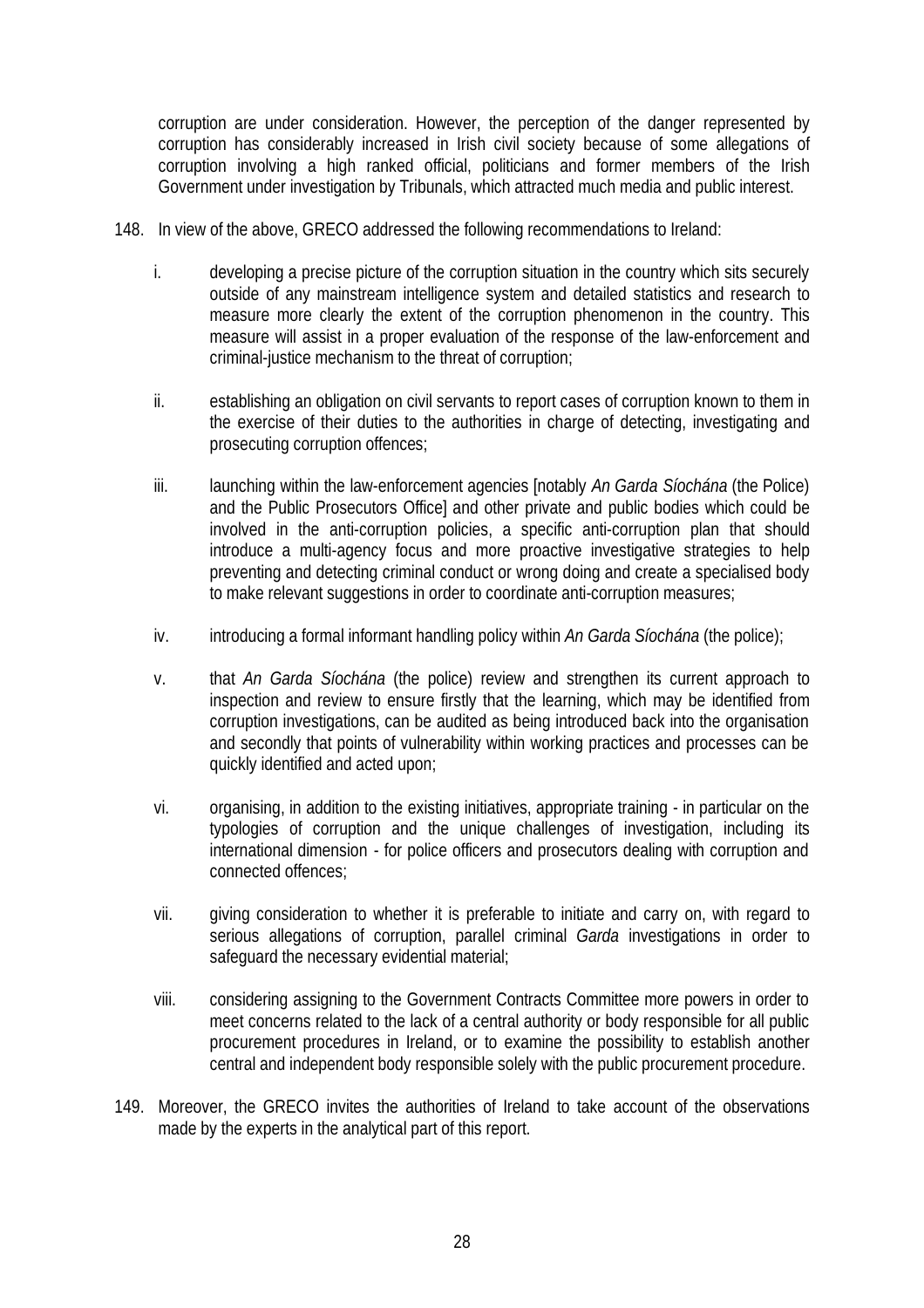corruption are under consideration. However, the perception of the danger represented by corruption has considerably increased in Irish civil society because of some allegations of corruption involving a high ranked official, politicians and former members of the Irish Government under investigation by Tribunals, which attracted much media and public interest.

148. In view of the above, GRECO addressed the following recommendations to Ireland:

   i. developing a precise picture of the corruption situation in the country which sits securely outside of any mainstream intelligence system and detailed statistics and research to measure more clearly the extent of the corruption phenomenon in the country. This measure will assist in a proper evaluation of the response of the law-enforcement and criminal-justice mechanism to the threat of corruption;

   ii. establishing an obligation on civil servants to report cases of corruption known to them in the exercise of their duties to the authorities in charge of detecting, investigating and prosecuting corruption offences;

   iii. launching within the law-enforcement agencies [notably *An Garda Síochána* (the Police) and the Public Prosecutors Office] and other private and public bodies which could be involved in the anti-corruption policies, a specific anti-corruption plan that should introduce a multi-agency focus and more proactive investigative strategies to help preventing and detecting criminal conduct or wrong doing and create a specialised body to make relevant suggestions in order to coordinate anti-corruption measures;

   iv. introducing a formal informant handling policy within *An Garda Síochána* (the police);

   v. that *An Garda Síochána* (the police) review and strengthen its current approach to inspection and review to ensure firstly that the learning, which may be identified from corruption investigations, can be audited as being introduced back into the organisation and secondly that points of vulnerability within working practices and processes can be quickly identified and acted upon;

   vi. organising, in addition to the existing initiatives, appropriate training - in particular on the typologies of corruption and the unique challenges of investigation, including its international dimension - for police officers and prosecutors dealing with corruption and connected offences;

   vii. giving consideration to whether it is preferable to initiate and carry on, with regard to serious allegations of corruption, parallel criminal *Garda* investigations in order to safeguard the necessary evidential material;

   viii. considering assigning to the Government Contracts Committee more powers in order to meet concerns related to the lack of a central authority or body responsible for all public procurement procedures in Ireland, or to examine the possibility to establish another central and independent body responsible solely with the public procurement procedure.

149. Moreover, the GRECO invites the authorities of Ireland to take account of the observations made by the experts in the analytical part of this report.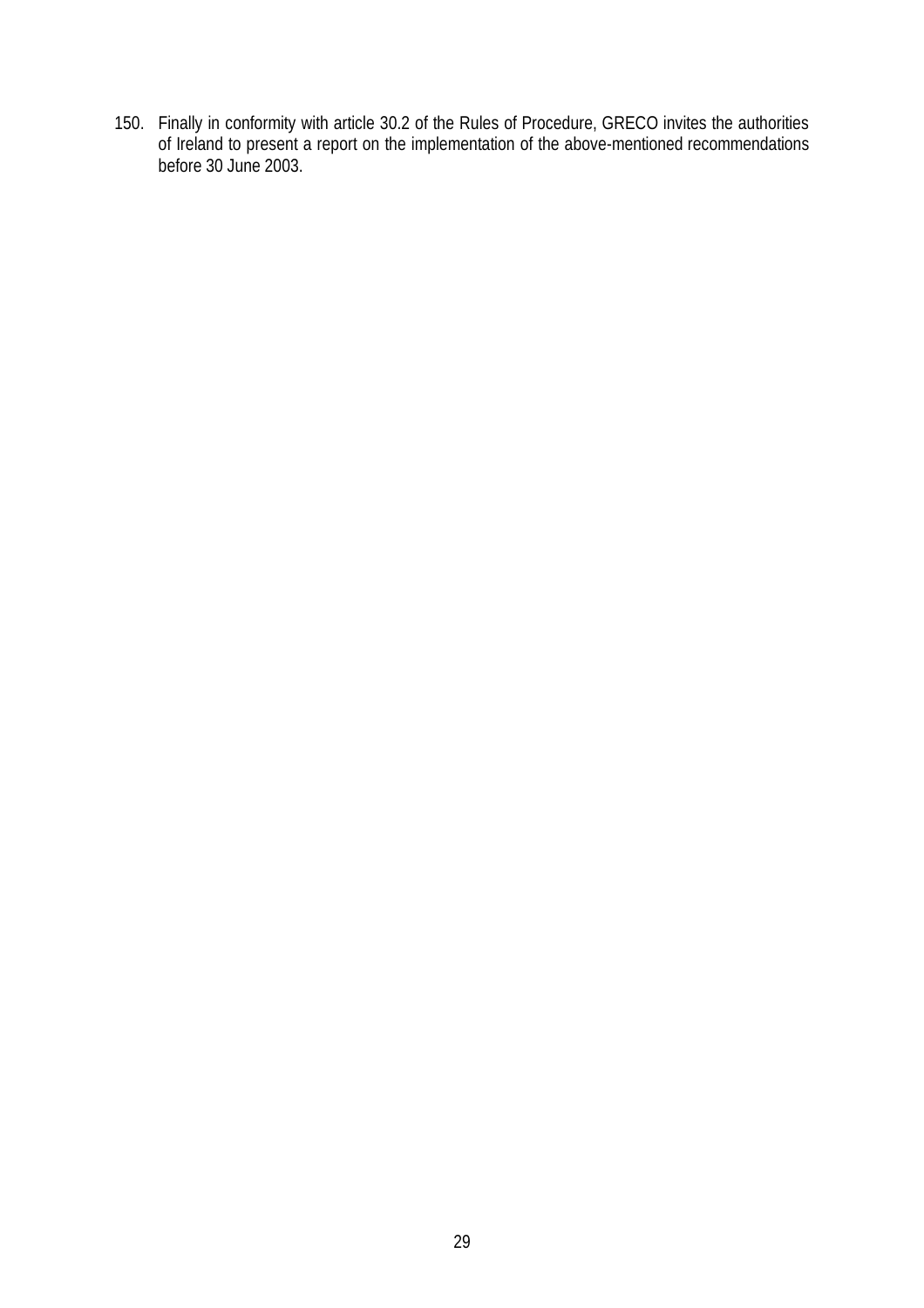150. Finally in conformity with article 30.2 of the Rules of Procedure, GRECO invites the authorities of Ireland to present a report on the implementation of the above-mentioned recommendations before 30 June 2003.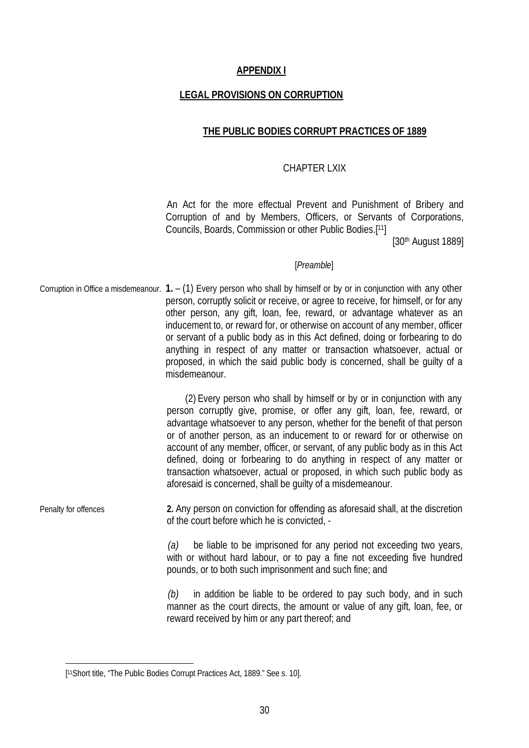**APPENDIX I**

**LEGAL PROVISIONS ON CORRUPTION**

**THE PUBLIC BODIES CORRUPT PRACTICES OF 1889**

CHAPTER LXIX

An Act for the more effectual Prevent and Punishment of Bribery and Corruption of and by Members, Officers, or Servants of Corporations, Councils, Boards, Commission or other Public Bodies.[[11]]

[30th August 1889]

[*Preamble*]

Corruption in Office a misdemeanour. **1.** – (1) Every person who shall by himself or by or in conjunction with any other person, corruptly solicit or receive, or agree to receive, for himself, or for any other person, any gift, loan, fee, reward, or advantage whatever as an inducement to, or reward for, or otherwise on account of any member, officer or servant of a public body as in this Act defined, doing or forbearing to do anything in respect of any matter or transaction whatsoever, actual or proposed, in which the said public body is concerned, shall be guilty of a misdemeanour.

(2) Every person who shall by himself or by or in conjunction with any person corruptly give, promise, or offer any gift, loan, fee, reward, or advantage whatsoever to any person, whether for the benefit of that person or of another person, as an inducement to or reward for or otherwise on account of any member, officer, or servant, of any public body as in this Act defined, doing or forbearing to do anything in respect of any matter or transaction whatsoever, actual or proposed, in which such public body as aforesaid is concerned, shall be guilty of a misdemeanour.

Penalty for offences **2.** Any person on conviction for offending as aforesaid shall, at the discretion of the court before which he is convicted, -

*(a)* be liable to be imprisoned for any period not exceeding two years, with or without hard labour, or to pay a fine not exceeding five hundred pounds, or to both such imprisonment and such fine; and

*(b)* in addition be liable to be ordered to pay such body, and in such manner as the court directs, the amount or value of any gift, loan, fee, or reward received by him or any part thereof; and

[[11]Short title, "The Public Bodies Corrupt Practices Act, 1889." See s. 10].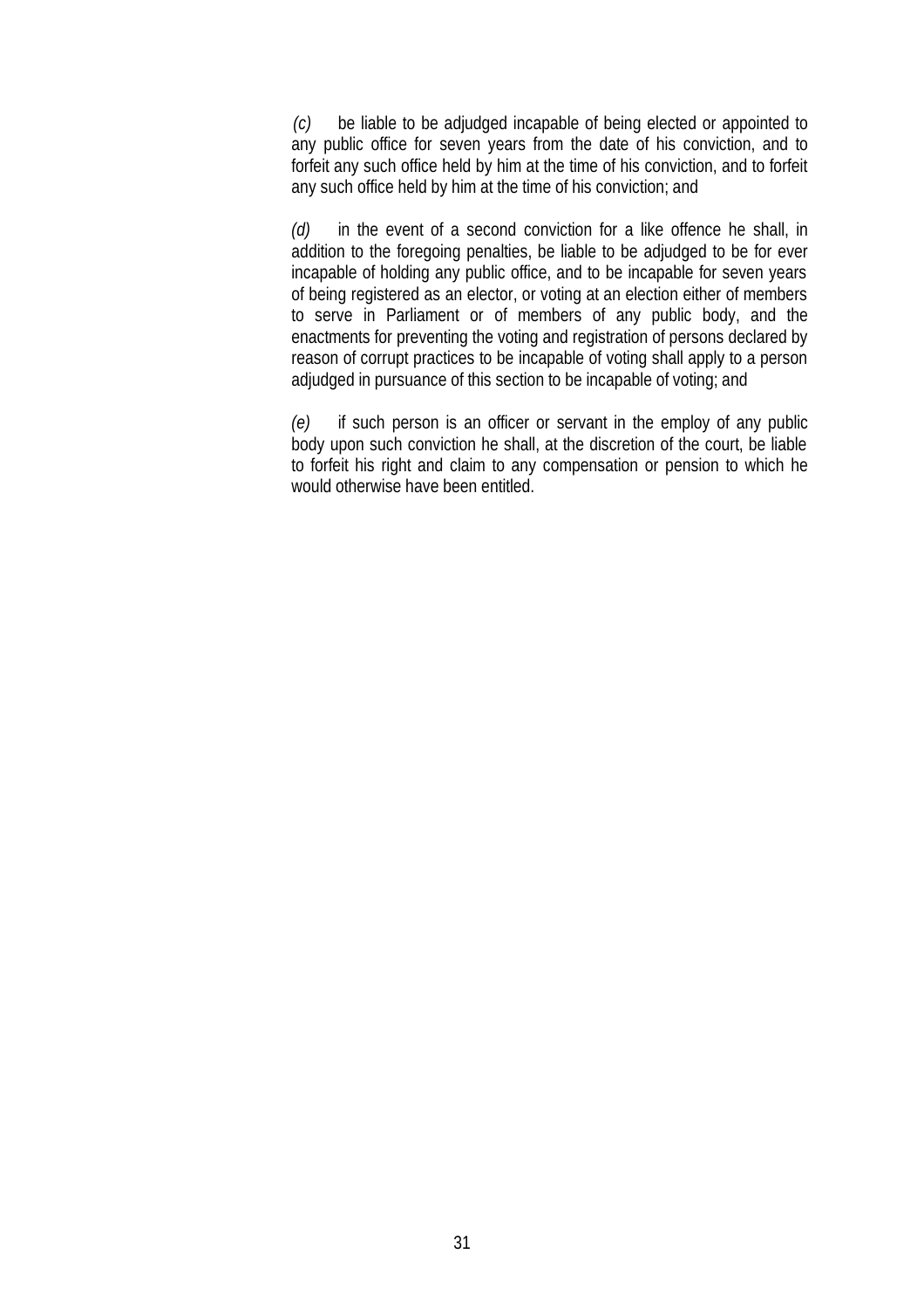*(c)* be liable to be adjudged incapable of being elected or appointed to any public office for seven years from the date of his conviction, and to forfeit any such office held by him at the time of his conviction, and to forfeit any such office held by him at the time of his conviction; and

*(d)* in the event of a second conviction for a like offence he shall, in addition to the foregoing penalties, be liable to be adjudged to be for ever incapable of holding any public office, and to be incapable for seven years of being registered as an elector, or voting at an election either of members to serve in Parliament or of members of any public body, and the enactments for preventing the voting and registration of persons declared by reason of corrupt practices to be incapable of voting shall apply to a person adjudged in pursuance of this section to be incapable of voting; and

*(e)* if such person is an officer or servant in the employ of any public body upon such conviction he shall, at the discretion of the court, be liable to forfeit his right and claim to any compensation or pension to which he would otherwise have been entitled.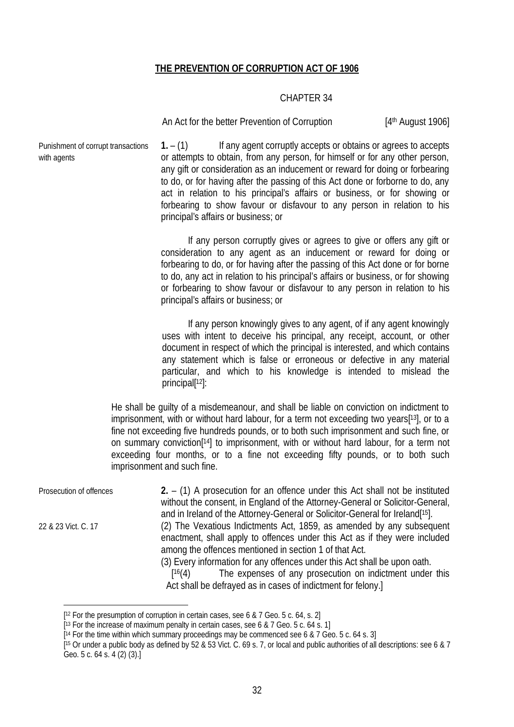**THE PREVENTION OF CORRUPTION ACT OF 1906**

CHAPTER 34

An Act for the better Prevention of Corruption [4th August 1906]

Punishment of corrupt transactions with agents

**1.** – (1) If any agent corruptly accepts or obtains or agrees to accepts or attempts to obtain, from any person, for himself or for any other person, any gift or consideration as an inducement or reward for doing or forbearing to do, or for having after the passing of this Act done or forborne to do, any act in relation to his principal's affairs or business, or for showing or forbearing to show favour or disfavour to any person in relation to his principal's affairs or business; or

If any person corruptly gives or agrees to give or offers any gift or consideration to any agent as an inducement or reward for doing or forbearing to do, or for having after the passing of this Act done or for borne to do, any act in relation to his principal's affairs or business, or for showing or forbearing to show favour or disfavour to any person in relation to his principal's affairs or business; or

If any person knowingly gives to any agent, of if any agent knowingly uses with intent to deceive his principal, any receipt, account, or other document in respect of which the principal is interested, and which contains any statement which is false or erroneous or defective in any material particular, and which to his knowledge is intended to mislead the principal[12]:

He shall be guilty of a misdemeanour, and shall be liable on conviction on indictment to imprisonment, with or without hard labour, for a term not exceeding two years[13], or to a fine not exceeding five hundreds pounds, or to both such imprisonment and such fine, or on summary conviction[14] to imprisonment, with or without hard labour, for a term not exceeding four months, or to a fine not exceeding fifty pounds, or to both such imprisonment and such fine.

Prosecution of offences

**2.** – (1) A prosecution for an offence under this Act shall not be instituted without the consent, in England of the Attorney-General or Solicitor-General, and in Ireland of the Attorney-General or Solicitor-General for Ireland[15].

22 & 23 Vict. C. 17

(2) The Vexatious Indictments Act, 1859, as amended by any subsequent enactment, shall apply to offences under this Act as if they were included among the offences mentioned in section 1 of that Act.

(3) Every information for any offences under this Act shall be upon oath.

[[16](4) The expenses of any prosecution on indictment under this Act shall be defrayed as in cases of indictment for felony.]

---

[12 For the presumption of corruption in certain cases, see 6 & 7 Geo. 5 c. 64, s. 2]

[13 For the increase of maximum penalty in certain cases, see 6 & 7 Geo. 5 c. 64 s. 1]

[14 For the time within which summary proceedings may be commenced see 6 & 7 Geo. 5 c. 64 s. 3]

[15 Or under a public body as defined by 52 & 53 Vict. C. 69 s. 7, or local and public authorities of all descriptions: see 6 & 7 Geo. 5 c. 64 s. 4 (2) (3).]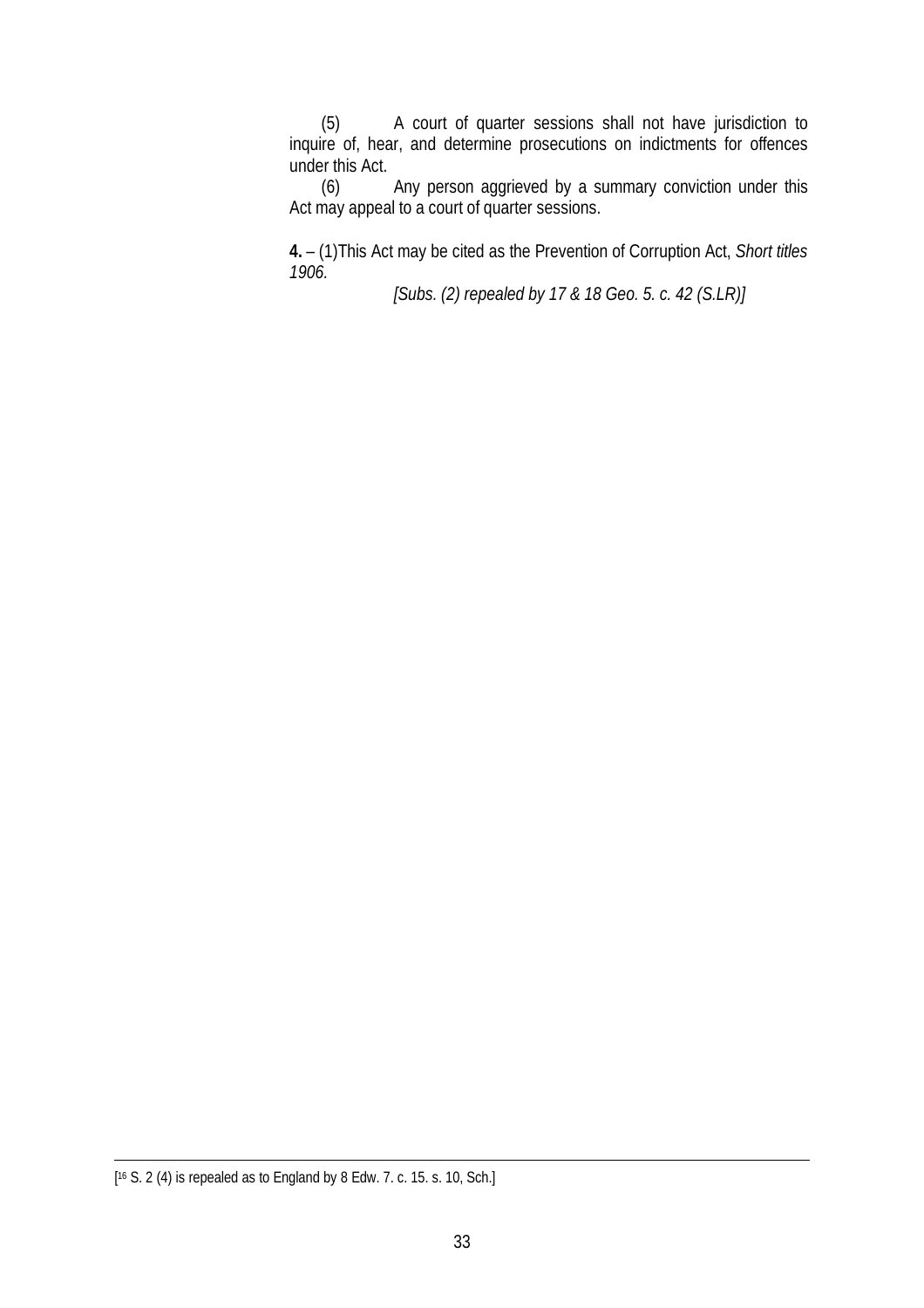(5) A court of quarter sessions shall not have jurisdiction to inquire of, hear, and determine prosecutions on indictments for offences under this Act.

(6) Any person aggrieved by a summary conviction under this Act may appeal to a court of quarter sessions.

**4.** – (1)This Act may be cited as the Prevention of Corruption Act, *Short titles* 1906.

*[Subs. (2) repealed by 17 & 18 Geo. 5. c. 42 (S.LR)]*

---

[[16] S. 2 (4) is repealed as to England by 8 Edw. 7. c. 15. s. 10, Sch.]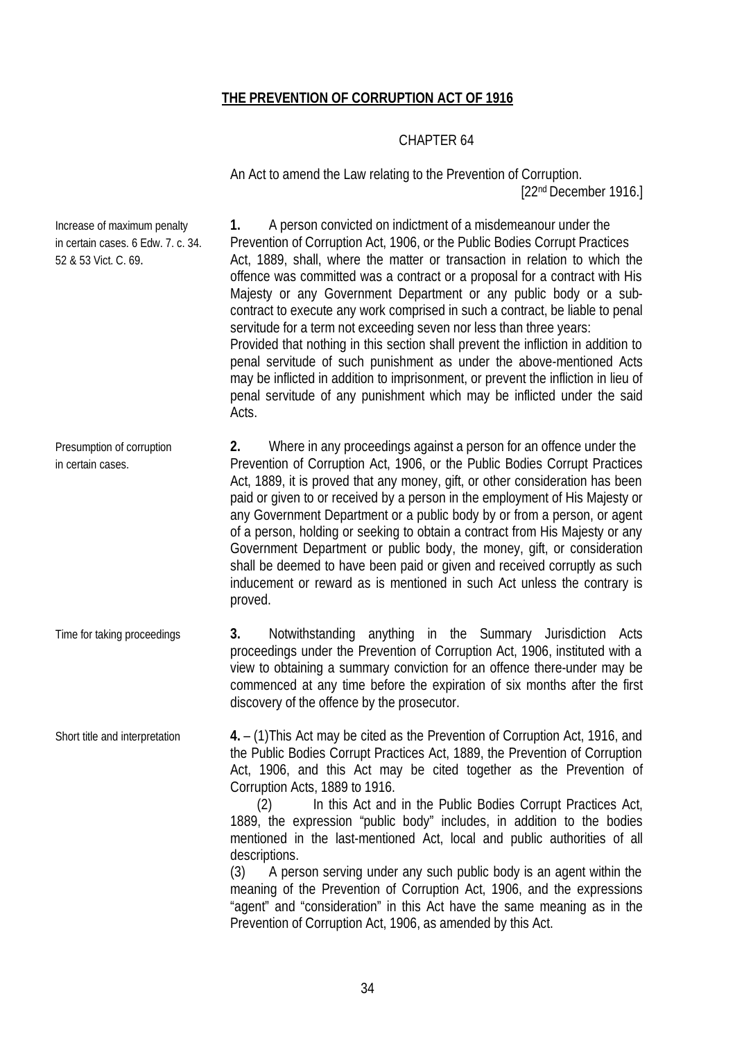# THE PREVENTION OF CORRUPTION ACT OF 1916

CHAPTER 64

An Act to amend the Law relating to the Prevention of Corruption.

[22nd December 1916.]

*Increase of maximum penalty in certain cases. 6 Edw. 7. c. 34. 52 & 53 Vict. C. 69.*

**1.** A person convicted on indictment of a misdemeanour under the Prevention of Corruption Act, 1906, or the Public Bodies Corrupt Practices Act, 1889, shall, where the matter or transaction in relation to which the offence was committed was a contract or a proposal for a contract with His Majesty or any Government Department or any public body or a sub-contract to execute any work comprised in such a contract, be liable to penal servitude for a term not exceeding seven nor less than three years:

Provided that nothing in this section shall prevent the infliction in addition to penal servitude of such punishment as under the above-mentioned Acts may be inflicted in addition to imprisonment, or prevent the infliction in lieu of penal servitude of any punishment which may be inflicted under the said Acts.

*Presumption of corruption in certain cases.*

**2.** Where in any proceedings against a person for an offence under the Prevention of Corruption Act, 1906, or the Public Bodies Corrupt Practices Act, 1889, it is proved that any money, gift, or other consideration has been paid or given to or received by a person in the employment of His Majesty or any Government Department or a public body by or from a person, or agent of a person, holding or seeking to obtain a contract from His Majesty or any Government Department or public body, the money, gift, or consideration shall be deemed to have been paid or given and received corruptly as such inducement or reward as is mentioned in such Act unless the contrary is proved.

*Time for taking proceedings*

**3.** Notwithstanding anything in the Summary Jurisdiction Acts proceedings under the Prevention of Corruption Act, 1906, instituted with a view to obtaining a summary conviction for an offence there-under may be commenced at any time before the expiration of six months after the first discovery of the offence by the prosecutor.

*Short title and interpretation*

**4.** – (1) This Act may be cited as the Prevention of Corruption Act, 1916, and the Public Bodies Corrupt Practices Act, 1889, the Prevention of Corruption Act, 1906, and this Act may be cited together as the Prevention of Corruption Acts, 1889 to 1916.

(2) In this Act and in the Public Bodies Corrupt Practices Act, 1889, the expression "public body" includes, in addition to the bodies mentioned in the last-mentioned Act, local and public authorities of all descriptions.

(3) A person serving under any such public body is an agent within the meaning of the Prevention of Corruption Act, 1906, and the expressions "agent" and "consideration" in this Act have the same meaning as in the Prevention of Corruption Act, 1906, as amended by this Act.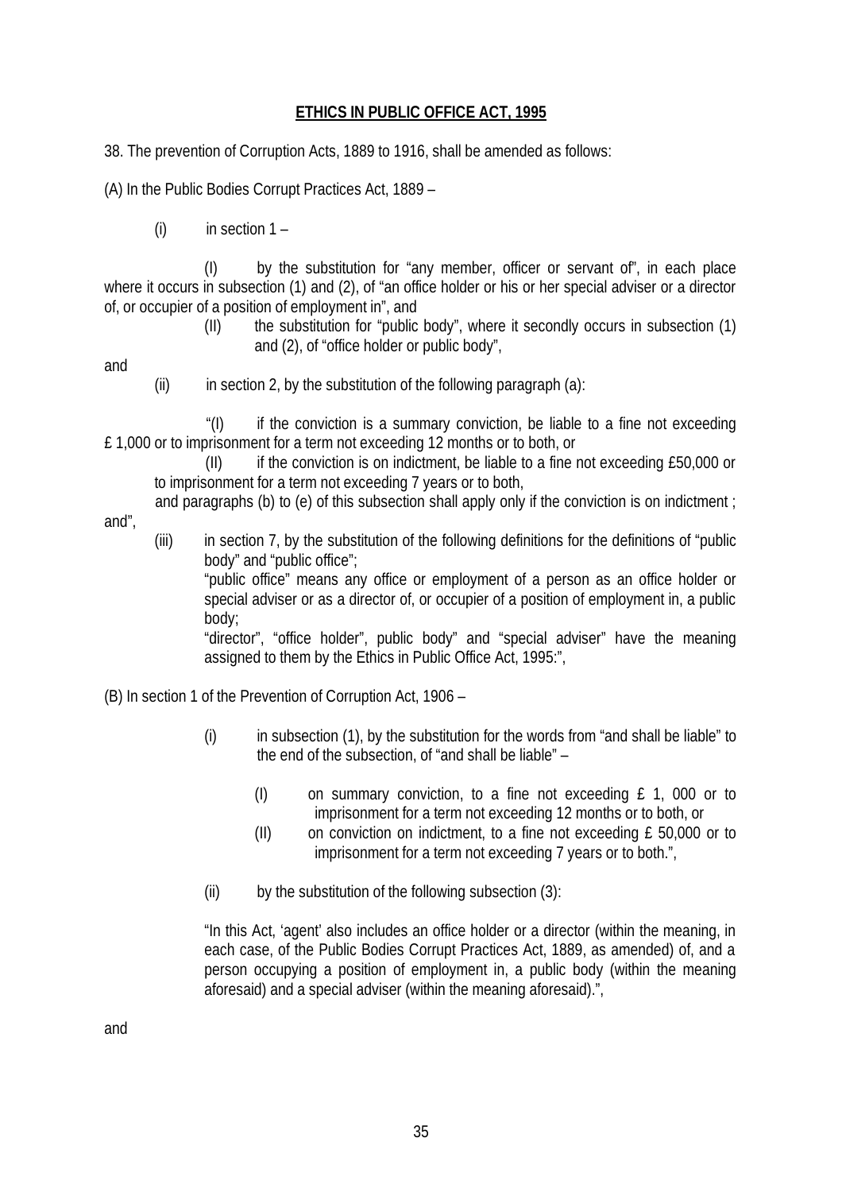**ETHICS IN PUBLIC OFFICE ACT, 1995**

38. The prevention of Corruption Acts, 1889 to 1916, shall be amended as follows:

(A) In the Public Bodies Corrupt Practices Act, 1889 –

(i) in section 1 –

(I) by the substitution for "any member, officer or servant of", in each place where it occurs in subsection (1) and (2), of "an office holder or his or her special adviser or a director of, or occupier of a position of employment in", and

(II) the substitution for "public body", where it secondly occurs in subsection (1) and (2), of "office holder or public body",

and

(ii) in section 2, by the substitution of the following paragraph (a):

"(I) if the conviction is a summary conviction, be liable to a fine not exceeding £ 1,000 or to imprisonment for a term not exceeding 12 months or to both, or

(II) if the conviction is on indictment, be liable to a fine not exceeding £50,000 or to imprisonment for a term not exceeding 7 years or to both,

and paragraphs (b) to (e) of this subsection shall apply only if the conviction is on indictment ; and",

(iii) in section 7, by the substitution of the following definitions for the definitions of "public body" and "public office";

"public office" means any office or employment of a person as an office holder or special adviser or as a director of, or occupier of a position of employment in, a public body;

"director", "office holder", public body" and "special adviser" have the meaning assigned to them by the Ethics in Public Office Act, 1995:",

(B) In section 1 of the Prevention of Corruption Act, 1906 –

(i) in subsection (1), by the substitution for the words from "and shall be liable" to the end of the subsection, of "and shall be liable" –

(I) on summary conviction, to a fine not exceeding £ 1, 000 or to imprisonment for a term not exceeding 12 months or to both, or

(II) on conviction on indictment, to a fine not exceeding £ 50,000 or to imprisonment for a term not exceeding 7 years or to both.",

(ii) by the substitution of the following subsection (3):

"In this Act, 'agent' also includes an office holder or a director (within the meaning, in each case, of the Public Bodies Corrupt Practices Act, 1889, as amended) of, and a person occupying a position of employment in, a public body (within the meaning aforesaid) and a special adviser (within the meaning aforesaid).",

and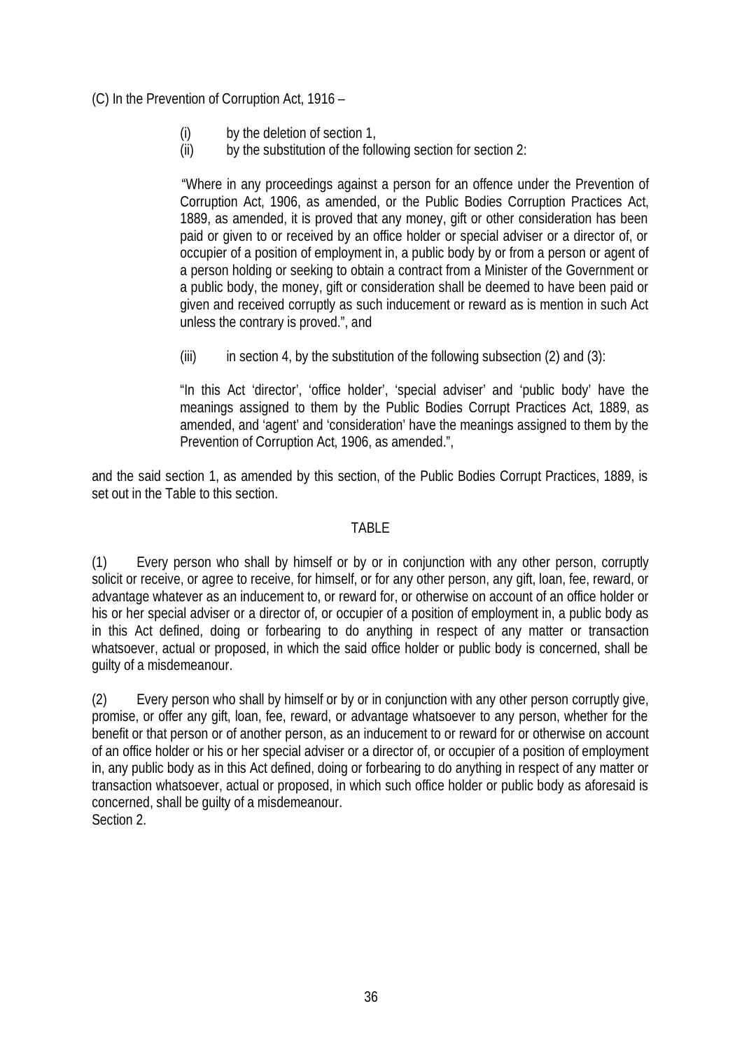(C) In the Prevention of Corruption Act, 1916 –

(i) by the deletion of section 1,

(ii) by the substitution of the following section for section 2:

"Where in any proceedings against a person for an offence under the Prevention of Corruption Act, 1906, as amended, or the Public Bodies Corruption Practices Act, 1889, as amended, it is proved that any money, gift or other consideration has been paid or given to or received by an office holder or special adviser or a director of, or occupier of a position of employment in, a public body by or from a person or agent of a person holding or seeking to obtain a contract from a Minister of the Government or a public body, the money, gift or consideration shall be deemed to have been paid or given and received corruptly as such inducement or reward as is mention in such Act unless the contrary is proved.", and

(iii) in section 4, by the substitution of the following subsection (2) and (3):

"In this Act 'director', 'office holder', 'special adviser' and 'public body' have the meanings assigned to them by the Public Bodies Corrupt Practices Act, 1889, as amended, and 'agent' and 'consideration' have the meanings assigned to them by the Prevention of Corruption Act, 1906, as amended.",

and the said section 1, as amended by this section, of the Public Bodies Corrupt Practices, 1889, is set out in the Table to this section.

TABLE

(1) Every person who shall by himself or by or in conjunction with any other person, corruptly solicit or receive, or agree to receive, for himself, or for any other person, any gift, loan, fee, reward, or advantage whatever as an inducement to, or reward for, or otherwise on account of an office holder or his or her special adviser or a director of, or occupier of a position of employment in, a public body as in this Act defined, doing or forbearing to do anything in respect of any matter or transaction whatsoever, actual or proposed, in which the said office holder or public body is concerned, shall be guilty of a misdemeanour.

(2) Every person who shall by himself or by or in conjunction with any other person corruptly give, promise, or offer any gift, loan, fee, reward, or advantage whatsoever to any person, whether for the benefit or that person or of another person, as an inducement to or reward for or otherwise on account of an office holder or his or her special adviser or a director of, or occupier of a position of employment in, any public body as in this Act defined, doing or forbearing to do anything in respect of any matter or transaction whatsoever, actual or proposed, in which such office holder or public body as aforesaid is concerned, shall be guilty of a misdemeanour.

Section 2.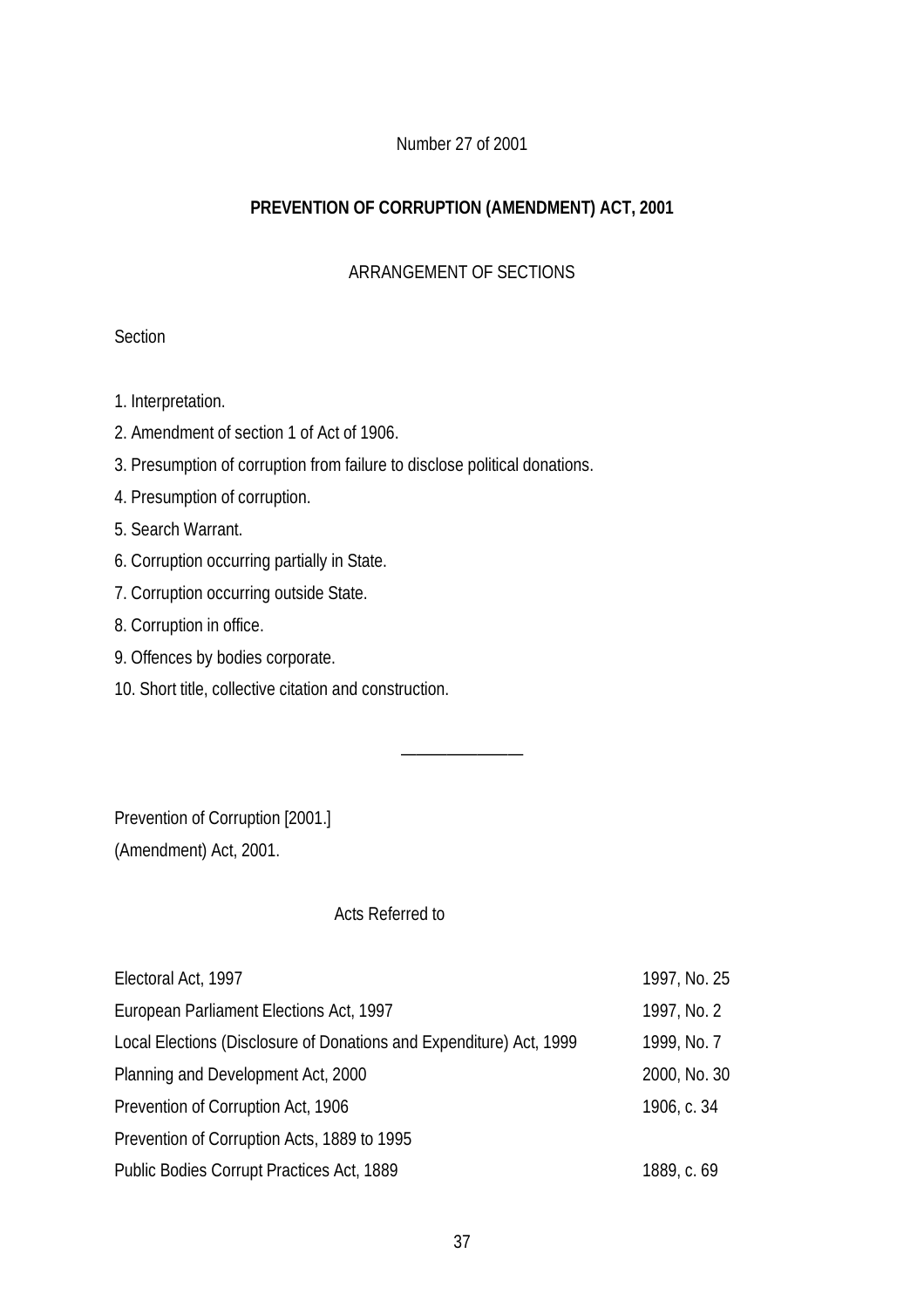Number 27 of 2001

**PREVENTION OF CORRUPTION (AMENDMENT) ACT, 2001**

ARRANGEMENT OF SECTIONS

Section

1. Interpretation.
2. Amendment of section 1 of Act of 1906.
3. Presumption of corruption from failure to disclose political donations.
4. Presumption of corruption.
5. Search Warrant.
6. Corruption occurring partially in State.
7. Corruption occurring outside State.
8. Corruption in office.
9. Offences by bodies corporate.
10. Short title, collective citation and construction.

---

Prevention of Corruption [2001.]
(Amendment) Act, 2001.

Acts Referred to

| | |
|---|---|
| Electoral Act, 1997 | 1997, No. 25 |
| European Parliament Elections Act, 1997 | 1997, No. 2 |
| Local Elections (Disclosure of Donations and Expenditure) Act, 1999 | 1999, No. 7 |
| Planning and Development Act, 2000 | 2000, No. 30 |
| Prevention of Corruption Act, 1906 | 1906, c. 34 |
| Prevention of Corruption Acts, 1889 to 1995 | |
| Public Bodies Corrupt Practices Act, 1889 | 1889, c. 69 |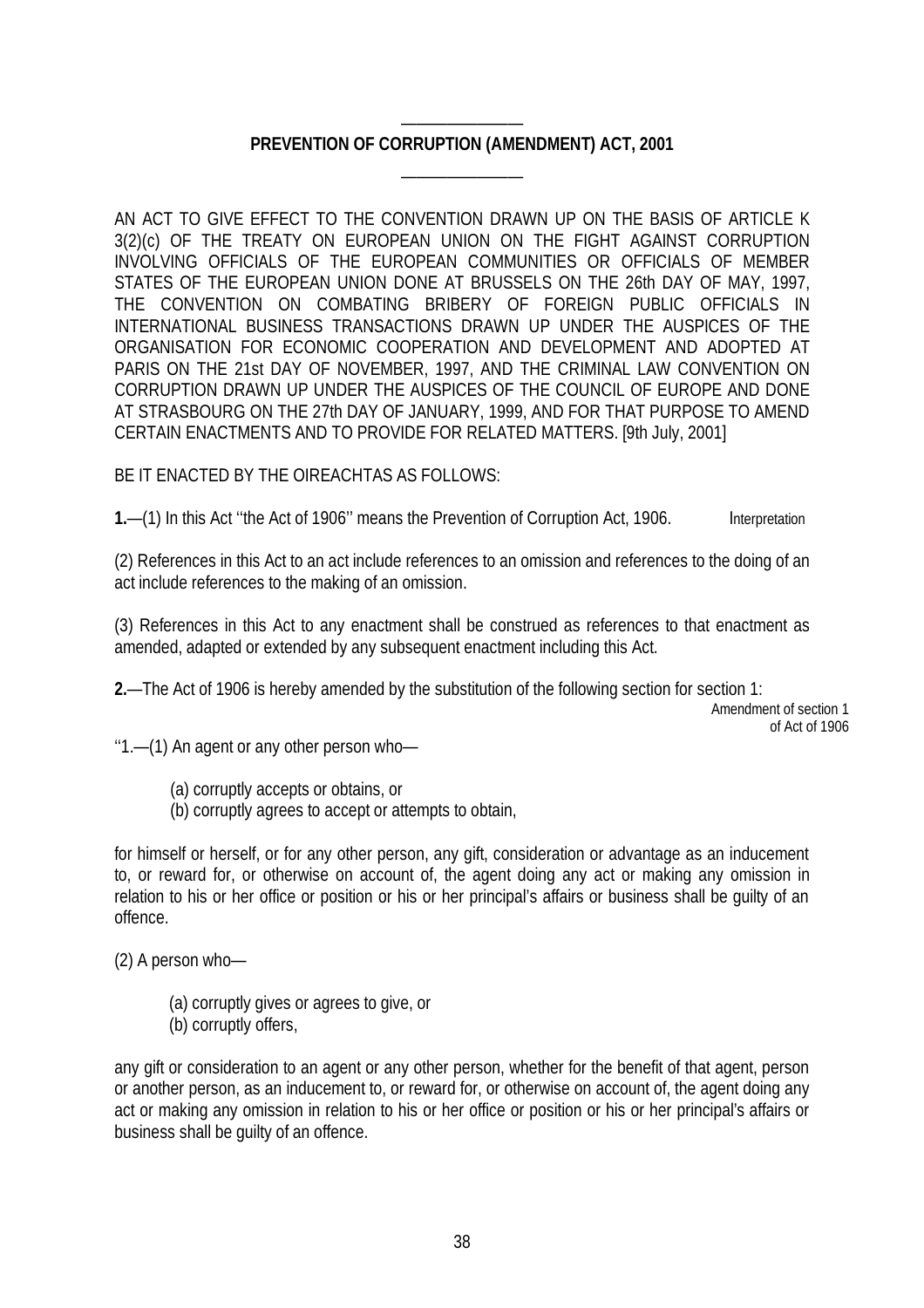## PREVENTION OF CORRUPTION (AMENDMENT) ACT, 2001

AN ACT TO GIVE EFFECT TO THE CONVENTION DRAWN UP ON THE BASIS OF ARTICLE K 3(2)(c) OF THE TREATY ON EUROPEAN UNION ON THE FIGHT AGAINST CORRUPTION INVOLVING OFFICIALS OF THE EUROPEAN COMMUNITIES OR OFFICIALS OF MEMBER STATES OF THE EUROPEAN UNION DONE AT BRUSSELS ON THE 26th DAY OF MAY, 1997, THE CONVENTION ON COMBATING BRIBERY OF FOREIGN PUBLIC OFFICIALS IN INTERNATIONAL BUSINESS TRANSACTIONS DRAWN UP UNDER THE AUSPICES OF THE ORGANISATION FOR ECONOMIC COOPERATION AND DEVELOPMENT AND ADOPTED AT PARIS ON THE 21st DAY OF NOVEMBER, 1997, AND THE CRIMINAL LAW CONVENTION ON CORRUPTION DRAWN UP UNDER THE AUSPICES OF THE COUNCIL OF EUROPE AND DONE AT STRASBOURG ON THE 27th DAY OF JANUARY, 1999, AND FOR THAT PURPOSE TO AMEND CERTAIN ENACTMENTS AND TO PROVIDE FOR RELATED MATTERS. [9th July, 2001]

BE IT ENACTED BY THE OIREACHTAS AS FOLLOWS:

**1.**—(1) In this Act ''the Act of 1906'' means the Prevention of Corruption Act, 1906. Interpretation

(2) References in this Act to an act include references to an omission and references to the doing of an act include references to the making of an omission.

(3) References in this Act to any enactment shall be construed as references to that enactment as amended, adapted or extended by any subsequent enactment including this Act.

**2.**—The Act of 1906 is hereby amended by the substitution of the following section for section 1:

Amendment of section 1 of Act of 1906

''1.—(1) An agent or any other person who—

(a) corruptly accepts or obtains, or
(b) corruptly agrees to accept or attempts to obtain,

for himself or herself, or for any other person, any gift, consideration or advantage as an inducement to, or reward for, or otherwise on account of, the agent doing any act or making any omission in relation to his or her office or position or his or her principal's affairs or business shall be guilty of an offence.

(2) A person who—

(a) corruptly gives or agrees to give, or
(b) corruptly offers,

any gift or consideration to an agent or any other person, whether for the benefit of that agent, person or another person, as an inducement to, or reward for, or otherwise on account of, the agent doing any act or making any omission in relation to his or her office or position or his or her principal's affairs or business shall be guilty of an offence.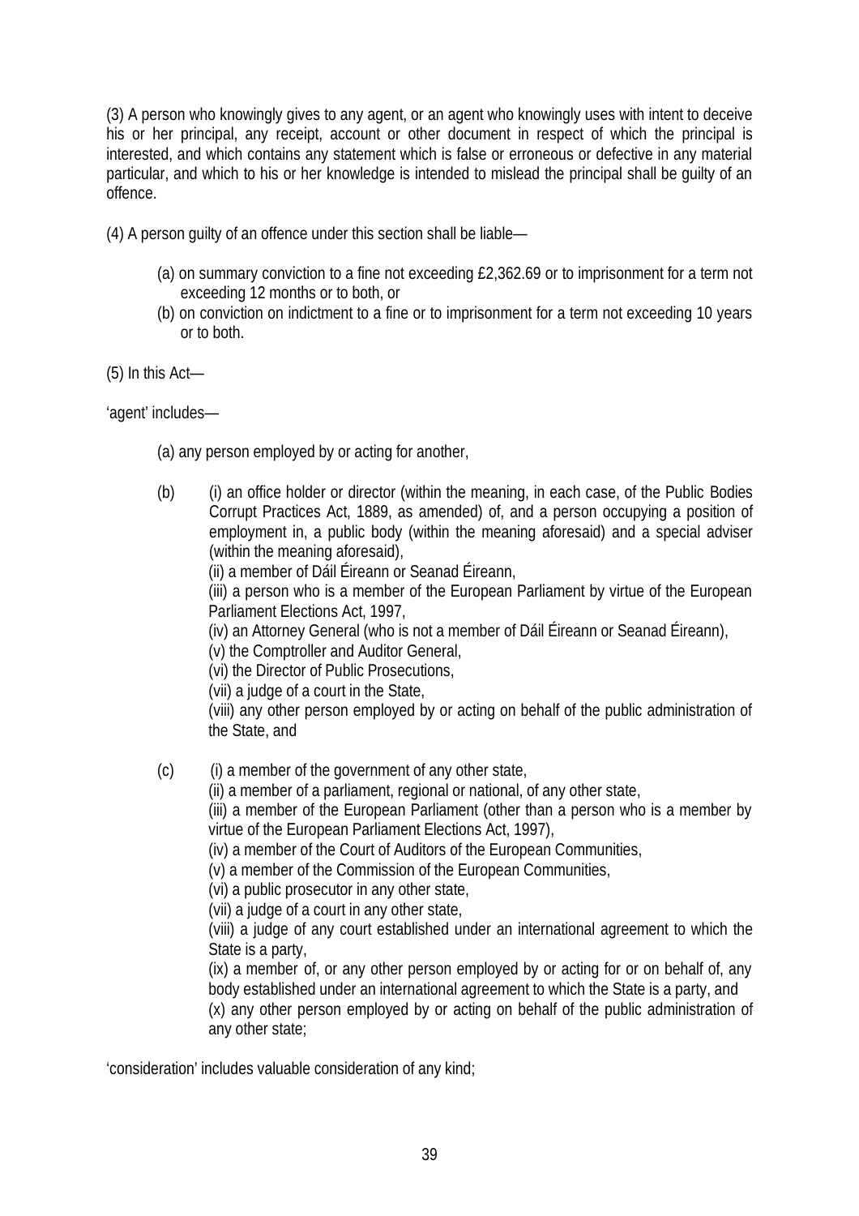(3) A person who knowingly gives to any agent, or an agent who knowingly uses with intent to deceive his or her principal, any receipt, account or other document in respect of which the principal is interested, and which contains any statement which is false or erroneous or defective in any material particular, and which to his or her knowledge is intended to mislead the principal shall be guilty of an offence.

(4) A person guilty of an offence under this section shall be liable—

- (a) on summary conviction to a fine not exceeding £2,362.69 or to imprisonment for a term not exceeding 12 months or to both, or
- (b) on conviction on indictment to a fine or to imprisonment for a term not exceeding 10 years or to both.

(5) In this Act—

'agent' includes—

(a) any person employed by or acting for another,

(b) (i) an office holder or director (within the meaning, in each case, of the Public Bodies Corrupt Practices Act, 1889, as amended) of, and a person occupying a position of employment in, a public body (within the meaning aforesaid) and a special adviser (within the meaning aforesaid),
(ii) a member of Dáil Éireann or Seanad Éireann,
(iii) a person who is a member of the European Parliament by virtue of the European Parliament Elections Act, 1997,
(iv) an Attorney General (who is not a member of Dáil Éireann or Seanad Éireann),
(v) the Comptroller and Auditor General,
(vi) the Director of Public Prosecutions,
(vii) a judge of a court in the State,
(viii) any other person employed by or acting on behalf of the public administration of the State, and

(c) (i) a member of the government of any other state,
(ii) a member of a parliament, regional or national, of any other state,
(iii) a member of the European Parliament (other than a person who is a member by virtue of the European Parliament Elections Act, 1997),
(iv) a member of the Court of Auditors of the European Communities,
(v) a member of the Commission of the European Communities,
(vi) a public prosecutor in any other state,
(vii) a judge of a court in any other state,
(viii) a judge of any court established under an international agreement to which the State is a party,
(ix) a member of, or any other person employed by or acting for or on behalf of, any body established under an international agreement to which the State is a party, and
(x) any other person employed by or acting on behalf of the public administration of any other state;

'consideration' includes valuable consideration of any kind;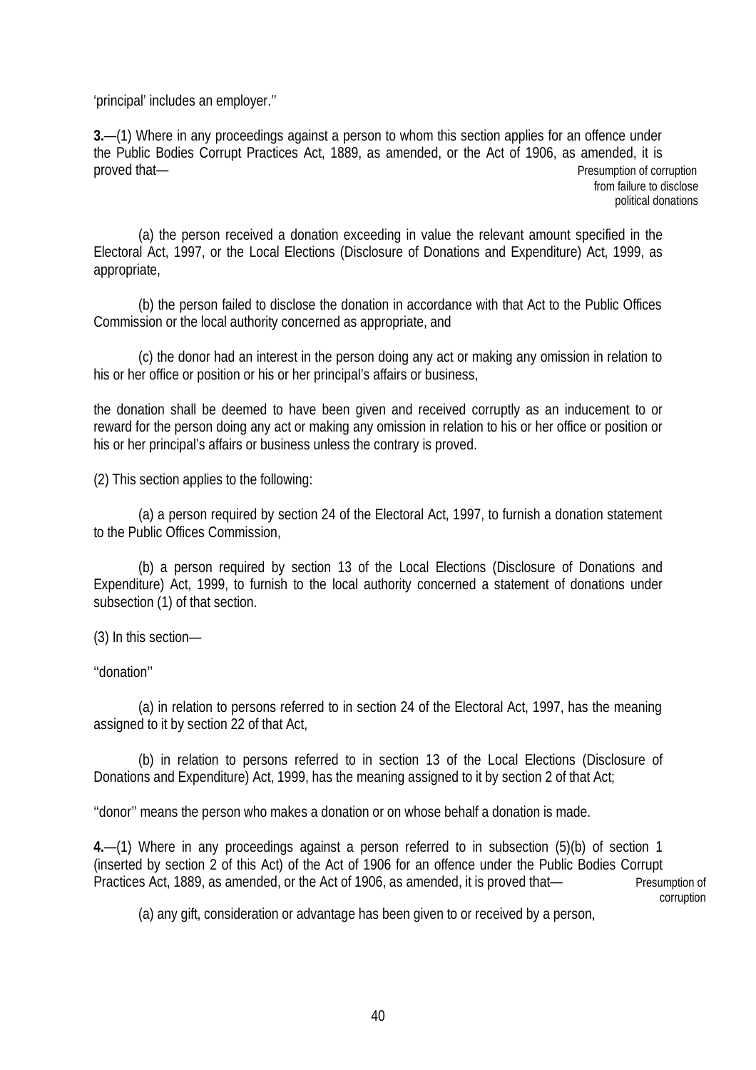'principal' includes an employer.''

**3.**—(1) Where in any proceedings against a person to whom this section applies for an offence under the Public Bodies Corrupt Practices Act, 1889, as amended, or the Act of 1906, as amended, it is proved that—

Presumption of corruption from failure to disclose political donations

(a) the person received a donation exceeding in value the relevant amount specified in the Electoral Act, 1997, or the Local Elections (Disclosure of Donations and Expenditure) Act, 1999, as appropriate,

(b) the person failed to disclose the donation in accordance with that Act to the Public Offices Commission or the local authority concerned as appropriate, and

(c) the donor had an interest in the person doing any act or making any omission in relation to his or her office or position or his or her principal's affairs or business,

the donation shall be deemed to have been given and received corruptly as an inducement to or reward for the person doing any act or making any omission in relation to his or her office or position or his or her principal's affairs or business unless the contrary is proved.

(2) This section applies to the following:

(a) a person required by section 24 of the Electoral Act, 1997, to furnish a donation statement to the Public Offices Commission,

(b) a person required by section 13 of the Local Elections (Disclosure of Donations and Expenditure) Act, 1999, to furnish to the local authority concerned a statement of donations under subsection (1) of that section.

(3) In this section—

''donation''

(a) in relation to persons referred to in section 24 of the Electoral Act, 1997, has the meaning assigned to it by section 22 of that Act,

(b) in relation to persons referred to in section 13 of the Local Elections (Disclosure of Donations and Expenditure) Act, 1999, has the meaning assigned to it by section 2 of that Act;

''donor'' means the person who makes a donation or on whose behalf a donation is made.

**4.**—(1) Where in any proceedings against a person referred to in subsection (5)(b) of section 1 (inserted by section 2 of this Act) of the Act of 1906 for an offence under the Public Bodies Corrupt Practices Act, 1889, as amended, or the Act of 1906, as amended, it is proved that—

Presumption of corruption

(a) any gift, consideration or advantage has been given to or received by a person,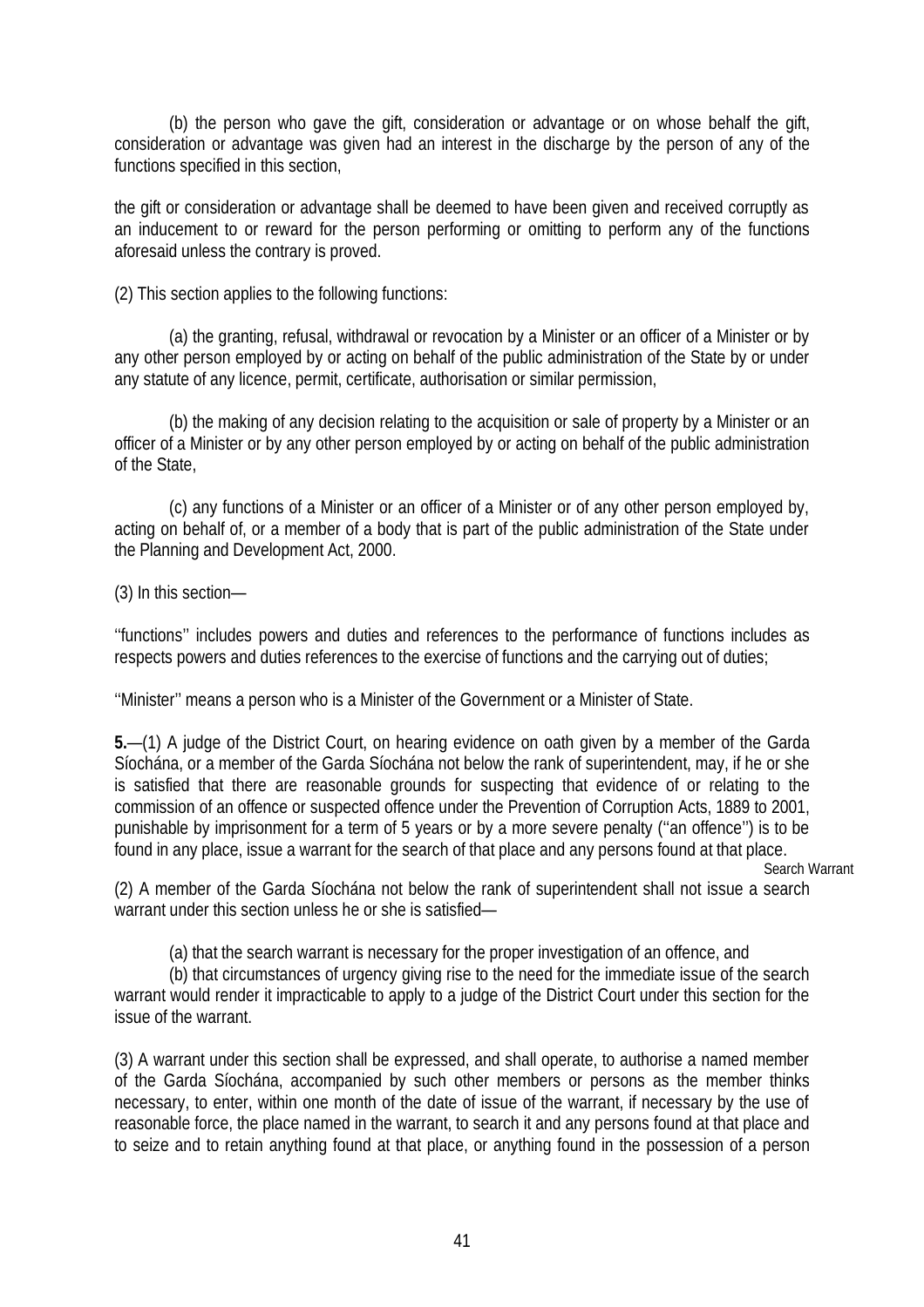(b) the person who gave the gift, consideration or advantage or on whose behalf the gift, consideration or advantage was given had an interest in the discharge by the person of any of the functions specified in this section,

the gift or consideration or advantage shall be deemed to have been given and received corruptly as an inducement to or reward for the person performing or omitting to perform any of the functions aforesaid unless the contrary is proved.

(2) This section applies to the following functions:

(a) the granting, refusal, withdrawal or revocation by a Minister or an officer of a Minister or by any other person employed by or acting on behalf of the public administration of the State by or under any statute of any licence, permit, certificate, authorisation or similar permission,

(b) the making of any decision relating to the acquisition or sale of property by a Minister or an officer of a Minister or by any other person employed by or acting on behalf of the public administration of the State,

(c) any functions of a Minister or an officer of a Minister or of any other person employed by, acting on behalf of, or a member of a body that is part of the public administration of the State under the Planning and Development Act, 2000.

(3) In this section—

''functions'' includes powers and duties and references to the performance of functions includes as respects powers and duties references to the exercise of functions and the carrying out of duties;

''Minister'' means a person who is a Minister of the Government or a Minister of State.

**5.**—(1) A judge of the District Court, on hearing evidence on oath given by a member of the Garda Síochána, or a member of the Garda Síochána not below the rank of superintendent, may, if he or she is satisfied that there are reasonable grounds for suspecting that evidence of or relating to the commission of an offence or suspected offence under the Prevention of Corruption Acts, 1889 to 2001, punishable by imprisonment for a term of 5 years or by a more severe penalty (''an offence'') is to be found in any place, issue a warrant for the search of that place and any persons found at that place.

Search Warrant

(2) A member of the Garda Síochána not below the rank of superintendent shall not issue a search warrant under this section unless he or she is satisfied—

(a) that the search warrant is necessary for the proper investigation of an offence, and

(b) that circumstances of urgency giving rise to the need for the immediate issue of the search warrant would render it impracticable to apply to a judge of the District Court under this section for the issue of the warrant.

(3) A warrant under this section shall be expressed, and shall operate, to authorise a named member of the Garda Síochána, accompanied by such other members or persons as the member thinks necessary, to enter, within one month of the date of issue of the warrant, if necessary by the use of reasonable force, the place named in the warrant, to search it and any persons found at that place and to seize and to retain anything found at that place, or anything found in the possession of a person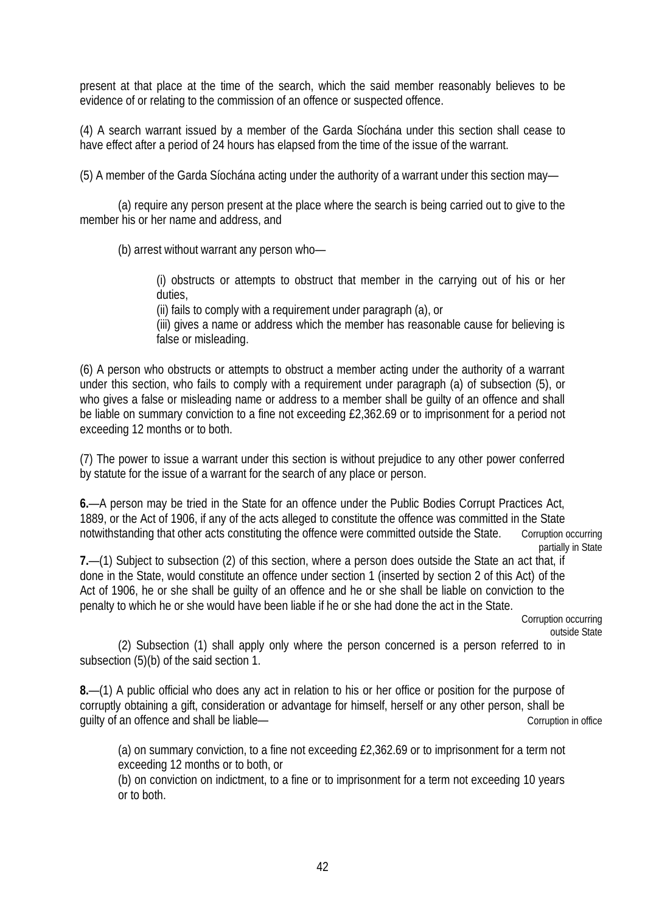present at that place at the time of the search, which the said member reasonably believes to be evidence of or relating to the commission of an offence or suspected offence.

(4) A search warrant issued by a member of the Garda Síochána under this section shall cease to have effect after a period of 24 hours has elapsed from the time of the issue of the warrant.

(5) A member of the Garda Síochána acting under the authority of a warrant under this section may—

(a) require any person present at the place where the search is being carried out to give to the member his or her name and address, and

(b) arrest without warrant any person who—

(i) obstructs or attempts to obstruct that member in the carrying out of his or her duties,
(ii) fails to comply with a requirement under paragraph (a), or
(iii) gives a name or address which the member has reasonable cause for believing is false or misleading.

(6) A person who obstructs or attempts to obstruct a member acting under the authority of a warrant under this section, who fails to comply with a requirement under paragraph (a) of subsection (5), or who gives a false or misleading name or address to a member shall be guilty of an offence and shall be liable on summary conviction to a fine not exceeding £2,362.69 or to imprisonment for a period not exceeding 12 months or to both.

(7) The power to issue a warrant under this section is without prejudice to any other power conferred by statute for the issue of a warrant for the search of any place or person.

*Corruption occurring partially in State*

**6.**—A person may be tried in the State for an offence under the Public Bodies Corrupt Practices Act, 1889, or the Act of 1906, if any of the acts alleged to constitute the offence was committed in the State notwithstanding that other acts constituting the offence were committed outside the State.

*Corruption occurring outside State*

**7.**—(1) Subject to subsection (2) of this section, where a person does outside the State an act that, if done in the State, would constitute an offence under section 1 (inserted by section 2 of this Act) of the Act of 1906, he or she shall be guilty of an offence and he or she shall be liable on conviction to the penalty to which he or she would have been liable if he or she had done the act in the State.

(2) Subsection (1) shall apply only where the person concerned is a person referred to in subsection (5)(b) of the said section 1.

*Corruption in office*

**8.**—(1) A public official who does any act in relation to his or her office or position for the purpose of corruptly obtaining a gift, consideration or advantage for himself, herself or any other person, shall be guilty of an offence and shall be liable—

(a) on summary conviction, to a fine not exceeding £2,362.69 or to imprisonment for a term not exceeding 12 months or to both, or
(b) on conviction on indictment, to a fine or to imprisonment for a term not exceeding 10 years or to both.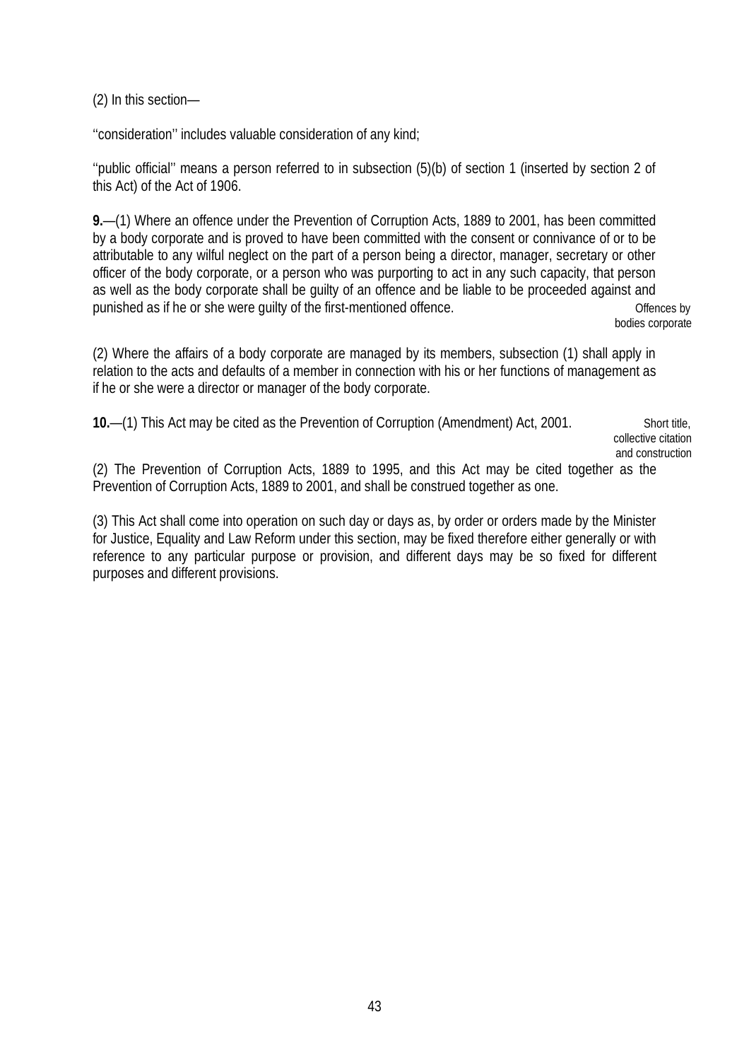(2) In this section—

''consideration'' includes valuable consideration of any kind;

''public official'' means a person referred to in subsection (5)(b) of section 1 (inserted by section 2 of this Act) of the Act of 1906.

Offences by bodies corporate

**9.**—(1) Where an offence under the Prevention of Corruption Acts, 1889 to 2001, has been committed by a body corporate and is proved to have been committed with the consent or connivance of or to be attributable to any wilful neglect on the part of a person being a director, manager, secretary or other officer of the body corporate, or a person who was purporting to act in any such capacity, that person as well as the body corporate shall be guilty of an offence and be liable to be proceeded against and punished as if he or she were guilty of the first-mentioned offence.

(2) Where the affairs of a body corporate are managed by its members, subsection (1) shall apply in relation to the acts and defaults of a member in connection with his or her functions of management as if he or she were a director or manager of the body corporate.

Short title, collective citation and construction

**10.**—(1) This Act may be cited as the Prevention of Corruption (Amendment) Act, 2001.

(2) The Prevention of Corruption Acts, 1889 to 1995, and this Act may be cited together as the Prevention of Corruption Acts, 1889 to 2001, and shall be construed together as one.

(3) This Act shall come into operation on such day or days as, by order or orders made by the Minister for Justice, Equality and Law Reform under this section, may be fixed therefore either generally or with reference to any particular purpose or provision, and different days may be so fixed for different purposes and different provisions.